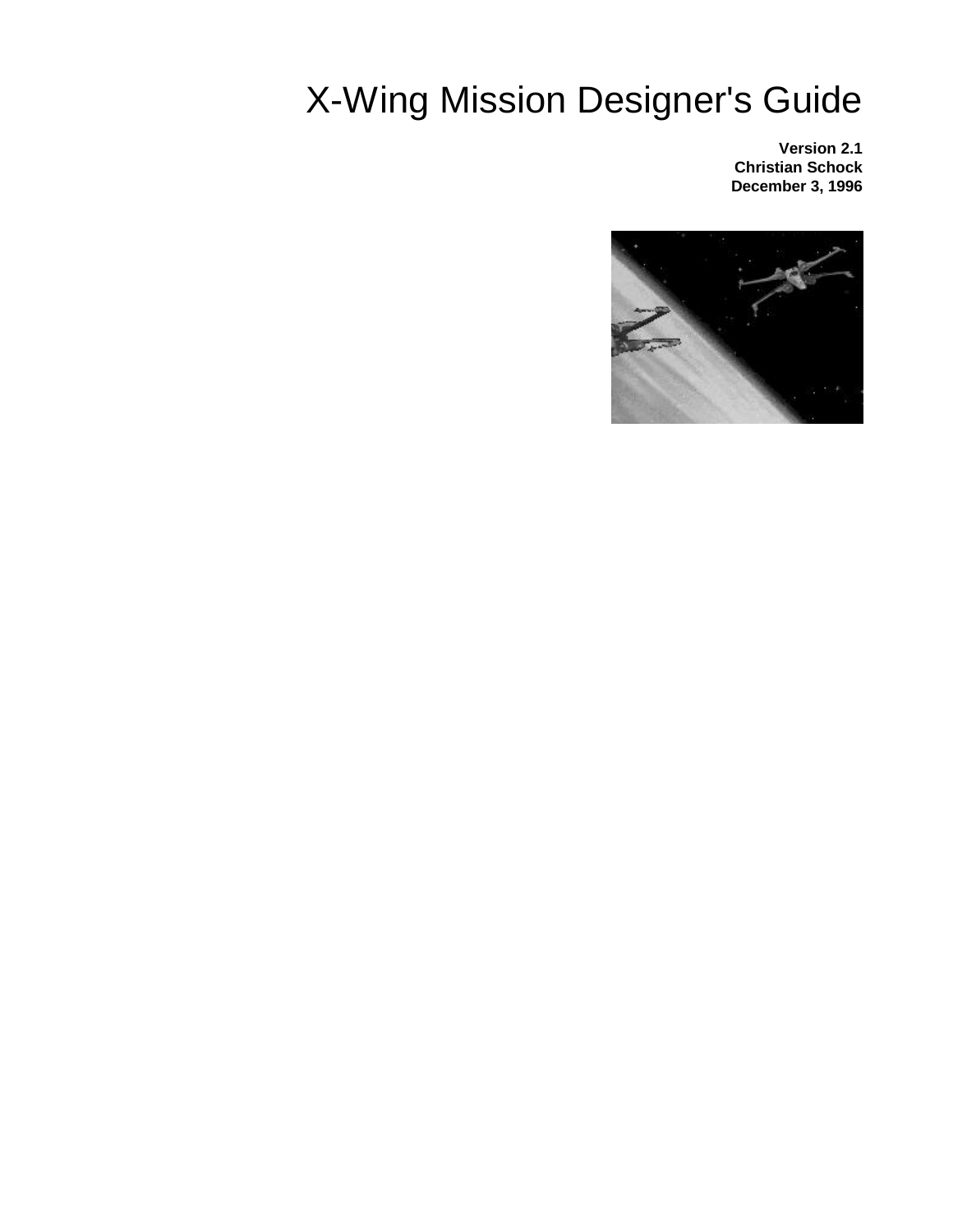# X-Wing Mission Designer's Guide

**Version 2.1**
**Christian Schock**
**December 3, 1996**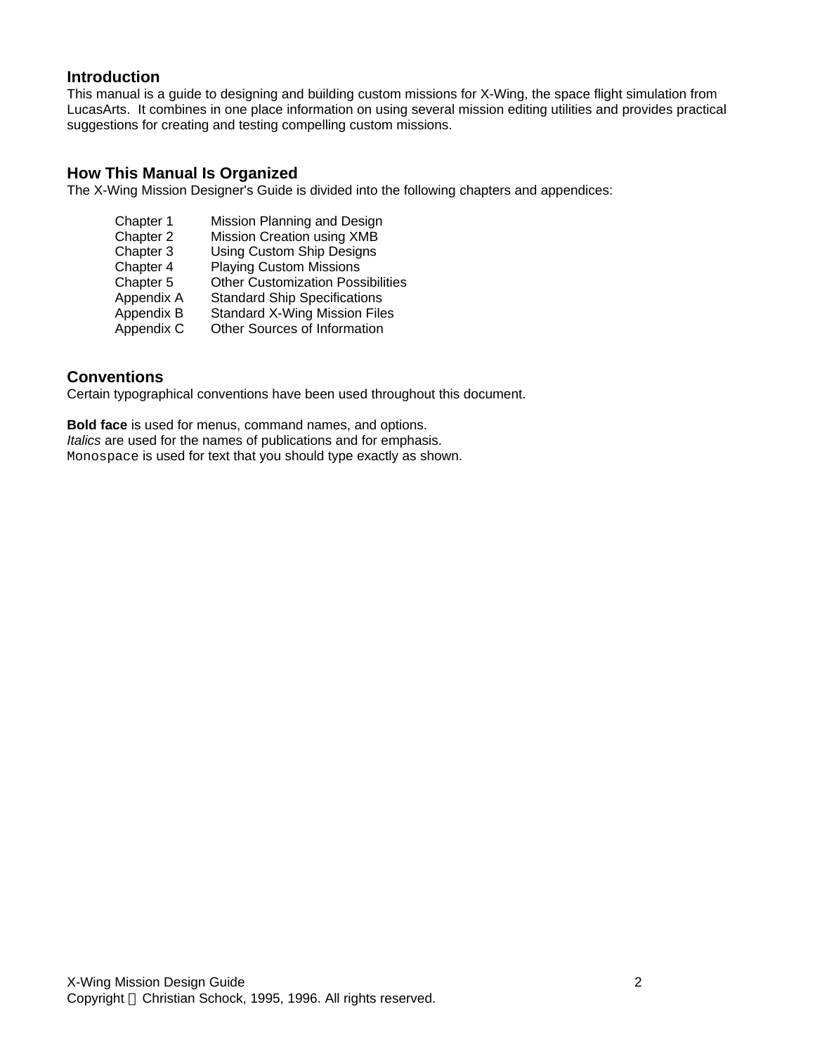## Introduction

This manual is a guide to designing and building custom missions for X-Wing, the space flight simulation from LucasArts. It combines in one place information on using several mission editing utilities and provides practical suggestions for creating and testing compelling custom missions.

## How This Manual Is Organized

The X-Wing Mission Designer's Guide is divided into the following chapters and appendices:

| | |
|---|---|
| Chapter 1 | Mission Planning and Design |
| Chapter 2 | Mission Creation using XMB |
| Chapter 3 | Using Custom Ship Designs |
| Chapter 4 | Playing Custom Missions |
| Chapter 5 | Other Customization Possibilities |
| Appendix A | Standard Ship Specifications |
| Appendix B | Standard X-Wing Mission Files |
| Appendix C | Other Sources of Information |

## Conventions

Certain typographical conventions have been used throughout this document.

**Bold face** is used for menus, command names, and options.
*Italics* are used for the names of publications and for emphasis.
`Monospace` is used for text that you should type exactly as shown.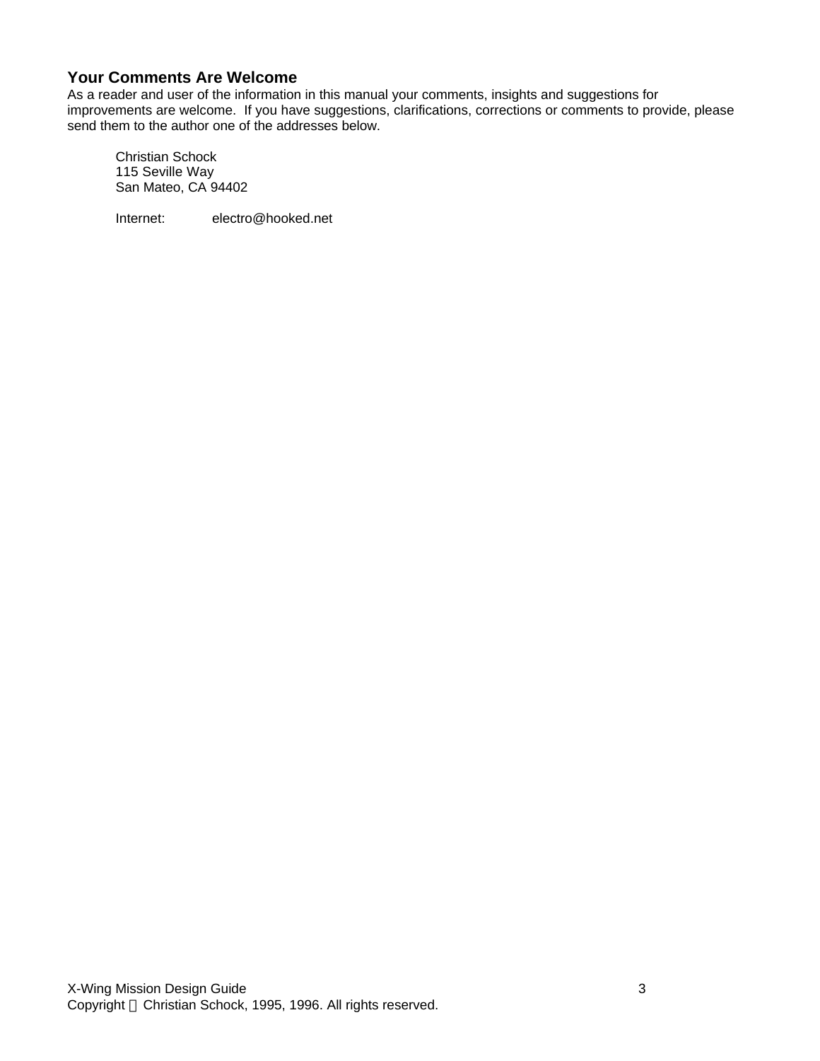## Your Comments Are Welcome

As a reader and user of the information in this manual your comments, insights and suggestions for improvements are welcome. If you have suggestions, clarifications, corrections or comments to provide, please send them to the author one of the addresses below.

Christian Schock
115 Seville Way
San Mateo, CA 94402

Internet: electro@hooked.net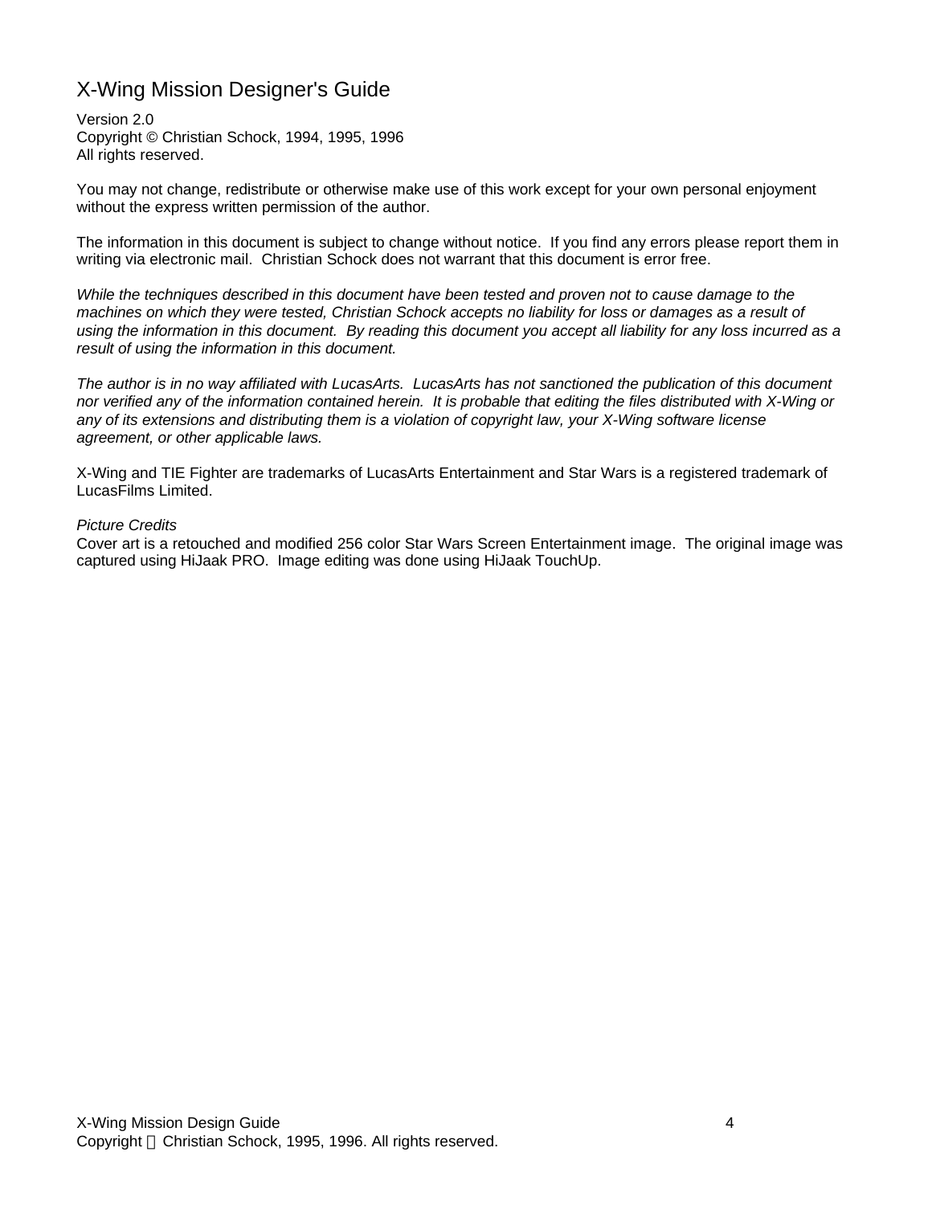# X-Wing Mission Designer's Guide

Version 2.0
Copyright © Christian Schock, 1994, 1995, 1996
All rights reserved.

You may not change, redistribute or otherwise make use of this work except for your own personal enjoyment without the express written permission of the author.

The information in this document is subject to change without notice. If you find any errors please report them in writing via electronic mail. Christian Schock does not warrant that this document is error free.

*While the techniques described in this document have been tested and proven not to cause damage to the machines on which they were tested, Christian Schock accepts no liability for loss or damages as a result of using the information in this document. By reading this document you accept all liability for any loss incurred as a result of using the information in this document.*

*The author is in no way affiliated with LucasArts. LucasArts has not sanctioned the publication of this document nor verified any of the information contained herein. It is probable that editing the files distributed with X-Wing or any of its extensions and distributing them is a violation of copyright law, your X-Wing software license agreement, or other applicable laws.*

X-Wing and TIE Fighter are trademarks of LucasArts Entertainment and Star Wars is a registered trademark of LucasFilms Limited.

*Picture Credits*
Cover art is a retouched and modified 256 color Star Wars Screen Entertainment image. The original image was captured using HiJaak PRO. Image editing was done using HiJaak TouchUp.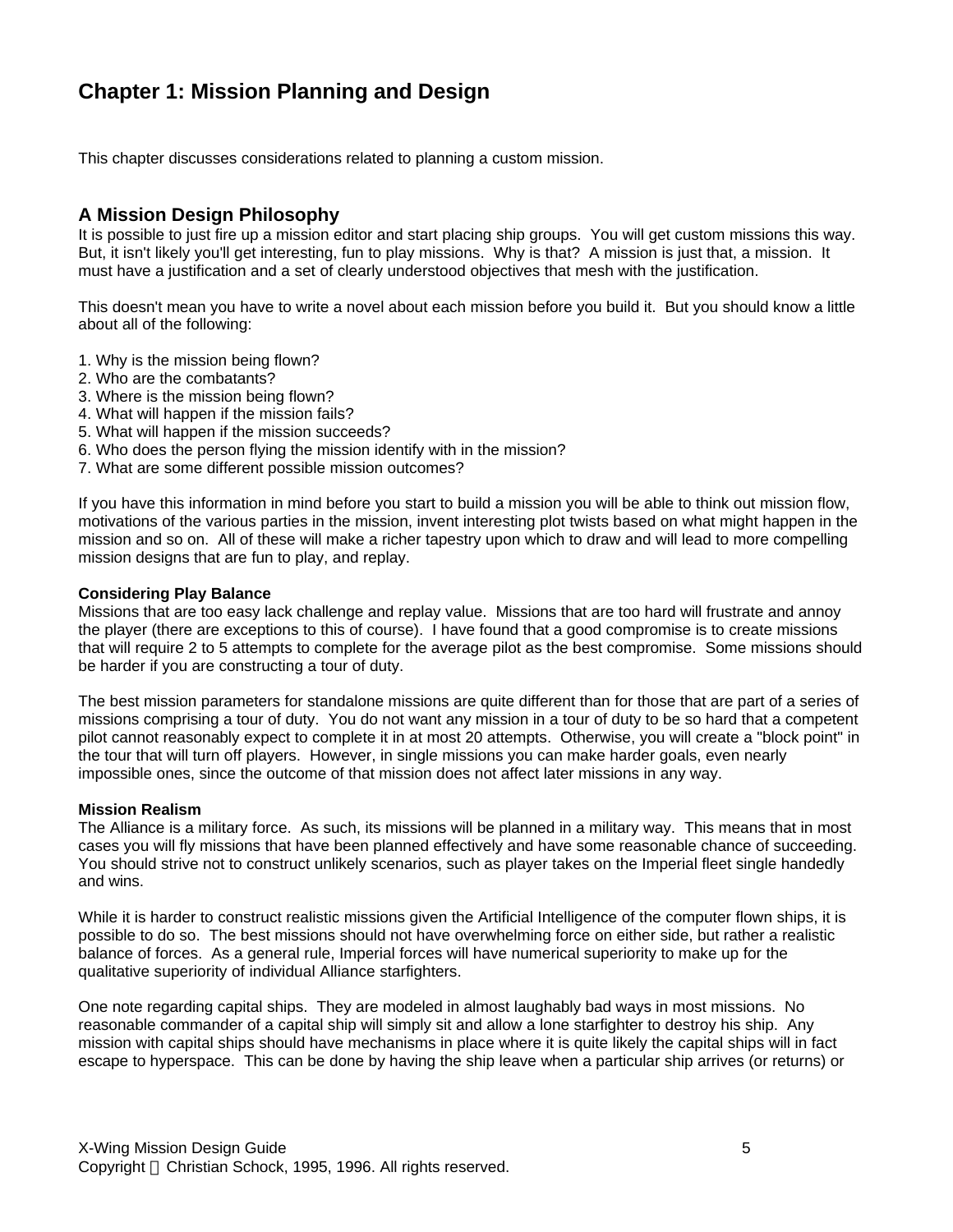# Chapter 1: Mission Planning and Design

This chapter discusses considerations related to planning a custom mission.

## A Mission Design Philosophy

It is possible to just fire up a mission editor and start placing ship groups. You will get custom missions this way. But, it isn't likely you'll get interesting, fun to play missions. Why is that? A mission is just that, a mission. It must have a justification and a set of clearly understood objectives that mesh with the justification.

This doesn't mean you have to write a novel about each mission before you build it. But you should know a little about all of the following:

1. Why is the mission being flown?
2. Who are the combatants?
3. Where is the mission being flown?
4. What will happen if the mission fails?
5. What will happen if the mission succeeds?
6. Who does the person flying the mission identify with in the mission?
7. What are some different possible mission outcomes?

If you have this information in mind before you start to build a mission you will be able to think out mission flow, motivations of the various parties in the mission, invent interesting plot twists based on what might happen in the mission and so on. All of these will make a richer tapestry upon which to draw and will lead to more compelling mission designs that are fun to play, and replay.

### Considering Play Balance

Missions that are too easy lack challenge and replay value. Missions that are too hard will frustrate and annoy the player (there are exceptions to this of course). I have found that a good compromise is to create missions that will require 2 to 5 attempts to complete for the average pilot as the best compromise. Some missions should be harder if you are constructing a tour of duty.

The best mission parameters for standalone missions are quite different than for those that are part of a series of missions comprising a tour of duty. You do not want any mission in a tour of duty to be so hard that a competent pilot cannot reasonably expect to complete it in at most 20 attempts. Otherwise, you will create a "block point" in the tour that will turn off players. However, in single missions you can make harder goals, even nearly impossible ones, since the outcome of that mission does not affect later missions in any way.

### Mission Realism

The Alliance is a military force. As such, its missions will be planned in a military way. This means that in most cases you will fly missions that have been planned effectively and have some reasonable chance of succeeding. You should strive not to construct unlikely scenarios, such as player takes on the Imperial fleet single handedly and wins.

While it is harder to construct realistic missions given the Artificial Intelligence of the computer flown ships, it is possible to do so. The best missions should not have overwhelming force on either side, but rather a realistic balance of forces. As a general rule, Imperial forces will have numerical superiority to make up for the qualitative superiority of individual Alliance starfighters.

One note regarding capital ships. They are modeled in almost laughably bad ways in most missions. No reasonable commander of a capital ship will simply sit and allow a lone starfighter to destroy his ship. Any mission with capital ships should have mechanisms in place where it is quite likely the capital ships will in fact escape to hyperspace. This can be done by having the ship leave when a particular ship arrives (or returns) or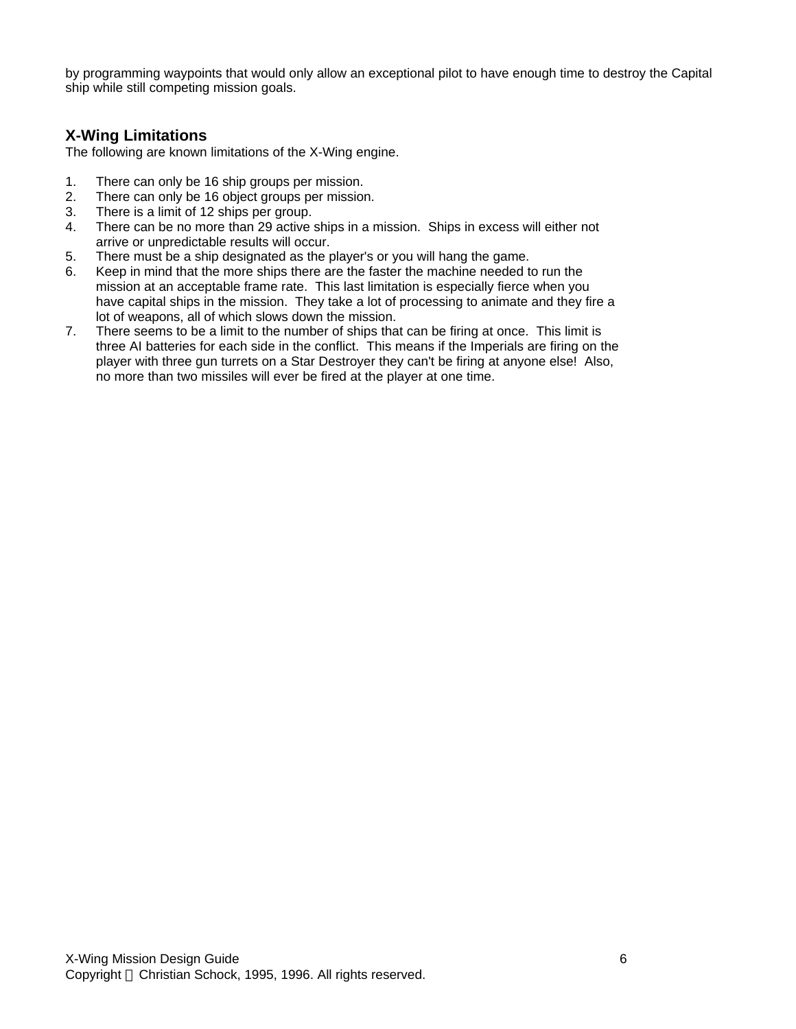by programming waypoints that would only allow an exceptional pilot to have enough time to destroy the Capital ship while still competing mission goals.

## X-Wing Limitations

The following are known limitations of the X-Wing engine.

1. There can only be 16 ship groups per mission.
2. There can only be 16 object groups per mission.
3. There is a limit of 12 ships per group.
4. There can be no more than 29 active ships in a mission. Ships in excess will either not arrive or unpredictable results will occur.
5. There must be a ship designated as the player's or you will hang the game.
6. Keep in mind that the more ships there are the faster the machine needed to run the mission at an acceptable frame rate. This last limitation is especially fierce when you have capital ships in the mission. They take a lot of processing to animate and they fire a lot of weapons, all of which slows down the mission.
7. There seems to be a limit to the number of ships that can be firing at once. This limit is three AI batteries for each side in the conflict. This means if the Imperials are firing on the player with three gun turrets on a Star Destroyer they can't be firing at anyone else! Also, no more than two missiles will ever be fired at the player at one time.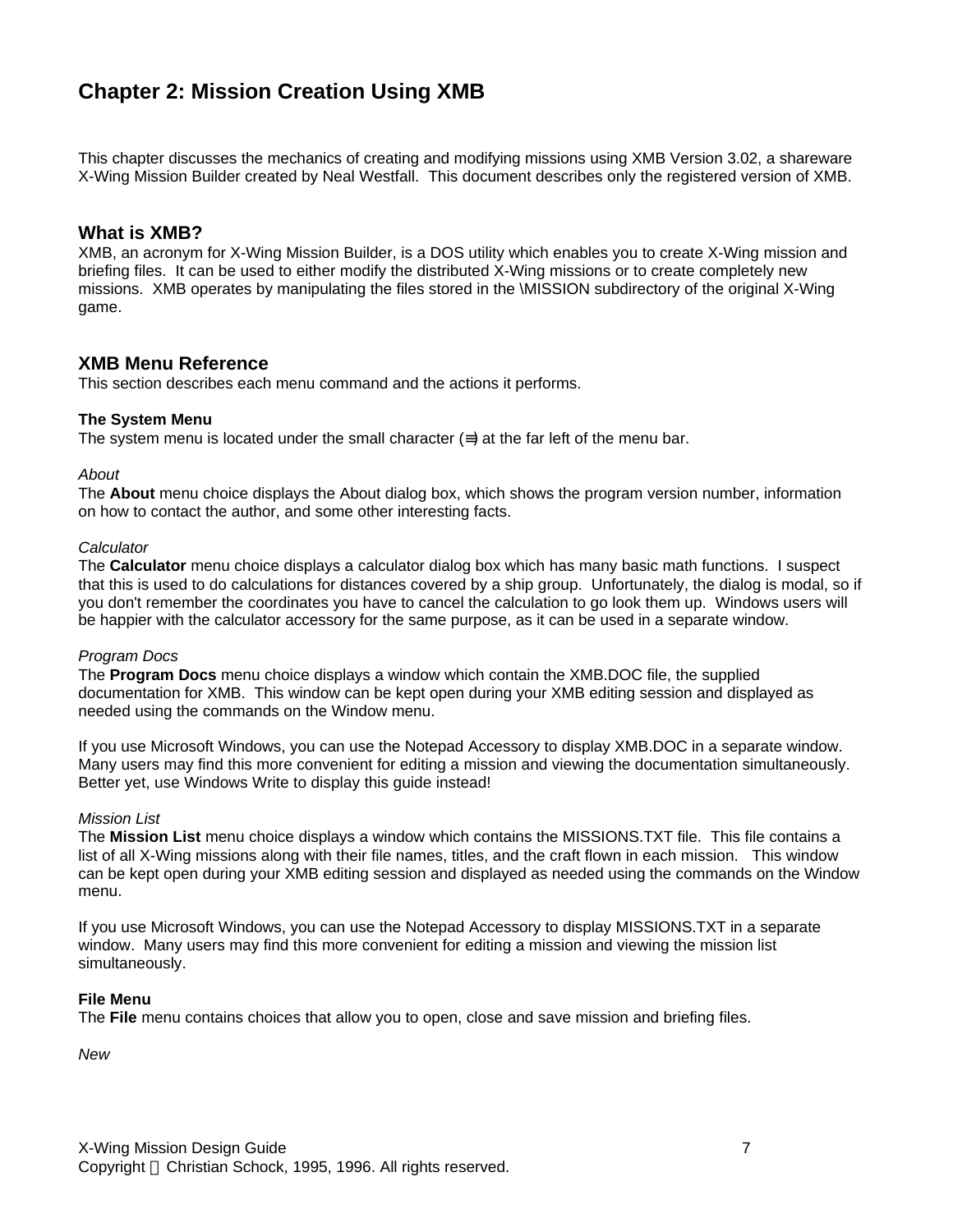# Chapter 2: Mission Creation Using XMB

This chapter discusses the mechanics of creating and modifying missions using XMB Version 3.02, a shareware X-Wing Mission Builder created by Neal Westfall. This document describes only the registered version of XMB.

## What is XMB?

XMB, an acronym for X-Wing Mission Builder, is a DOS utility which enables you to create X-Wing mission and briefing files. It can be used to either modify the distributed X-Wing missions or to create completely new missions. XMB operates by manipulating the files stored in the \MISSION subdirectory of the original X-Wing game.

## XMB Menu Reference

This section describes each menu command and the actions it performs.

### The System Menu

The system menu is located under the small character (≡) at the far left of the menu bar.

*About*

The **About** menu choice displays the About dialog box, which shows the program version number, information on how to contact the author, and some other interesting facts.

*Calculator*

The **Calculator** menu choice displays a calculator dialog box which has many basic math functions. I suspect that this is used to do calculations for distances covered by a ship group. Unfortunately, the dialog is modal, so if you don't remember the coordinates you have to cancel the calculation to go look them up. Windows users will be happier with the calculator accessory for the same purpose, as it can be used in a separate window.

*Program Docs*

The **Program Docs** menu choice displays a window which contain the XMB.DOC file, the supplied documentation for XMB. This window can be kept open during your XMB editing session and displayed as needed using the commands on the Window menu.

If you use Microsoft Windows, you can use the Notepad Accessory to display XMB.DOC in a separate window. Many users may find this more convenient for editing a mission and viewing the documentation simultaneously. Better yet, use Windows Write to display this guide instead!

*Mission List*

The **Mission List** menu choice displays a window which contains the MISSIONS.TXT file. This file contains a list of all X-Wing missions along with their file names, titles, and the craft flown in each mission. This window can be kept open during your XMB editing session and displayed as needed using the commands on the Window menu.

If you use Microsoft Windows, you can use the Notepad Accessory to display MISSIONS.TXT in a separate window. Many users may find this more convenient for editing a mission and viewing the mission list simultaneously.

### File Menu

The **File** menu contains choices that allow you to open, close and save mission and briefing files.

*New*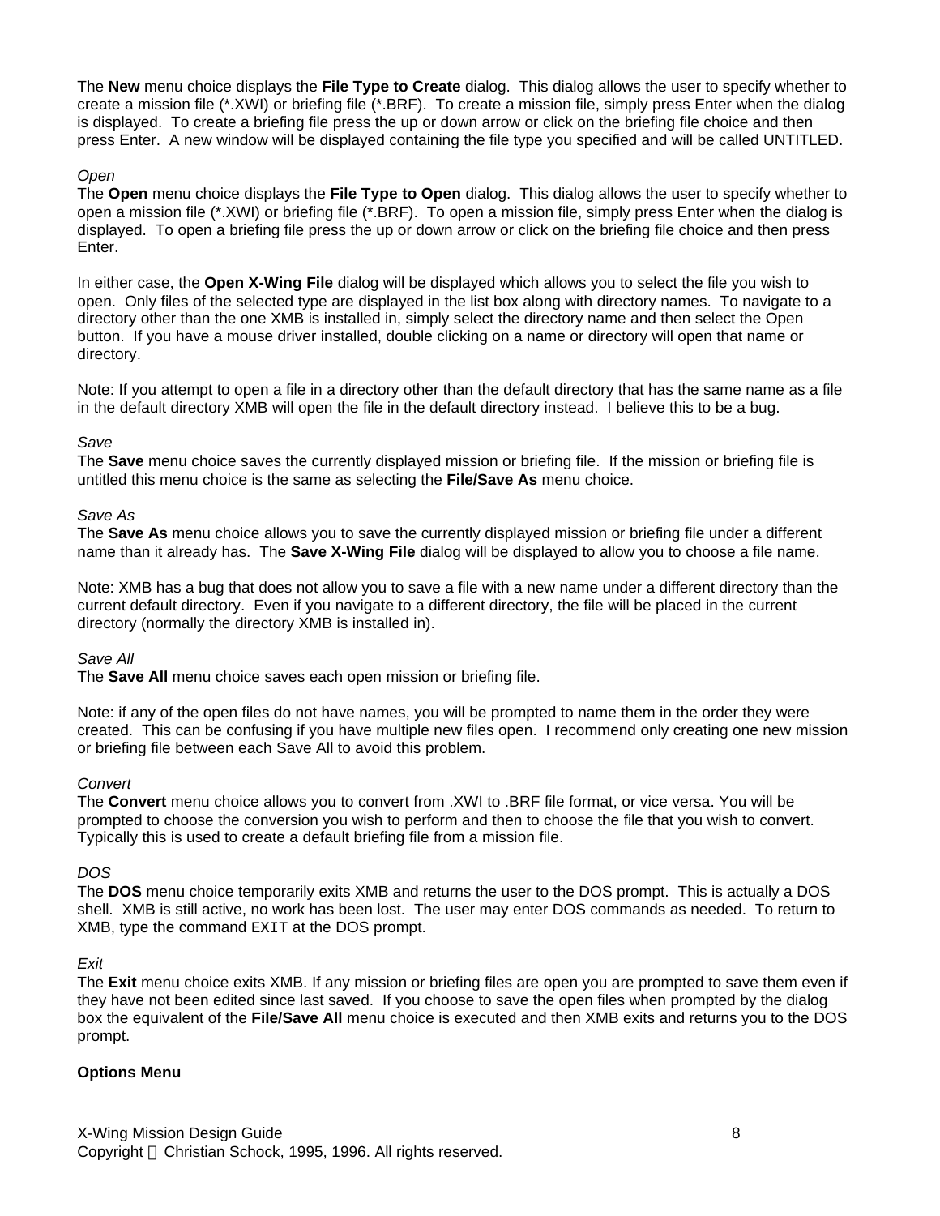The **New** menu choice displays the **File Type to Create** dialog. This dialog allows the user to specify whether to create a mission file (*.XWI) or briefing file (*.BRF). To create a mission file, simply press Enter when the dialog is displayed. To create a briefing file press the up or down arrow or click on the briefing file choice and then press Enter. A new window will be displayed containing the file type you specified and will be called UNTITLED.

*Open*

The **Open** menu choice displays the **File Type to Open** dialog. This dialog allows the user to specify whether to open a mission file (*.XWI) or briefing file (*.BRF). To open a mission file, simply press Enter when the dialog is displayed. To open a briefing file press the up or down arrow or click on the briefing file choice and then press Enter.

In either case, the **Open X-Wing File** dialog will be displayed which allows you to select the file you wish to open. Only files of the selected type are displayed in the list box along with directory names. To navigate to a directory other than the one XMB is installed in, simply select the directory name and then select the Open button. If you have a mouse driver installed, double clicking on a name or directory will open that name or directory.

Note: If you attempt to open a file in a directory other than the default directory that has the same name as a file in the default directory XMB will open the file in the default directory instead. I believe this to be a bug.

*Save*

The **Save** menu choice saves the currently displayed mission or briefing file. If the mission or briefing file is untitled this menu choice is the same as selecting the **File/Save As** menu choice.

*Save As*

The **Save As** menu choice allows you to save the currently displayed mission or briefing file under a different name than it already has. The **Save X-Wing File** dialog will be displayed to allow you to choose a file name.

Note: XMB has a bug that does not allow you to save a file with a new name under a different directory than the current default directory. Even if you navigate to a different directory, the file will be placed in the current directory (normally the directory XMB is installed in).

*Save All*

The **Save All** menu choice saves each open mission or briefing file.

Note: if any of the open files do not have names, you will be prompted to name them in the order they were created. This can be confusing if you have multiple new files open. I recommend only creating one new mission or briefing file between each Save All to avoid this problem.

*Convert*

The **Convert** menu choice allows you to convert from .XWI to .BRF file format, or vice versa. You will be prompted to choose the conversion you wish to perform and then to choose the file that you wish to convert. Typically this is used to create a default briefing file from a mission file.

*DOS*

The **DOS** menu choice temporarily exits XMB and returns the user to the DOS prompt. This is actually a DOS shell. XMB is still active, no work has been lost. The user may enter DOS commands as needed. To return to XMB, type the command `EXIT` at the DOS prompt.

*Exit*

The **Exit** menu choice exits XMB. If any mission or briefing files are open you are prompted to save them even if they have not been edited since last saved. If you choose to save the open files when prompted by the dialog box the equivalent of the **File/Save All** menu choice is executed and then XMB exits and returns you to the DOS prompt.

**Options Menu**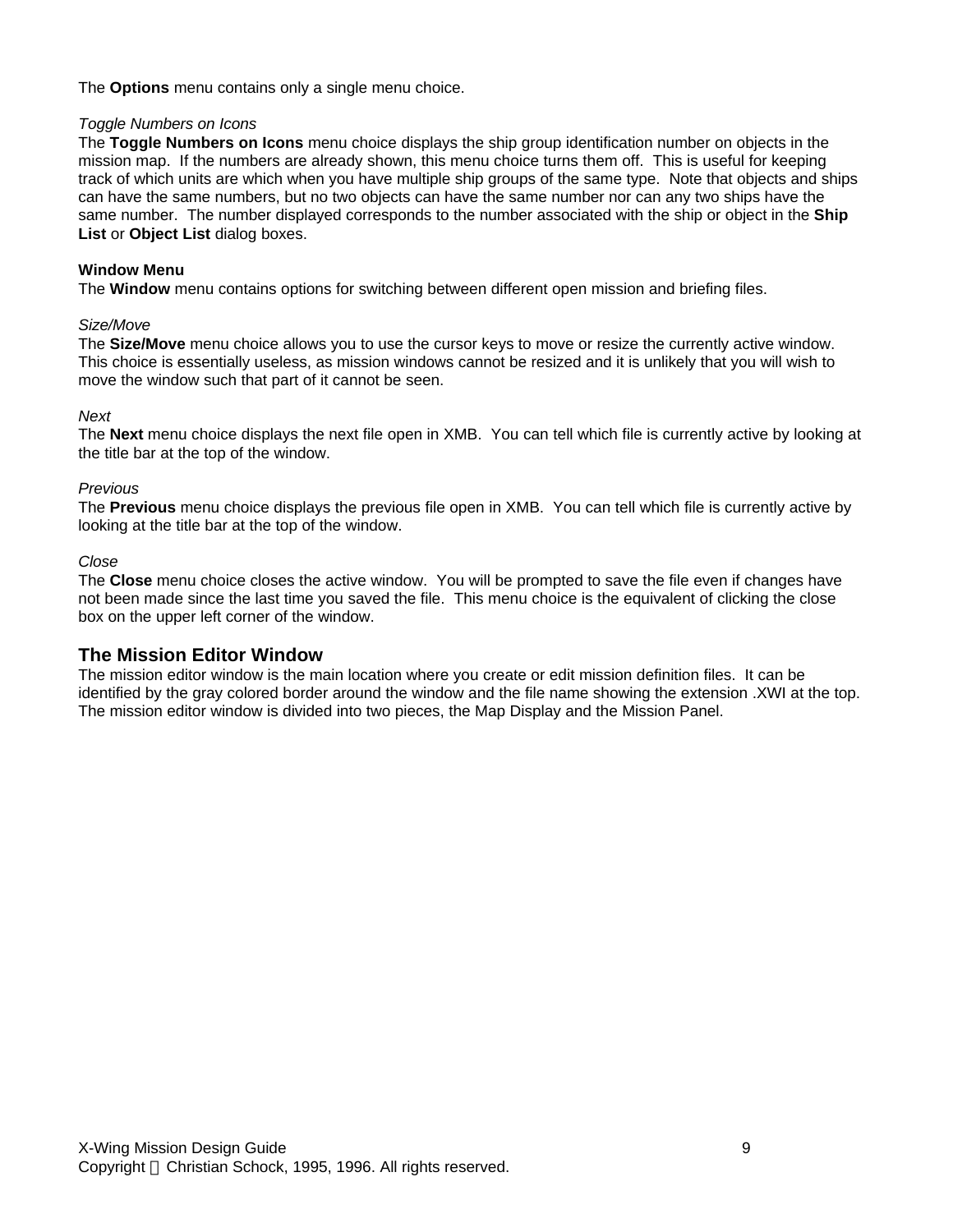The **Options** menu contains only a single menu choice.

*Toggle Numbers on Icons*
The **Toggle Numbers on Icons** menu choice displays the ship group identification number on objects in the mission map. If the numbers are already shown, this menu choice turns them off. This is useful for keeping track of which units are which when you have multiple ship groups of the same type. Note that objects and ships can have the same numbers, but no two objects can have the same number nor can any two ships have the same number. The number displayed corresponds to the number associated with the ship or object in the **Ship List** or **Object List** dialog boxes.

**Window Menu**
The **Window** menu contains options for switching between different open mission and briefing files.

*Size/Move*
The **Size/Move** menu choice allows you to use the cursor keys to move or resize the currently active window. This choice is essentially useless, as mission windows cannot be resized and it is unlikely that you will wish to move the window such that part of it cannot be seen.

*Next*
The **Next** menu choice displays the next file open in XMB. You can tell which file is currently active by looking at the title bar at the top of the window.

*Previous*
The **Previous** menu choice displays the previous file open in XMB. You can tell which file is currently active by looking at the title bar at the top of the window.

*Close*
The **Close** menu choice closes the active window. You will be prompted to save the file even if changes have not been made since the last time you saved the file. This menu choice is the equivalent of clicking the close box on the upper left corner of the window.

## The Mission Editor Window

The mission editor window is the main location where you create or edit mission definition files. It can be identified by the gray colored border around the window and the file name showing the extension .XWI at the top. The mission editor window is divided into two pieces, the Map Display and the Mission Panel.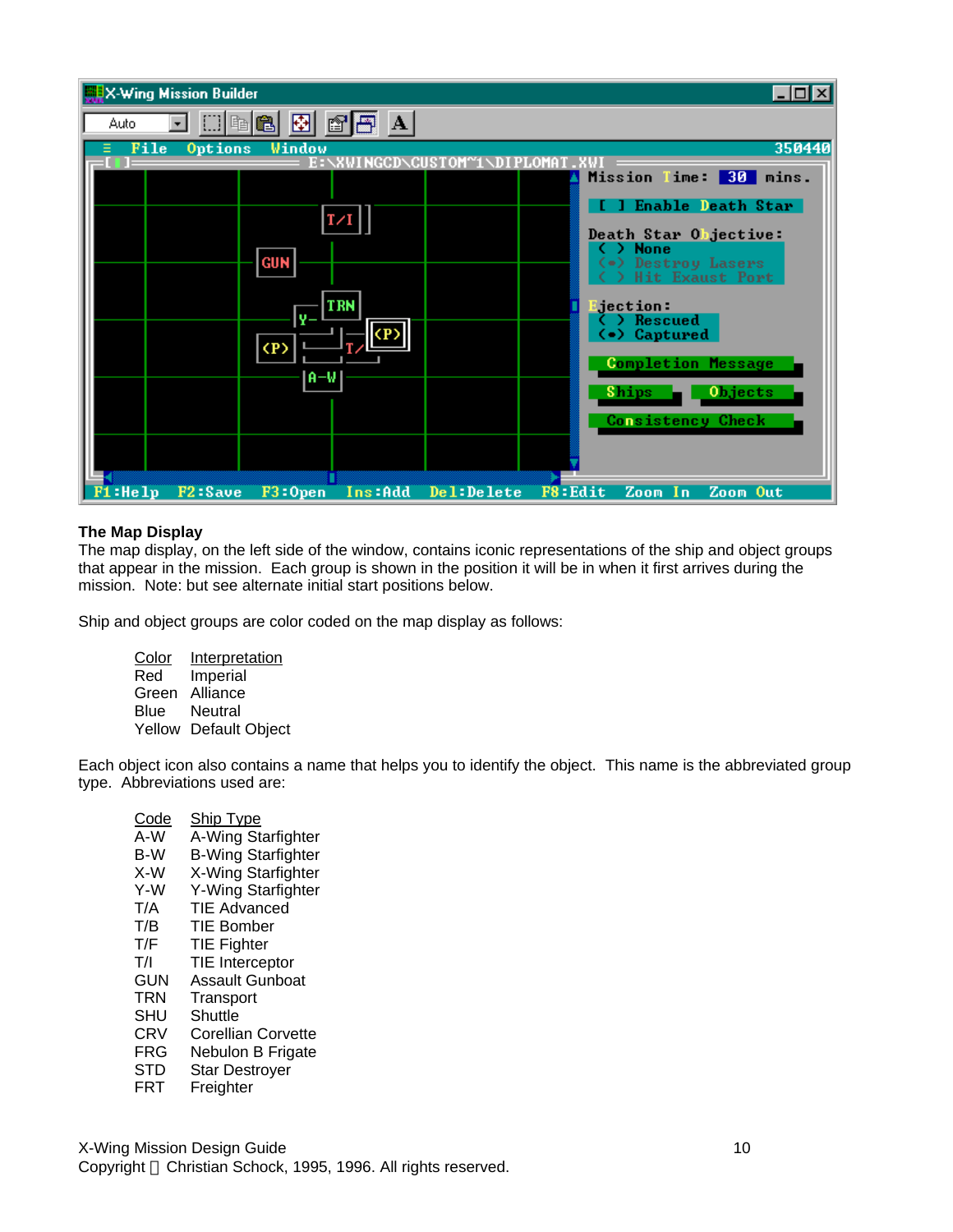### The Map Display

The map display, on the left side of the window, contains iconic representations of the ship and object groups that appear in the mission. Each group is shown in the position it will be in when it first arrives during the mission. Note: but see alternate initial start positions below.

Ship and object groups are color coded on the map display as follows:

| Color | Interpretation |
| --- | --- |
| Red | Imperial |
| Green | Alliance |
| Blue | Neutral |
| Yellow | Default Object |

Each object icon also contains a name that helps you to identify the object. This name is the abbreviated group type. Abbreviations used are:

| Code | Ship Type |
| --- | --- |
| A-W | A-Wing Starfighter |
| B-W | B-Wing Starfighter |
| X-W | X-Wing Starfighter |
| Y-W | Y-Wing Starfighter |
| T/A | TIE Advanced |
| T/B | TIE Bomber |
| T/F | TIE Fighter |
| T/I | TIE Interceptor |
| GUN | Assault Gunboat |
| TRN | Transport |
| SHU | Shuttle |
| CRV | Corellian Corvette |
| FRG | Nebulon B Frigate |
| STD | Star Destroyer |
| FRT | Freighter |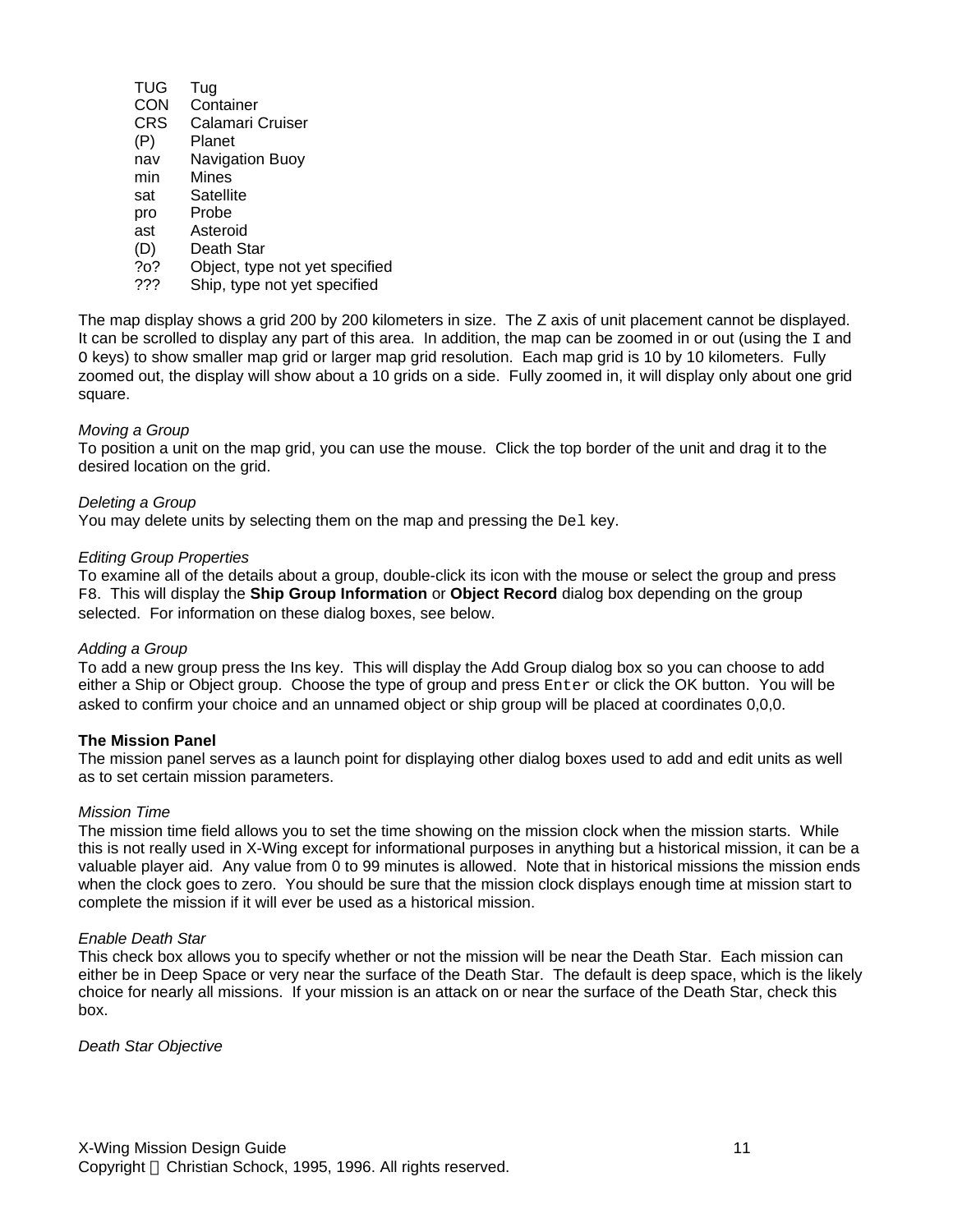| | |
|---|---|
| TUG | Tug |
| CON | Container |
| CRS | Calamari Cruiser |
| (P) | Planet |
| nav | Navigation Buoy |
| min | Mines |
| sat | Satellite |
| pro | Probe |
| ast | Asteroid |
| (D) | Death Star |
| ?o? | Object, type not yet specified |
| ??? | Ship, type not yet specified |

The map display shows a grid 200 by 200 kilometers in size. The Z axis of unit placement cannot be displayed. It can be scrolled to display any part of this area. In addition, the map can be zoomed in or out (using the `I` and `O` keys) to show smaller map grid or larger map grid resolution. Each map grid is 10 by 10 kilometers. Fully zoomed out, the display will show about a 10 grids on a side. Fully zoomed in, it will display only about one grid square.

*Moving a Group*
To position a unit on the map grid, you can use the mouse. Click the top border of the unit and drag it to the desired location on the grid.

*Deleting a Group*
You may delete units by selecting them on the map and pressing the `Del` key.

*Editing Group Properties*
To examine all of the details about a group, double-click its icon with the mouse or select the group and press `F8`. This will display the **Ship Group Information** or **Object Record** dialog box depending on the group selected. For information on these dialog boxes, see below.

*Adding a Group*
To add a new group press the Ins key. This will display the Add Group dialog box so you can choose to add either a Ship or Object group. Choose the type of group and press `Enter` or click the OK button. You will be asked to confirm your choice and an unnamed object or ship group will be placed at coordinates 0,0,0.

**The Mission Panel**
The mission panel serves as a launch point for displaying other dialog boxes used to add and edit units as well as to set certain mission parameters.

*Mission Time*
The mission time field allows you to set the time showing on the mission clock when the mission starts. While this is not really used in X-Wing except for informational purposes in anything but a historical mission, it can be a valuable player aid. Any value from 0 to 99 minutes is allowed. Note that in historical missions the mission ends when the clock goes to zero. You should be sure that the mission clock displays enough time at mission start to complete the mission if it will ever be used as a historical mission.

*Enable Death Star*
This check box allows you to specify whether or not the mission will be near the Death Star. Each mission can either be in Deep Space or very near the surface of the Death Star. The default is deep space, which is the likely choice for nearly all missions. If your mission is an attack on or near the surface of the Death Star, check this box.

*Death Star Objective*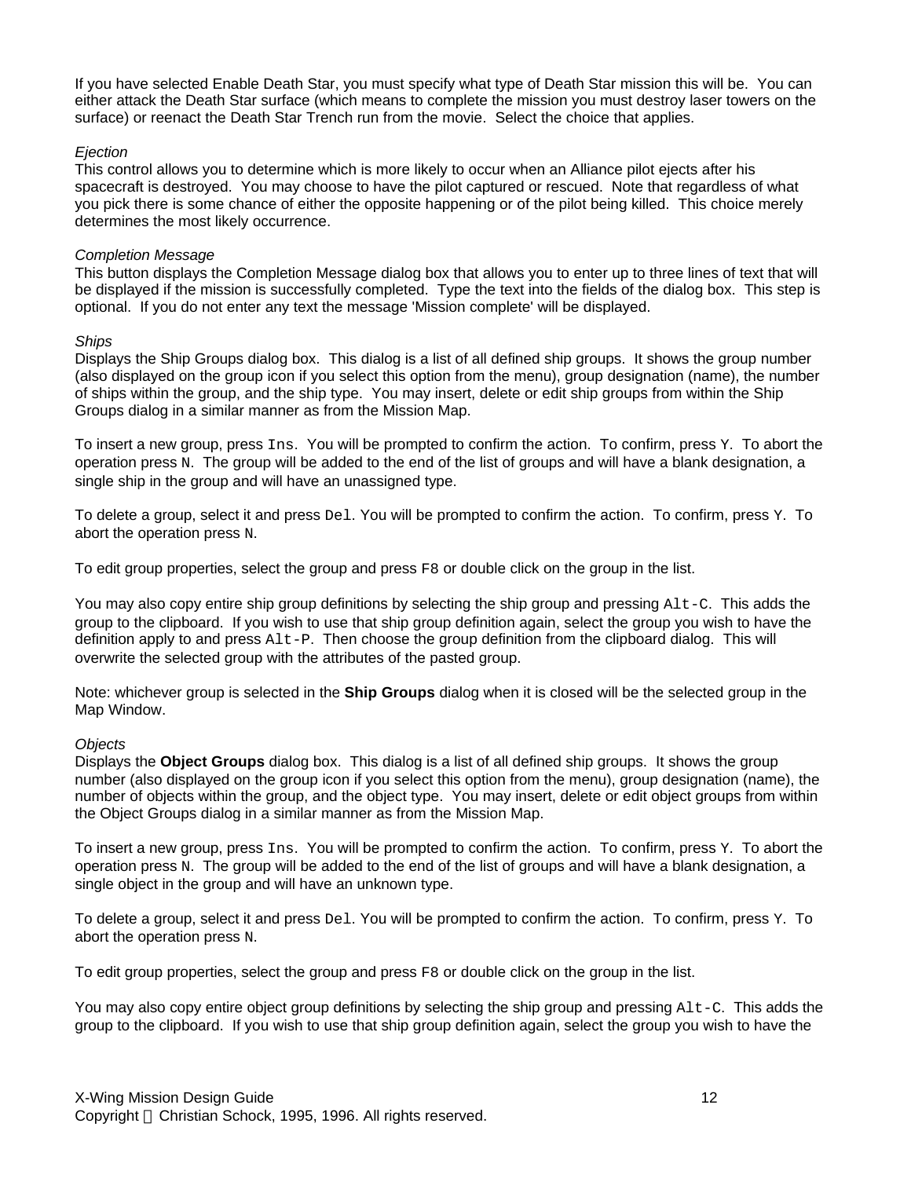If you have selected Enable Death Star, you must specify what type of Death Star mission this will be. You can either attack the Death Star surface (which means to complete the mission you must destroy laser towers on the surface) or reenact the Death Star Trench run from the movie. Select the choice that applies.

*Ejection*
This control allows you to determine which is more likely to occur when an Alliance pilot ejects after his spacecraft is destroyed. You may choose to have the pilot captured or rescued. Note that regardless of what you pick there is some chance of either the opposite happening or of the pilot being killed. This choice merely determines the most likely occurrence.

*Completion Message*
This button displays the Completion Message dialog box that allows you to enter up to three lines of text that will be displayed if the mission is successfully completed. Type the text into the fields of the dialog box. This step is optional. If you do not enter any text the message 'Mission complete' will be displayed.

*Ships*
Displays the Ship Groups dialog box. This dialog is a list of all defined ship groups. It shows the group number (also displayed on the group icon if you select this option from the menu), group designation (name), the number of ships within the group, and the ship type. You may insert, delete or edit ship groups from within the Ship Groups dialog in a similar manner as from the Mission Map.

To insert a new group, press `Ins`. You will be prompted to confirm the action. To confirm, press `Y`. To abort the operation press `N`. The group will be added to the end of the list of groups and will have a blank designation, a single ship in the group and will have an unassigned type.

To delete a group, select it and press `Del`. You will be prompted to confirm the action. To confirm, press `Y`. To abort the operation press `N`.

To edit group properties, select the group and press `F8` or double click on the group in the list.

You may also copy entire ship group definitions by selecting the ship group and pressing `Alt-C`. This adds the group to the clipboard. If you wish to use that ship group definition again, select the group you wish to have the definition apply to and press `Alt-P`. Then choose the group definition from the clipboard dialog. This will overwrite the selected group with the attributes of the pasted group.

Note: whichever group is selected in the **Ship Groups** dialog when it is closed will be the selected group in the Map Window.

*Objects*
Displays the **Object Groups** dialog box. This dialog is a list of all defined ship groups. It shows the group number (also displayed on the group icon if you select this option from the menu), group designation (name), the number of objects within the group, and the object type. You may insert, delete or edit object groups from within the Object Groups dialog in a similar manner as from the Mission Map.

To insert a new group, press `Ins`. You will be prompted to confirm the action. To confirm, press `Y`. To abort the operation press `N`. The group will be added to the end of the list of groups and will have a blank designation, a single object in the group and will have an unknown type.

To delete a group, select it and press `Del`. You will be prompted to confirm the action. To confirm, press `Y`. To abort the operation press `N`.

To edit group properties, select the group and press `F8` or double click on the group in the list.

You may also copy entire object group definitions by selecting the ship group and pressing `Alt-C`. This adds the group to the clipboard. If you wish to use that ship group definition again, select the group you wish to have the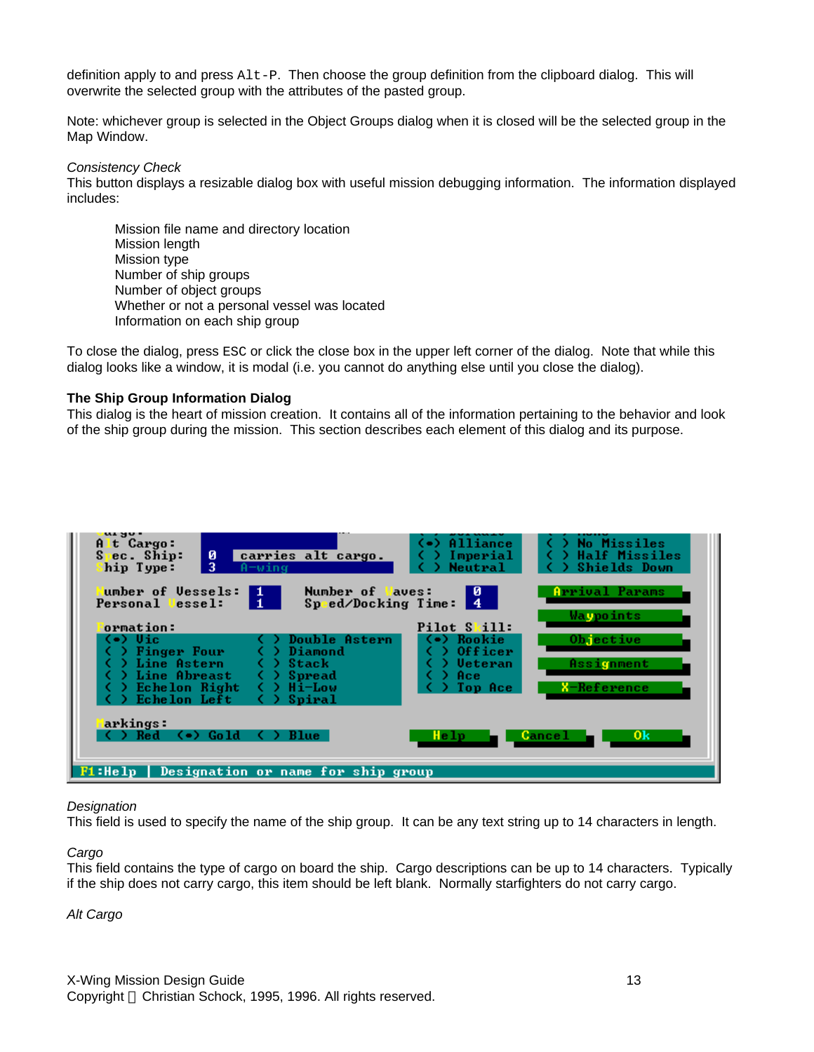definition apply to and press Alt-P. Then choose the group definition from the clipboard dialog. This will overwrite the selected group with the attributes of the pasted group.

Note: whichever group is selected in the Object Groups dialog when it is closed will be the selected group in the Map Window.

*Consistency Check*
This button displays a resizable dialog box with useful mission debugging information. The information displayed includes:

- Mission file name and directory location
- Mission length
- Mission type
- Number of ship groups
- Number of object groups
- Whether or not a personal vessel was located
- Information on each ship group

To close the dialog, press ESC or click the close box in the upper left corner of the dialog. Note that while this dialog looks like a window, it is modal (i.e. you cannot do anything else until you close the dialog).

**The Ship Group Information Dialog**
This dialog is the heart of mission creation. It contains all of the information pertaining to the behavior and look of the ship group during the mission. This section describes each element of this dialog and its purpose.

*Designation*
This field is used to specify the name of the ship group. It can be any text string up to 14 characters in length.

*Cargo*
This field contains the type of cargo on board the ship. Cargo descriptions can be up to 14 characters. Typically if the ship does not carry cargo, this item should be left blank. Normally starfighters do not carry cargo.

*Alt Cargo*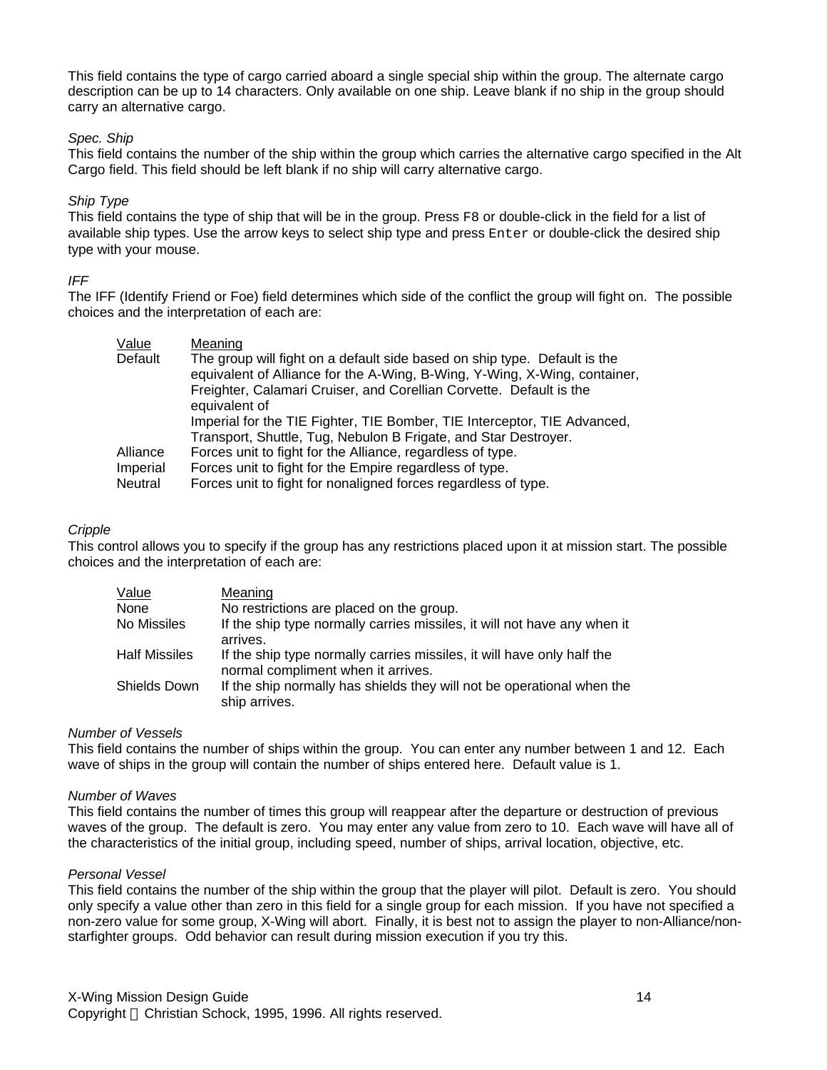This field contains the type of cargo carried aboard a single special ship within the group. The alternate cargo description can be up to 14 characters. Only available on one ship. Leave blank if no ship in the group should carry an alternative cargo.

*Spec. Ship*
This field contains the number of the ship within the group which carries the alternative cargo specified in the Alt Cargo field. This field should be left blank if no ship will carry alternative cargo.

*Ship Type*
This field contains the type of ship that will be in the group. Press F8 or double-click in the field for a list of available ship types. Use the arrow keys to select ship type and press `Enter` or double-click the desired ship type with your mouse.

*IFF*
The IFF (Identify Friend or Foe) field determines which side of the conflict the group will fight on. The possible choices and the interpretation of each are:

| Value | Meaning |
|---|---|
| Default | The group will fight on a default side based on ship type. Default is the equivalent of Alliance for the A-Wing, B-Wing, Y-Wing, X-Wing, container, Freighter, Calamari Cruiser, and Corellian Corvette. Default is the equivalent of Imperial for the TIE Fighter, TIE Bomber, TIE Interceptor, TIE Advanced, Transport, Shuttle, Tug, Nebulon B Frigate, and Star Destroyer. |
| Alliance | Forces unit to fight for the Alliance, regardless of type. |
| Imperial | Forces unit to fight for the Empire regardless of type. |
| Neutral | Forces unit to fight for nonaligned forces regardless of type. |

*Cripple*
This control allows you to specify if the group has any restrictions placed upon it at mission start. The possible choices and the interpretation of each are:

| Value | Meaning |
|---|---|
| None | No restrictions are placed on the group. |
| No Missiles | If the ship type normally carries missiles, it will not have any when it arrives. |
| Half Missiles | If the ship type normally carries missiles, it will have only half the normal compliment when it arrives. |
| Shields Down | If the ship normally has shields they will not be operational when the ship arrives. |

*Number of Vessels*
This field contains the number of ships within the group. You can enter any number between 1 and 12. Each wave of ships in the group will contain the number of ships entered here. Default value is 1.

*Number of Waves*
This field contains the number of times this group will reappear after the departure or destruction of previous waves of the group. The default is zero. You may enter any value from zero to 10. Each wave will have all of the characteristics of the initial group, including speed, number of ships, arrival location, objective, etc.

*Personal Vessel*
This field contains the number of the ship within the group that the player will pilot. Default is zero. You should only specify a value other than zero in this field for a single group for each mission. If you have not specified a non-zero value for some group, X-Wing will abort. Finally, it is best not to assign the player to non-Alliance/non-starfighter groups. Odd behavior can result during mission execution if you try this.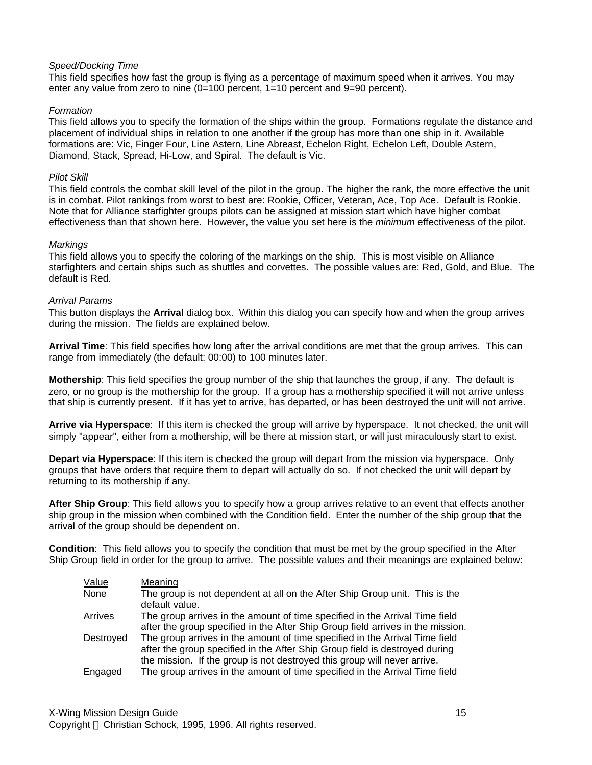*Speed/Docking Time*
This field specifies how fast the group is flying as a percentage of maximum speed when it arrives. You may enter any value from zero to nine (0=100 percent, 1=10 percent and 9=90 percent).

*Formation*
This field allows you to specify the formation of the ships within the group. Formations regulate the distance and placement of individual ships in relation to one another if the group has more than one ship in it. Available formations are: Vic, Finger Four, Line Astern, Line Abreast, Echelon Right, Echelon Left, Double Astern, Diamond, Stack, Spread, Hi-Low, and Spiral. The default is Vic.

*Pilot Skill*
This field controls the combat skill level of the pilot in the group. The higher the rank, the more effective the unit is in combat. Pilot rankings from worst to best are: Rookie, Officer, Veteran, Ace, Top Ace. Default is Rookie. Note that for Alliance starfighter groups pilots can be assigned at mission start which have higher combat effectiveness than that shown here. However, the value you set here is the *minimum* effectiveness of the pilot.

*Markings*
This field allows you to specify the coloring of the markings on the ship. This is most visible on Alliance starfighters and certain ships such as shuttles and corvettes. The possible values are: Red, Gold, and Blue. The default is Red.

*Arrival Params*
This button displays the **Arrival** dialog box. Within this dialog you can specify how and when the group arrives during the mission. The fields are explained below.

**Arrival Time**: This field specifies how long after the arrival conditions are met that the group arrives. This can range from immediately (the default: 00:00) to 100 minutes later.

**Mothership**: This field specifies the group number of the ship that launches the group, if any. The default is zero, or no group is the mothership for the group. If a group has a mothership specified it will not arrive unless that ship is currently present. If it has yet to arrive, has departed, or has been destroyed the unit will not arrive.

**Arrive via Hyperspace**: If this item is checked the group will arrive by hyperspace. It not checked, the unit will simply "appear", either from a mothership, will be there at mission start, or will just miraculously start to exist.

**Depart via Hyperspace**: If this item is checked the group will depart from the mission via hyperspace. Only groups that have orders that require them to depart will actually do so. If not checked the unit will depart by returning to its mothership if any.

**After Ship Group**: This field allows you to specify how a group arrives relative to an event that effects another ship group in the mission when combined with the Condition field. Enter the number of the ship group that the arrival of the group should be dependent on.

**Condition**: This field allows you to specify the condition that must be met by the group specified in the After Ship Group field in order for the group to arrive. The possible values and their meanings are explained below:

| Value | Meaning |
|---|---|
| None | The group is not dependent at all on the After Ship Group unit. This is the default value. |
| Arrives | The group arrives in the amount of time specified in the Arrival Time field after the group specified in the After Ship Group field arrives in the mission. |
| Destroyed | The group arrives in the amount of time specified in the Arrival Time field after the group specified in the After Ship Group field is destroyed during the mission. If the group is not destroyed this group will never arrive. |
| Engaged | The group arrives in the amount of time specified in the Arrival Time field |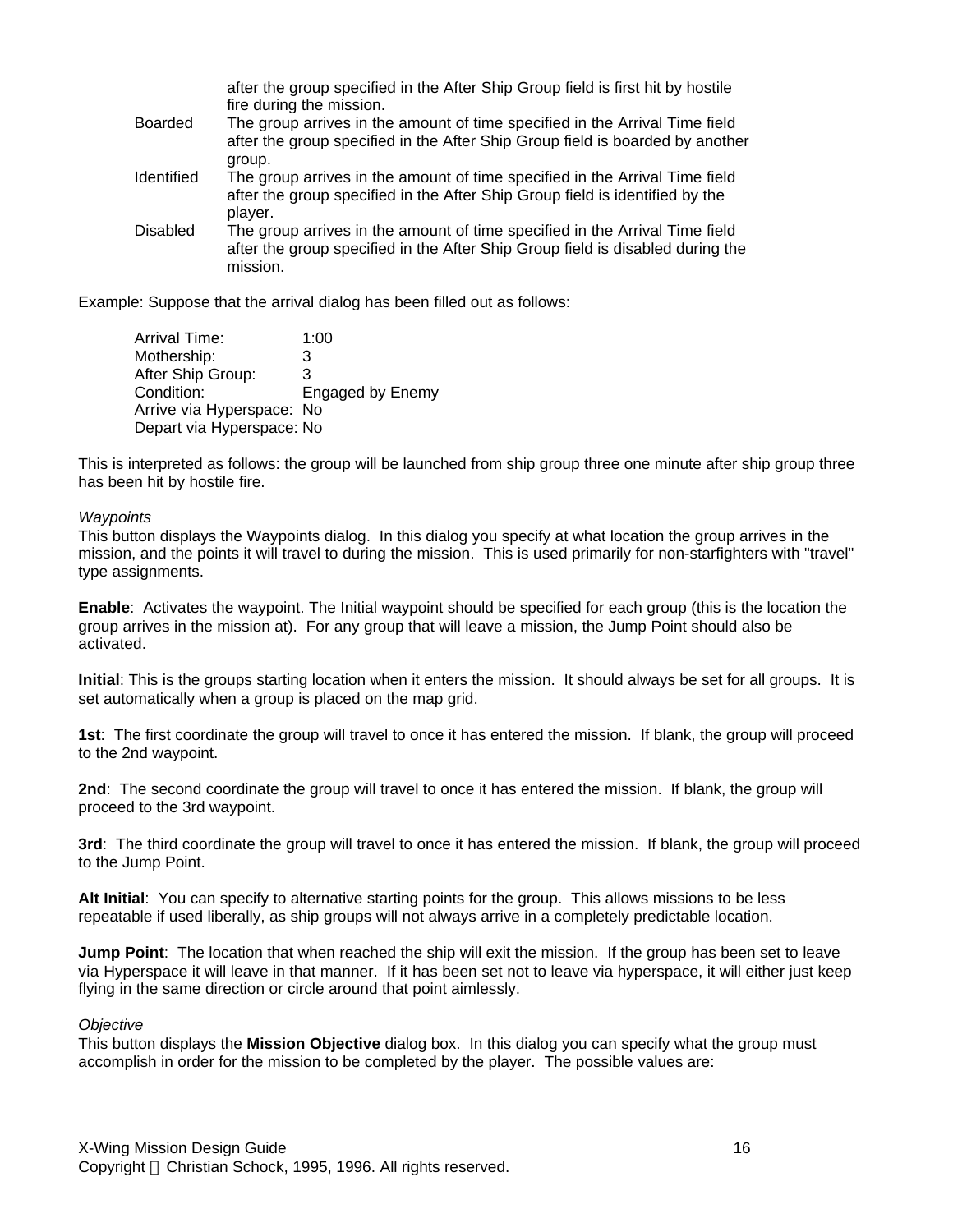after the group specified in the After Ship Group field is first hit by hostile fire during the mission.

| | |
|---|---|
| Boarded | The group arrives in the amount of time specified in the Arrival Time field after the group specified in the After Ship Group field is boarded by another group. |
| Identified | The group arrives in the amount of time specified in the Arrival Time field after the group specified in the After Ship Group field is identified by the player. |
| Disabled | The group arrives in the amount of time specified in the Arrival Time field after the group specified in the After Ship Group field is disabled during the mission. |

Example: Suppose that the arrival dialog has been filled out as follows:

| | |
|---|---|
| Arrival Time: | 1:00 |
| Mothership: | 3 |
| After Ship Group: | 3 |
| Condition: | Engaged by Enemy |
| Arrive via Hyperspace: | No |
| Depart via Hyperspace: | No |

This is interpreted as follows: the group will be launched from ship group three one minute after ship group three has been hit by hostile fire.

*Waypoints*

This button displays the Waypoints dialog. In this dialog you specify at what location the group arrives in the mission, and the points it will travel to during the mission. This is used primarily for non-starfighters with "travel" type assignments.

**Enable**: Activates the waypoint. The Initial waypoint should be specified for each group (this is the location the group arrives in the mission at). For any group that will leave a mission, the Jump Point should also be activated.

**Initial**: This is the groups starting location when it enters the mission. It should always be set for all groups. It is set automatically when a group is placed on the map grid.

**1st**: The first coordinate the group will travel to once it has entered the mission. If blank, the group will proceed to the 2nd waypoint.

**2nd**: The second coordinate the group will travel to once it has entered the mission. If blank, the group will proceed to the 3rd waypoint.

**3rd**: The third coordinate the group will travel to once it has entered the mission. If blank, the group will proceed to the Jump Point.

**Alt Initial**: You can specify to alternative starting points for the group. This allows missions to be less repeatable if used liberally, as ship groups will not always arrive in a completely predictable location.

**Jump Point**: The location that when reached the ship will exit the mission. If the group has been set to leave via Hyperspace it will leave in that manner. If it has been set not to leave via hyperspace, it will either just keep flying in the same direction or circle around that point aimlessly.

*Objective*

This button displays the **Mission Objective** dialog box. In this dialog you can specify what the group must accomplish in order for the mission to be completed by the player. The possible values are: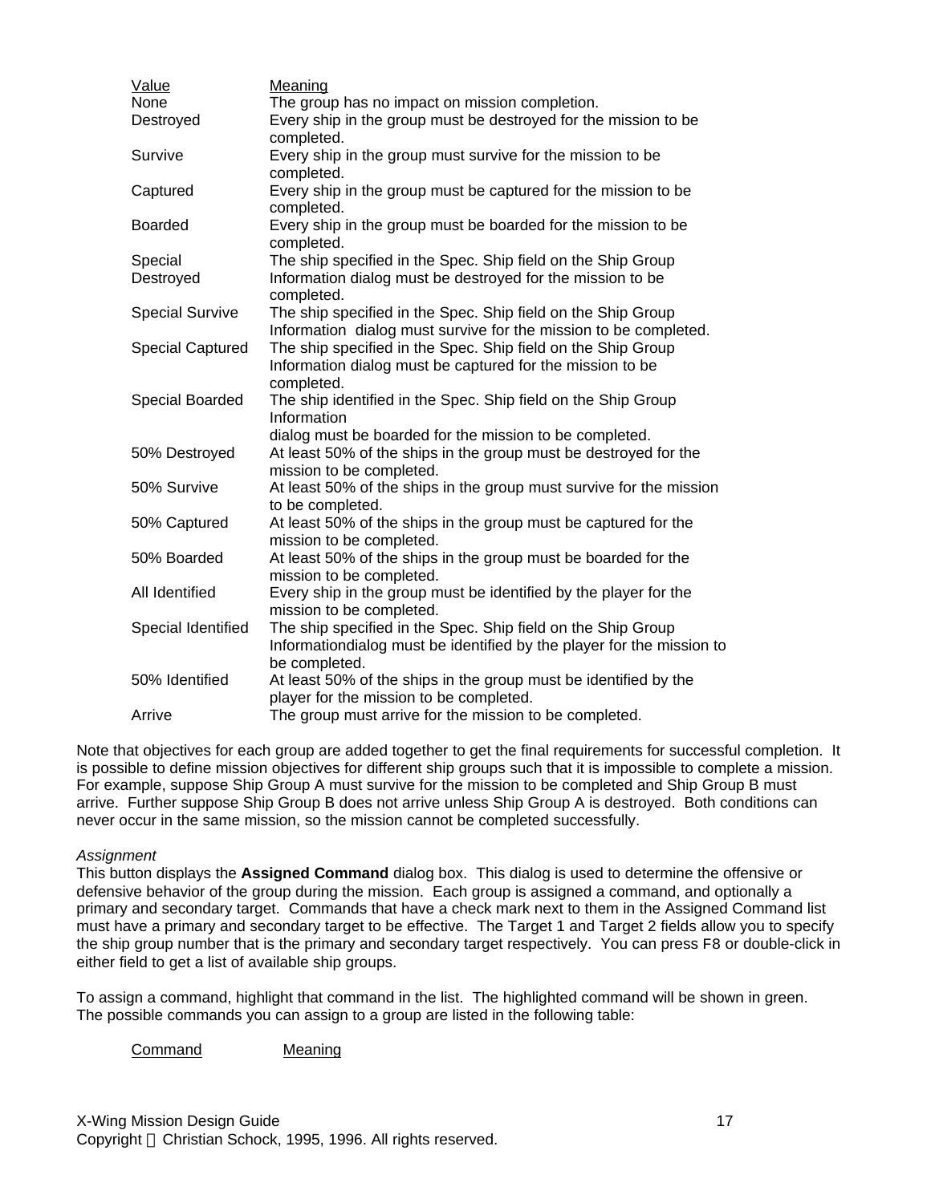| Value | Meaning |
|---|---|
| None | The group has no impact on mission completion. |
| Destroyed | Every ship in the group must be destroyed for the mission to be completed. |
| Survive | Every ship in the group must survive for the mission to be completed. |
| Captured | Every ship in the group must be captured for the mission to be completed. |
| Boarded | Every ship in the group must be boarded for the mission to be completed. |
| Special Destroyed | The ship specified in the Spec. Ship field on the Ship Group Information dialog must be destroyed for the mission to be completed. |
| Special Survive | The ship specified in the Spec. Ship field on the Ship Group Information dialog must survive for the mission to be completed. |
| Special Captured | The ship specified in the Spec. Ship field on the Ship Group Information dialog must be captured for the mission to be completed. |
| Special Boarded | The ship identified in the Spec. Ship field on the Ship Group Information dialog must be boarded for the mission to be completed. |
| 50% Destroyed | At least 50% of the ships in the group must be destroyed for the mission to be completed. |
| 50% Survive | At least 50% of the ships in the group must survive for the mission to be completed. |
| 50% Captured | At least 50% of the ships in the group must be captured for the mission to be completed. |
| 50% Boarded | At least 50% of the ships in the group must be boarded for the mission to be completed. |
| All Identified | Every ship in the group must be identified by the player for the mission to be completed. |
| Special Identified | The ship specified in the Spec. Ship field on the Ship Group Informationdialog must be identified by the player for the mission to be completed. |
| 50% Identified | At least 50% of the ships in the group must be identified by the player for the mission to be completed. |
| Arrive | The group must arrive for the mission to be completed. |

Note that objectives for each group are added together to get the final requirements for successful completion. It is possible to define mission objectives for different ship groups such that it is impossible to complete a mission. For example, suppose Ship Group A must survive for the mission to be completed and Ship Group B must arrive. Further suppose Ship Group B does not arrive unless Ship Group A is destroyed. Both conditions can never occur in the same mission, so the mission cannot be completed successfully.

*Assignment*

This button displays the **Assigned Command** dialog box. This dialog is used to determine the offensive or defensive behavior of the group during the mission. Each group is assigned a command, and optionally a primary and secondary target. Commands that have a check mark next to them in the Assigned Command list must have a primary and secondary target to be effective. The Target 1 and Target 2 fields allow you to specify the ship group number that is the primary and secondary target respectively. You can press F8 or double-click in either field to get a list of available ship groups.

To assign a command, highlight that command in the list. The highlighted command will be shown in green. The possible commands you can assign to a group are listed in the following table:

| Command | Meaning |
|---|---|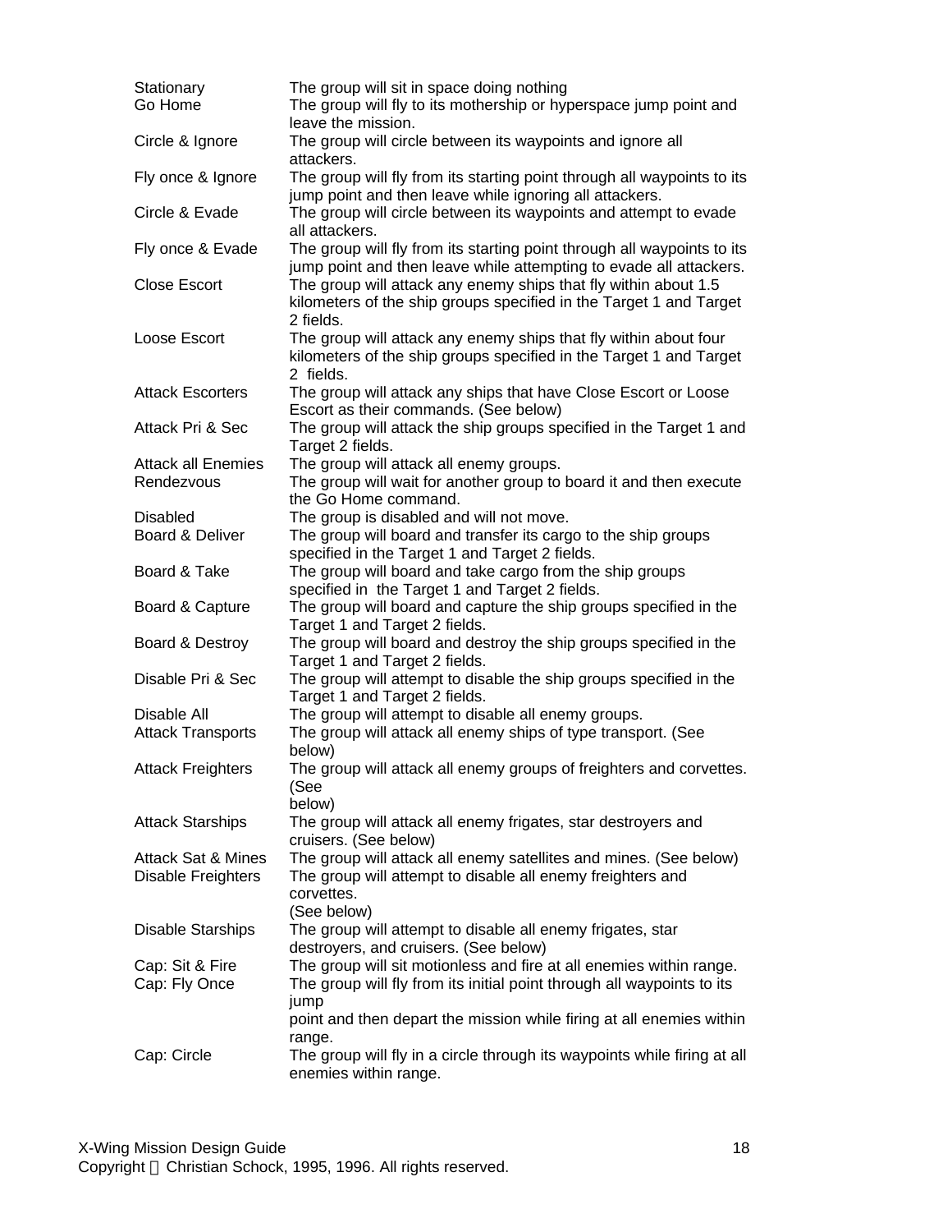| | |
|---|---|
| Stationary | The group will sit in space doing nothing |
| Go Home | The group will fly to its mothership or hyperspace jump point and leave the mission. |
| Circle & Ignore | The group will circle between its waypoints and ignore all attackers. |
| Fly once & Ignore | The group will fly from its starting point through all waypoints to its jump point and then leave while ignoring all attackers. |
| Circle & Evade | The group will circle between its waypoints and attempt to evade all attackers. |
| Fly once & Evade | The group will fly from its starting point through all waypoints to its jump point and then leave while attempting to evade all attackers. |
| Close Escort | The group will attack any enemy ships that fly within about 1.5 kilometers of the ship groups specified in the Target 1 and Target 2 fields. |
| Loose Escort | The group will attack any enemy ships that fly within about four kilometers of the ship groups specified in the Target 1 and Target 2 fields. |
| Attack Escorters | The group will attack any ships that have Close Escort or Loose Escort as their commands. (See below) |
| Attack Pri & Sec | The group will attack the ship groups specified in the Target 1 and Target 2 fields. |
| Attack all Enemies | The group will attack all enemy groups. |
| Rendezvous | The group will wait for another group to board it and then execute the Go Home command. |
| Disabled | The group is disabled and will not move. |
| Board & Deliver | The group will board and transfer its cargo to the ship groups specified in the Target 1 and Target 2 fields. |
| Board & Take | The group will board and take cargo from the ship groups specified in the Target 1 and Target 2 fields. |
| Board & Capture | The group will board and capture the ship groups specified in the Target 1 and Target 2 fields. |
| Board & Destroy | The group will board and destroy the ship groups specified in the Target 1 and Target 2 fields. |
| Disable Pri & Sec | The group will attempt to disable the ship groups specified in the Target 1 and Target 2 fields. |
| Disable All | The group will attempt to disable all enemy groups. |
| Attack Transports | The group will attack all enemy ships of type transport. (See below) |
| Attack Freighters | The group will attack all enemy groups of freighters and corvettes. (See below) |
| Attack Starships | The group will attack all enemy frigates, star destroyers and cruisers. (See below) |
| Attack Sat & Mines | The group will attack all enemy satellites and mines. (See below) |
| Disable Freighters | The group will attempt to disable all enemy freighters and corvettes. (See below) |
| Disable Starships | The group will attempt to disable all enemy frigates, star destroyers, and cruisers. (See below) |
| Cap: Sit & Fire | The group will sit motionless and fire at all enemies within range. |
| Cap: Fly Once | The group will fly from its initial point through all waypoints to its jump point and then depart the mission while firing at all enemies within range. |
| Cap: Circle | The group will fly in a circle through its waypoints while firing at all enemies within range. |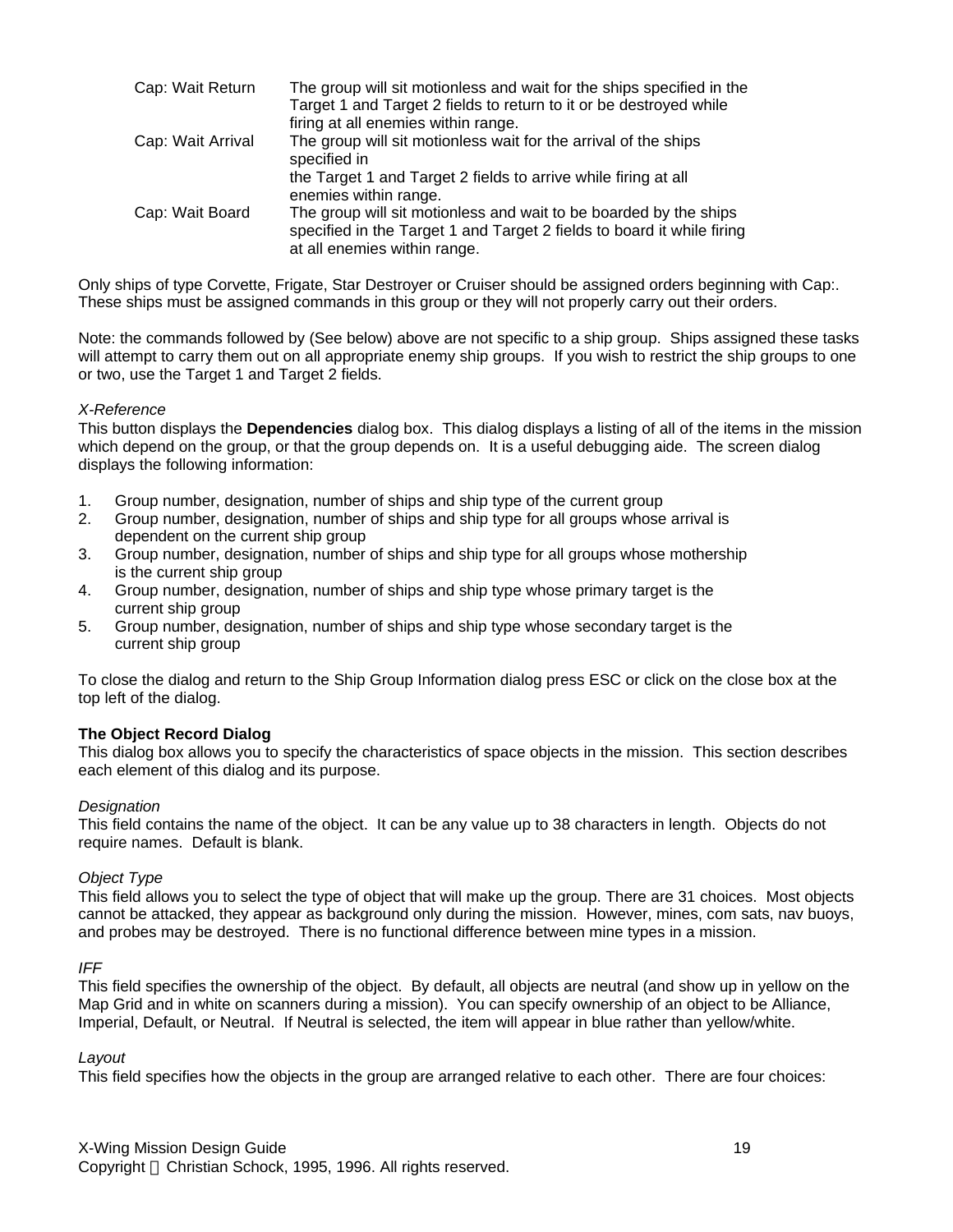| | |
|---|---|
| Cap: Wait Return | The group will sit motionless and wait for the ships specified in the Target 1 and Target 2 fields to return to it or be destroyed while firing at all enemies within range. |
| Cap: Wait Arrival | The group will sit motionless wait for the arrival of the ships specified in the Target 1 and Target 2 fields to arrive while firing at all enemies within range. |
| Cap: Wait Board | The group will sit motionless and wait to be boarded by the ships specified in the Target 1 and Target 2 fields to board it while firing at all enemies within range. |

Only ships of type Corvette, Frigate, Star Destroyer or Cruiser should be assigned orders beginning with Cap:. These ships must be assigned commands in this group or they will not properly carry out their orders.

Note: the commands followed by (See below) above are not specific to a ship group. Ships assigned these tasks will attempt to carry them out on all appropriate enemy ship groups. If you wish to restrict the ship groups to one or two, use the Target 1 and Target 2 fields.

*X-Reference*
This button displays the **Dependencies** dialog box. This dialog displays a listing of all of the items in the mission which depend on the group, or that the group depends on. It is a useful debugging aide. The screen dialog displays the following information:

1. Group number, designation, number of ships and ship type of the current group
2. Group number, designation, number of ships and ship type for all groups whose arrival is dependent on the current ship group
3. Group number, designation, number of ships and ship type for all groups whose mothership is the current ship group
4. Group number, designation, number of ships and ship type whose primary target is the current ship group
5. Group number, designation, number of ships and ship type whose secondary target is the current ship group

To close the dialog and return to the Ship Group Information dialog press ESC or click on the close box at the top left of the dialog.

**The Object Record Dialog**
This dialog box allows you to specify the characteristics of space objects in the mission. This section describes each element of this dialog and its purpose.

*Designation*
This field contains the name of the object. It can be any value up to 38 characters in length. Objects do not require names. Default is blank.

*Object Type*
This field allows you to select the type of object that will make up the group. There are 31 choices. Most objects cannot be attacked, they appear as background only during the mission. However, mines, com sats, nav buoys, and probes may be destroyed. There is no functional difference between mine types in a mission.

*IFF*
This field specifies the ownership of the object. By default, all objects are neutral (and show up in yellow on the Map Grid and in white on scanners during a mission). You can specify ownership of an object to be Alliance, Imperial, Default, or Neutral. If Neutral is selected, the item will appear in blue rather than yellow/white.

*Layout*
This field specifies how the objects in the group are arranged relative to each other. There are four choices: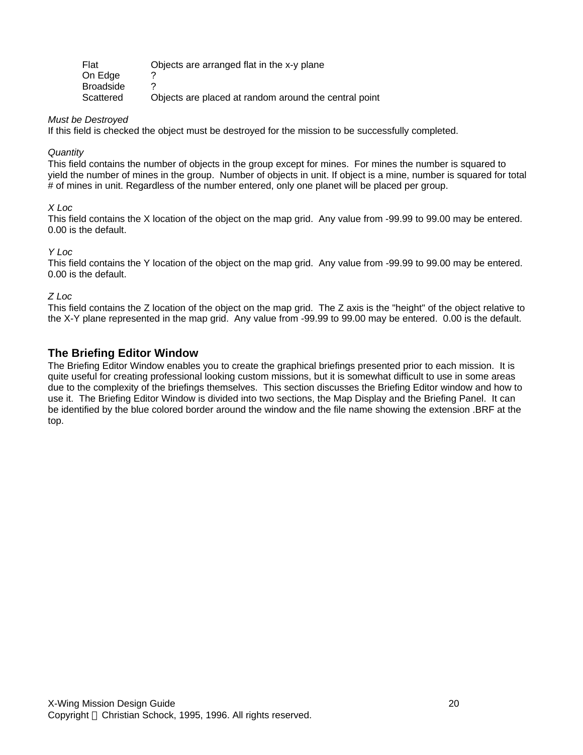| | |
|---|---|
| Flat | Objects are arranged flat in the x-y plane |
| On Edge | ? |
| Broadside | ? |
| Scattered | Objects are placed at random around the central point |

*Must be Destroyed*
If this field is checked the object must be destroyed for the mission to be successfully completed.

*Quantity*
This field contains the number of objects in the group except for mines. For mines the number is squared to yield the number of mines in the group. Number of objects in unit. If object is a mine, number is squared for total # of mines in unit. Regardless of the number entered, only one planet will be placed per group.

*X Loc*
This field contains the X location of the object on the map grid. Any value from -99.99 to 99.00 may be entered. 0.00 is the default.

*Y Loc*
This field contains the Y location of the object on the map grid. Any value from -99.99 to 99.00 may be entered. 0.00 is the default.

*Z Loc*
This field contains the Z location of the object on the map grid. The Z axis is the "height" of the object relative to the X-Y plane represented in the map grid. Any value from -99.99 to 99.00 may be entered. 0.00 is the default.

## The Briefing Editor Window

The Briefing Editor Window enables you to create the graphical briefings presented prior to each mission. It is quite useful for creating professional looking custom missions, but it is somewhat difficult to use in some areas due to the complexity of the briefings themselves. This section discusses the Briefing Editor window and how to use it. The Briefing Editor Window is divided into two sections, the Map Display and the Briefing Panel. It can be identified by the blue colored border around the window and the file name showing the extension .BRF at the top.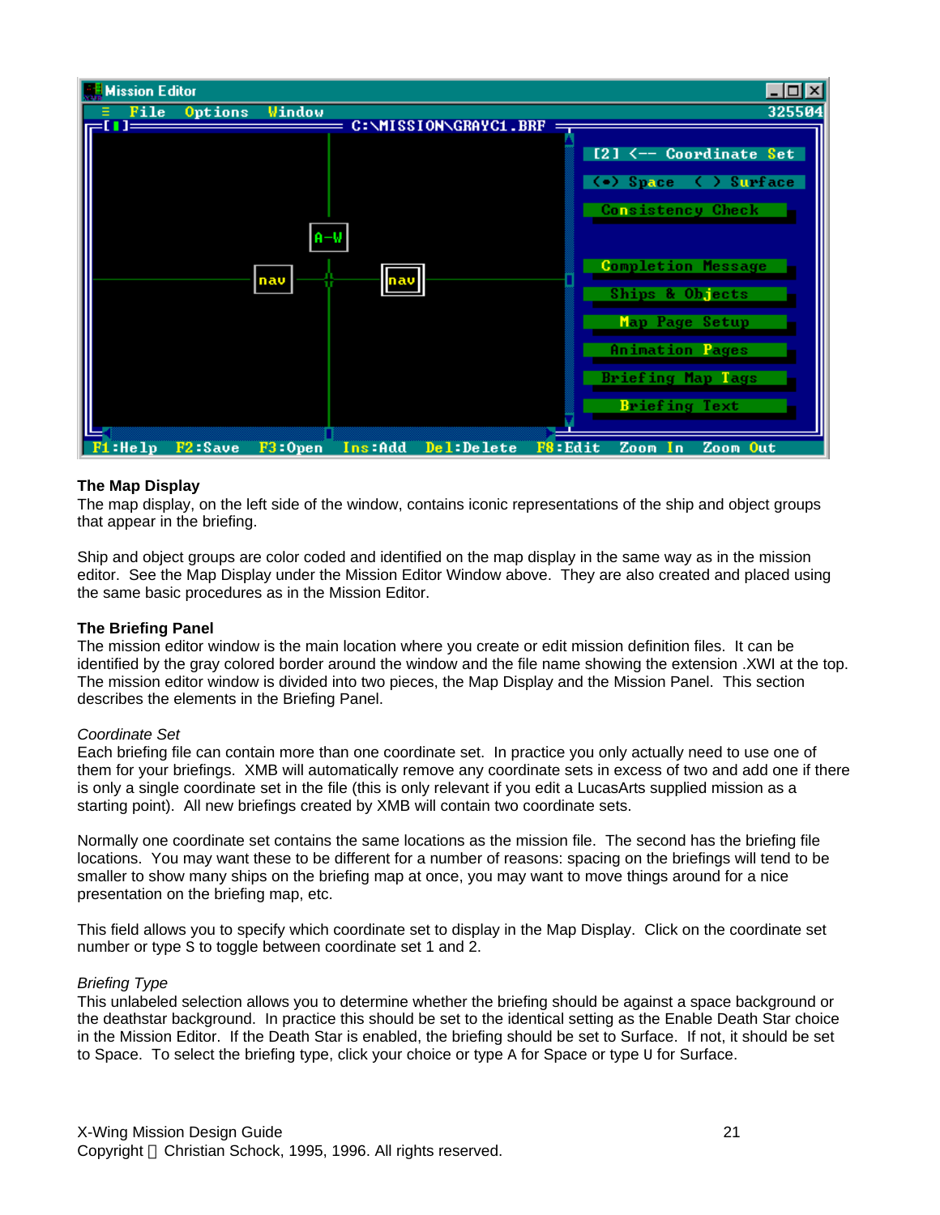### The Map Display

The map display, on the left side of the window, contains iconic representations of the ship and object groups that appear in the briefing.

Ship and object groups are color coded and identified on the map display in the same way as in the mission editor. See the Map Display under the Mission Editor Window above. They are also created and placed using the same basic procedures as in the Mission Editor.

### The Briefing Panel

The mission editor window is the main location where you create or edit mission definition files. It can be identified by the gray colored border around the window and the file name showing the extension .XWI at the top. The mission editor window is divided into two pieces, the Map Display and the Mission Panel. This section describes the elements in the Briefing Panel.

*Coordinate Set*

Each briefing file can contain more than one coordinate set. In practice you only actually need to use one of them for your briefings. XMB will automatically remove any coordinate sets in excess of two and add one if there is only a single coordinate set in the file (this is only relevant if you edit a LucasArts supplied mission as a starting point). All new briefings created by XMB will contain two coordinate sets.

Normally one coordinate set contains the same locations as the mission file. The second has the briefing file locations. You may want these to be different for a number of reasons: spacing on the briefings will tend to be smaller to show many ships on the briefing map at once, you may want to move things around for a nice presentation on the briefing map, etc.

This field allows you to specify which coordinate set to display in the Map Display. Click on the coordinate set number or type S to toggle between coordinate set 1 and 2.

*Briefing Type*

This unlabeled selection allows you to determine whether the briefing should be against a space background or the deathstar background. In practice this should be set to the identical setting as the Enable Death Star choice in the Mission Editor. If the Death Star is enabled, the briefing should be set to Surface. If not, it should be set to Space. To select the briefing type, click your choice or type A for Space or type U for Surface.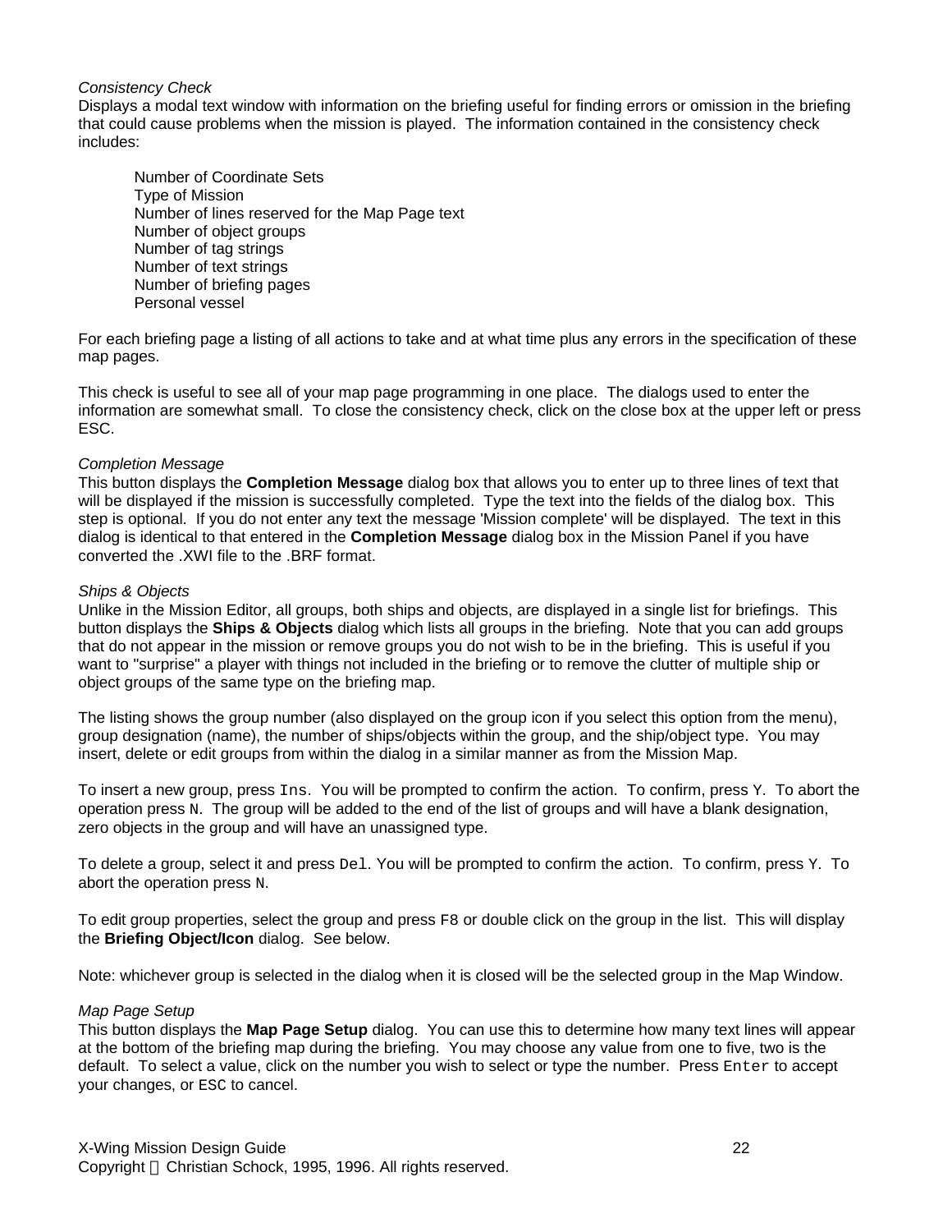*Consistency Check*

Displays a modal text window with information on the briefing useful for finding errors or omission in the briefing that could cause problems when the mission is played. The information contained in the consistency check includes:

> Number of Coordinate Sets
> Type of Mission
> Number of lines reserved for the Map Page text
> Number of object groups
> Number of tag strings
> Number of text strings
> Number of briefing pages
> Personal vessel

For each briefing page a listing of all actions to take and at what time plus any errors in the specification of these map pages.

This check is useful to see all of your map page programming in one place. The dialogs used to enter the information are somewhat small. To close the consistency check, click on the close box at the upper left or press ESC.

*Completion Message*

This button displays the **Completion Message** dialog box that allows you to enter up to three lines of text that will be displayed if the mission is successfully completed. Type the text into the fields of the dialog box. This step is optional. If you do not enter any text the message 'Mission complete' will be displayed. The text in this dialog is identical to that entered in the **Completion Message** dialog box in the Mission Panel if you have converted the .XWI file to the .BRF format.

*Ships & Objects*

Unlike in the Mission Editor, all groups, both ships and objects, are displayed in a single list for briefings. This button displays the **Ships & Objects** dialog which lists all groups in the briefing. Note that you can add groups that do not appear in the mission or remove groups you do not wish to be in the briefing. This is useful if you want to "surprise" a player with things not included in the briefing or to remove the clutter of multiple ship or object groups of the same type on the briefing map.

The listing shows the group number (also displayed on the group icon if you select this option from the menu), group designation (name), the number of ships/objects within the group, and the ship/object type. You may insert, delete or edit groups from within the dialog in a similar manner as from the Mission Map.

To insert a new group, press `Ins`. You will be prompted to confirm the action. To confirm, press `Y`. To abort the operation press `N`. The group will be added to the end of the list of groups and will have a blank designation, zero objects in the group and will have an unassigned type.

To delete a group, select it and press `Del`. You will be prompted to confirm the action. To confirm, press `Y`. To abort the operation press `N`.

To edit group properties, select the group and press `F8` or double click on the group in the list. This will display the **Briefing Object/Icon** dialog. See below.

Note: whichever group is selected in the dialog when it is closed will be the selected group in the Map Window.

*Map Page Setup*

This button displays the **Map Page Setup** dialog. You can use this to determine how many text lines will appear at the bottom of the briefing map during the briefing. You may choose any value from one to five, two is the default. To select a value, click on the number you wish to select or type the number. Press `Enter` to accept your changes, or `ESC` to cancel.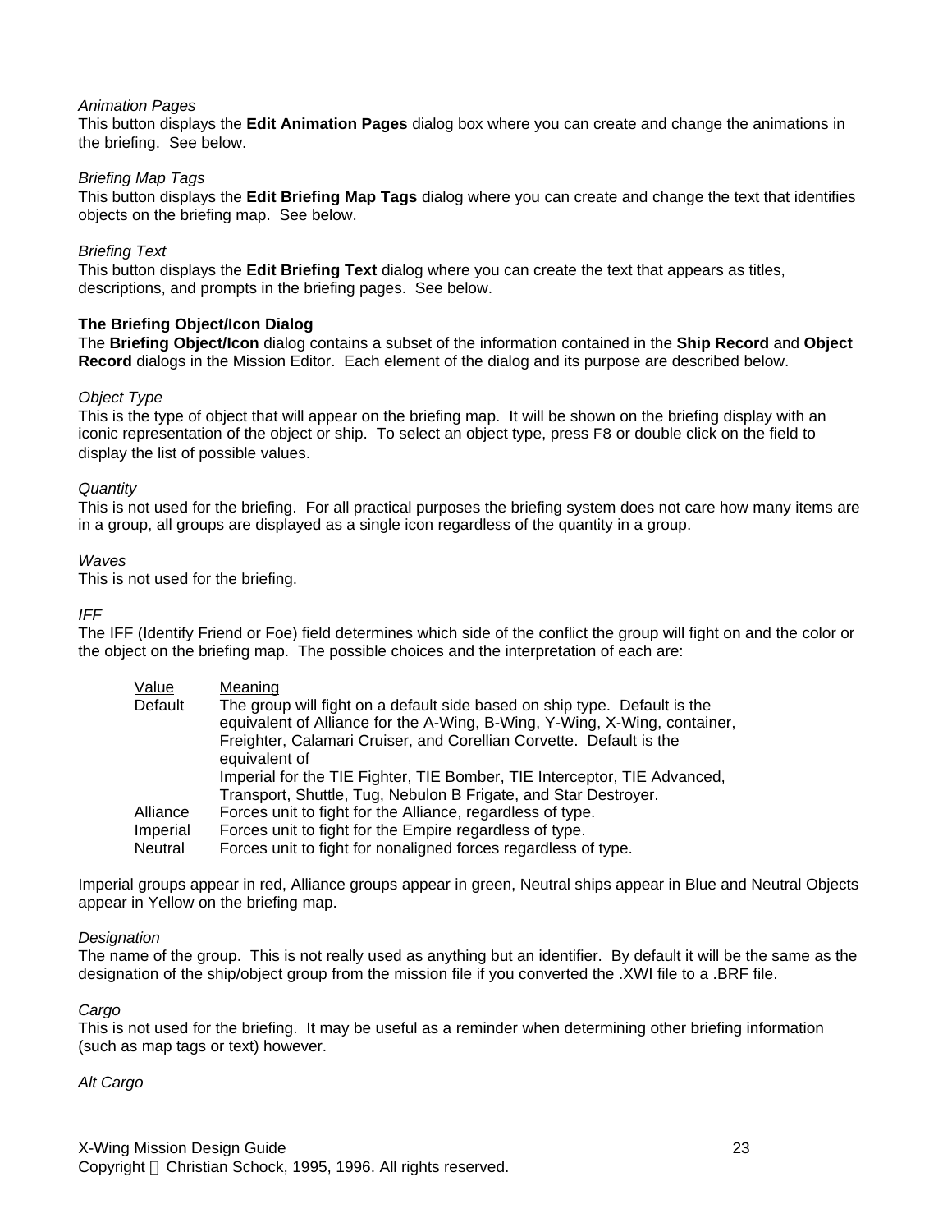*Animation Pages*
This button displays the **Edit Animation Pages** dialog box where you can create and change the animations in the briefing. See below.

*Briefing Map Tags*
This button displays the **Edit Briefing Map Tags** dialog where you can create and change the text that identifies objects on the briefing map. See below.

*Briefing Text*
This button displays the **Edit Briefing Text** dialog where you can create the text that appears as titles, descriptions, and prompts in the briefing pages. See below.

**The Briefing Object/Icon Dialog**
The **Briefing Object/Icon** dialog contains a subset of the information contained in the **Ship Record** and **Object Record** dialogs in the Mission Editor. Each element of the dialog and its purpose are described below.

*Object Type*
This is the type of object that will appear on the briefing map. It will be shown on the briefing display with an iconic representation of the object or ship. To select an object type, press F8 or double click on the field to display the list of possible values.

*Quantity*
This is not used for the briefing. For all practical purposes the briefing system does not care how many items are in a group, all groups are displayed as a single icon regardless of the quantity in a group.

*Waves*
This is not used for the briefing.

*IFF*
The IFF (Identify Friend or Foe) field determines which side of the conflict the group will fight on and the color or the object on the briefing map. The possible choices and the interpretation of each are:

| Value | Meaning |
| --- | --- |
| Default | The group will fight on a default side based on ship type. Default is the equivalent of Alliance for the A-Wing, B-Wing, Y-Wing, X-Wing, container, Freighter, Calamari Cruiser, and Corellian Corvette. Default is the equivalent of Imperial for the TIE Fighter, TIE Bomber, TIE Interceptor, TIE Advanced, Transport, Shuttle, Tug, Nebulon B Frigate, and Star Destroyer. |
| Alliance | Forces unit to fight for the Alliance, regardless of type. |
| Imperial | Forces unit to fight for the Empire regardless of type. |
| Neutral | Forces unit to fight for nonaligned forces regardless of type. |

Imperial groups appear in red, Alliance groups appear in green, Neutral ships appear in Blue and Neutral Objects appear in Yellow on the briefing map.

*Designation*
The name of the group. This is not really used as anything but an identifier. By default it will be the same as the designation of the ship/object group from the mission file if you converted the .XWI file to a .BRF file.

*Cargo*
This is not used for the briefing. It may be useful as a reminder when determining other briefing information (such as map tags or text) however.

*Alt Cargo*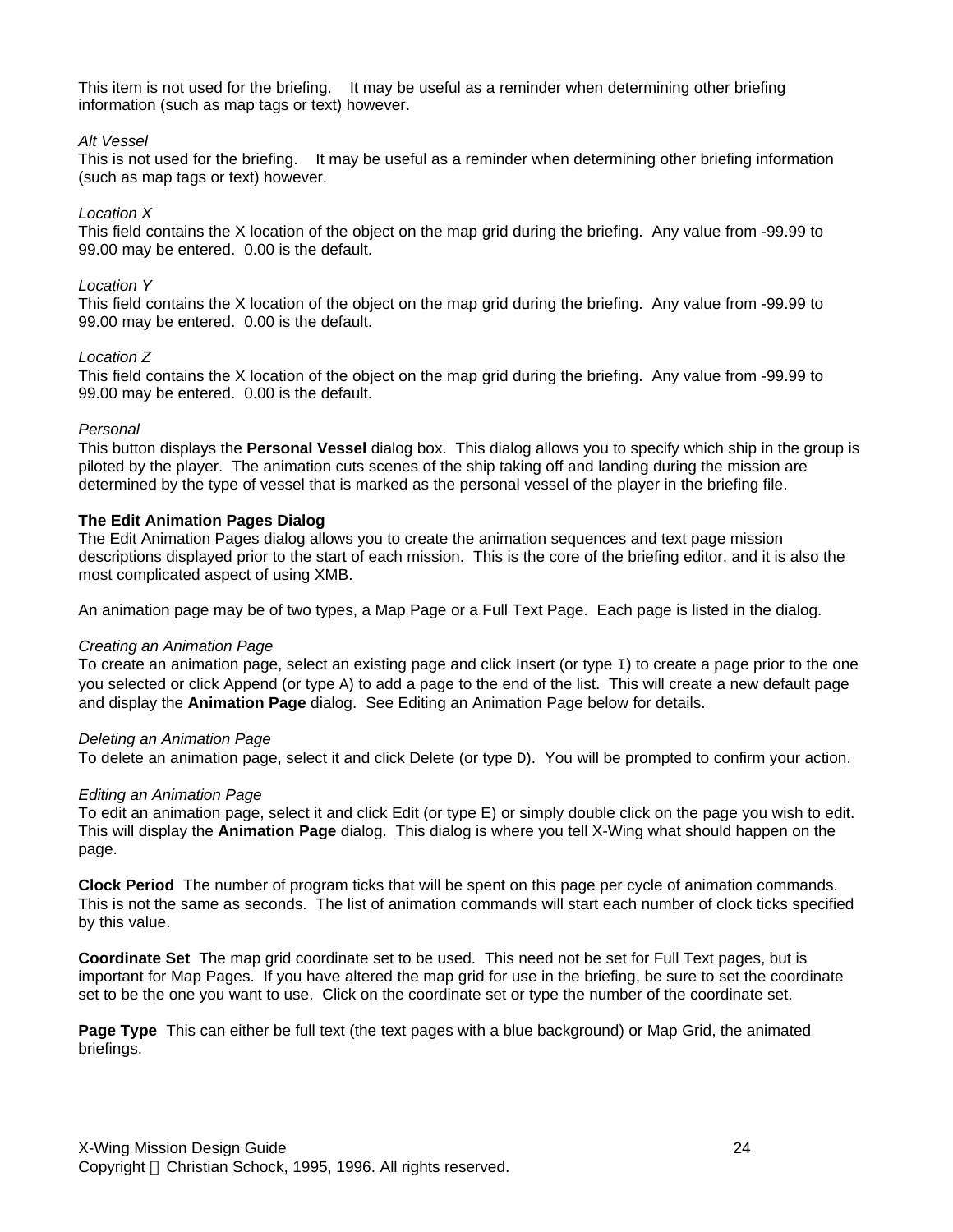This item is not used for the briefing.   It may be useful as a reminder when determining other briefing information (such as map tags or text) however.

*Alt Vessel*
This is not used for the briefing.   It may be useful as a reminder when determining other briefing information (such as map tags or text) however.

*Location X*
This field contains the X location of the object on the map grid during the briefing.  Any value from -99.99 to 99.00 may be entered.  0.00 is the default.

*Location Y*
This field contains the X location of the object on the map grid during the briefing.  Any value from -99.99 to 99.00 may be entered.  0.00 is the default.

*Location Z*
This field contains the X location of the object on the map grid during the briefing.  Any value from -99.99 to 99.00 may be entered.  0.00 is the default.

*Personal*
This button displays the **Personal Vessel** dialog box.  This dialog allows you to specify which ship in the group is piloted by the player.  The animation cuts scenes of the ship taking off and landing during the mission are determined by the type of vessel that is marked as the personal vessel of the player in the briefing file.

**The Edit Animation Pages Dialog**
The Edit Animation Pages dialog allows you to create the animation sequences and text page mission descriptions displayed prior to the start of each mission.  This is the core of the briefing editor, and it is also the most complicated aspect of using XMB.

An animation page may be of two types, a Map Page or a Full Text Page.  Each page is listed in the dialog.

*Creating an Animation Page*
To create an animation page, select an existing page and click Insert (or type `I`) to create a page prior to the one you selected or click Append (or type `A`) to add a page to the end of the list.  This will create a new default page and display the **Animation Page** dialog.  See Editing an Animation Page below for details.

*Deleting an Animation Page*
To delete an animation page, select it and click Delete (or type `D`).  You will be prompted to confirm your action.

*Editing an Animation Page*
To edit an animation page, select it and click Edit (or type `E`) or simply double click on the page you wish to edit.  This will display the **Animation Page** dialog.  This dialog is where you tell X-Wing what should happen on the page.

**Clock Period**  The number of program ticks that will be spent on this page per cycle of animation commands.  This is not the same as seconds.  The list of animation commands will start each number of clock ticks specified by this value.

**Coordinate Set**  The map grid coordinate set to be used.  This need not be set for Full Text pages, but is important for Map Pages.  If you have altered the map grid for use in the briefing, be sure to set the coordinate set to be the one you want to use.  Click on the coordinate set or type the number of the coordinate set.

**Page Type**  This can either be full text (the text pages with a blue background) or Map Grid, the animated briefings.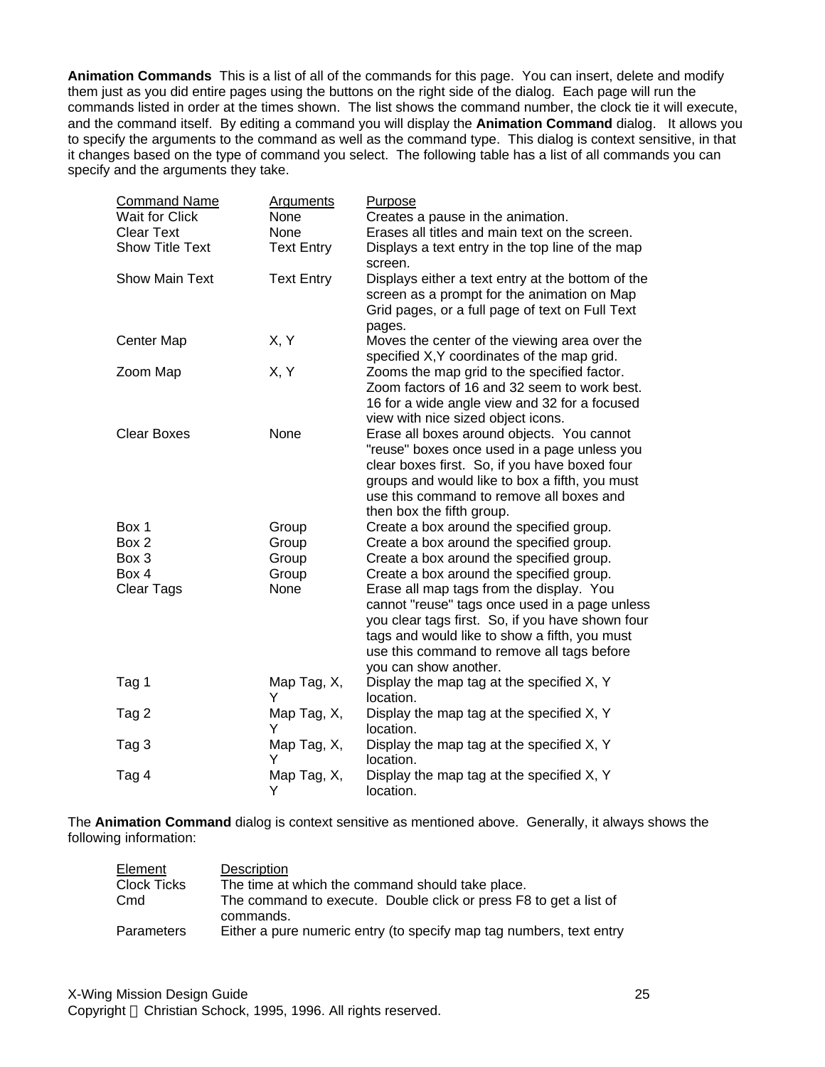**Animation Commands** This is a list of all of the commands for this page. You can insert, delete and modify them just as you did entire pages using the buttons on the right side of the dialog. Each page will run the commands listed in order at the times shown. The list shows the command number, the clock tie it will execute, and the command itself. By editing a command you will display the **Animation Command** dialog. It allows you to specify the arguments to the command as well as the command type. This dialog is context sensitive, in that it changes based on the type of command you select. The following table has a list of all commands you can specify and the arguments they take.

| Command Name | Arguments | Purpose |
| --- | --- | --- |
| Wait for Click | None | Creates a pause in the animation. |
| Clear Text | None | Erases all titles and main text on the screen. |
| Show Title Text | Text Entry | Displays a text entry in the top line of the map screen. |
| Show Main Text | Text Entry | Displays either a text entry at the bottom of the screen as a prompt for the animation on Map Grid pages, or a full page of text on Full Text pages. |
| Center Map | X, Y | Moves the center of the viewing area over the specified X,Y coordinates of the map grid. |
| Zoom Map | X, Y | Zooms the map grid to the specified factor. Zoom factors of 16 and 32 seem to work best. 16 for a wide angle view and 32 for a focused view with nice sized object icons. |
| Clear Boxes | None | Erase all boxes around objects. You cannot "reuse" boxes once used in a page unless you clear boxes first. So, if you have boxed four groups and would like to box a fifth, you must use this command to remove all boxes and then box the fifth group. |
| Box 1 | Group | Create a box around the specified group. |
| Box 2 | Group | Create a box around the specified group. |
| Box 3 | Group | Create a box around the specified group. |
| Box 4 | Group | Create a box around the specified group. |
| Clear Tags | None | Erase all map tags from the display. You cannot "reuse" tags once used in a page unless you clear tags first. So, if you have shown four tags and would like to show a fifth, you must use this command to remove all tags before you can show another. |
| Tag 1 | Map Tag, X, Y | Display the map tag at the specified X, Y location. |
| Tag 2 | Map Tag, X, Y | Display the map tag at the specified X, Y location. |
| Tag 3 | Map Tag, X, Y | Display the map tag at the specified X, Y location. |
| Tag 4 | Map Tag, X, Y | Display the map tag at the specified X, Y location. |

The **Animation Command** dialog is context sensitive as mentioned above. Generally, it always shows the following information:

| Element | Description |
| --- | --- |
| Clock Ticks | The time at which the command should take place. |
| Cmd | The command to execute. Double click or press F8 to get a list of commands. |
| Parameters | Either a pure numeric entry (to specify map tag numbers, text entry |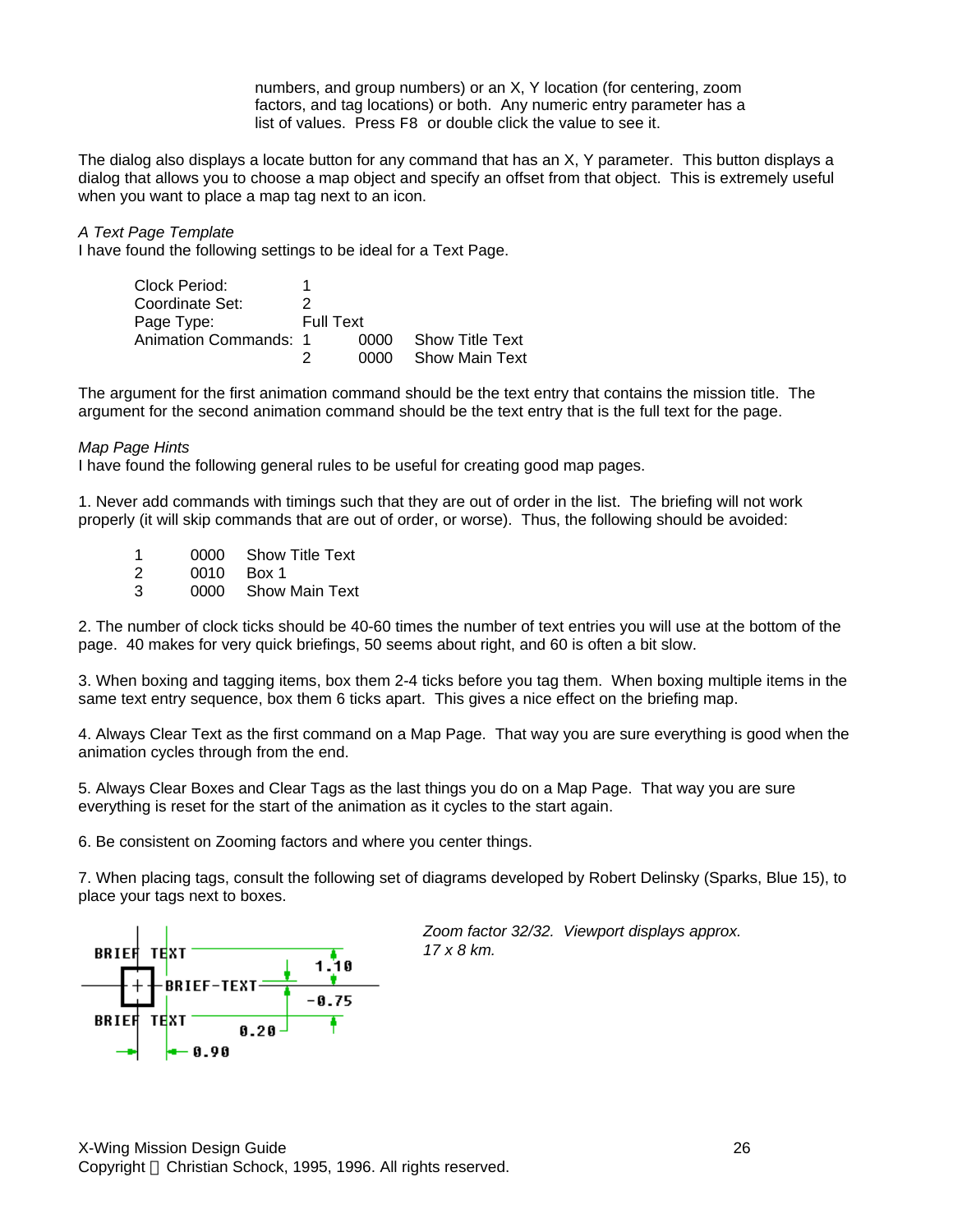numbers, and group numbers) or an X, Y location (for centering, zoom factors, and tag locations) or both. Any numeric entry parameter has a list of values. Press F8 or double click the value to see it.

The dialog also displays a locate button for any command that has an X, Y parameter. This button displays a dialog that allows you to choose a map object and specify an offset from that object. This is extremely useful when you want to place a map tag next to an icon.

*A Text Page Template*

I have found the following settings to be ideal for a Text Page.

| | | | |
|---|---|---|---|
| Clock Period: | 1 | | |
| Coordinate Set: | 2 | | |
| Page Type: | Full Text | | |
| Animation Commands: | 1 | 0000 | Show Title Text |
| | 2 | 0000 | Show Main Text |

The argument for the first animation command should be the text entry that contains the mission title. The argument for the second animation command should be the text entry that is the full text for the page.

*Map Page Hints*

I have found the following general rules to be useful for creating good map pages.

1. Never add commands with timings such that they are out of order in the list. The briefing will not work properly (it will skip commands that are out of order, or worse). Thus, the following should be avoided:

| | | |
|---|---|---|
| 1 | 0000 | Show Title Text |
| 2 | 0010 | Box 1 |
| 3 | 0000 | Show Main Text |

2. The number of clock ticks should be 40-60 times the number of text entries you will use at the bottom of the page. 40 makes for very quick briefings, 50 seems about right, and 60 is often a bit slow.

3. When boxing and tagging items, box them 2-4 ticks before you tag them. When boxing multiple items in the same text entry sequence, box them 6 ticks apart. This gives a nice effect on the briefing map.

4. Always Clear Text as the first command on a Map Page. That way you are sure everything is good when the animation cycles through from the end.

5. Always Clear Boxes and Clear Tags as the last things you do on a Map Page. That way you are sure everything is reset for the start of the animation as it cycles to the start again.

6. Be consistent on Zooming factors and where you center things.

7. When placing tags, consult the following set of diagrams developed by Robert Delinsky (Sparks, Blue 15), to place your tags next to boxes.

BRIEF TEXT — BRIEF-TEXT — BRIEF TEXT — 1.10 — -0.75 — 0.20 — 0.90

*Zoom factor 32/32. Viewport displays approx. 17 x 8 km.*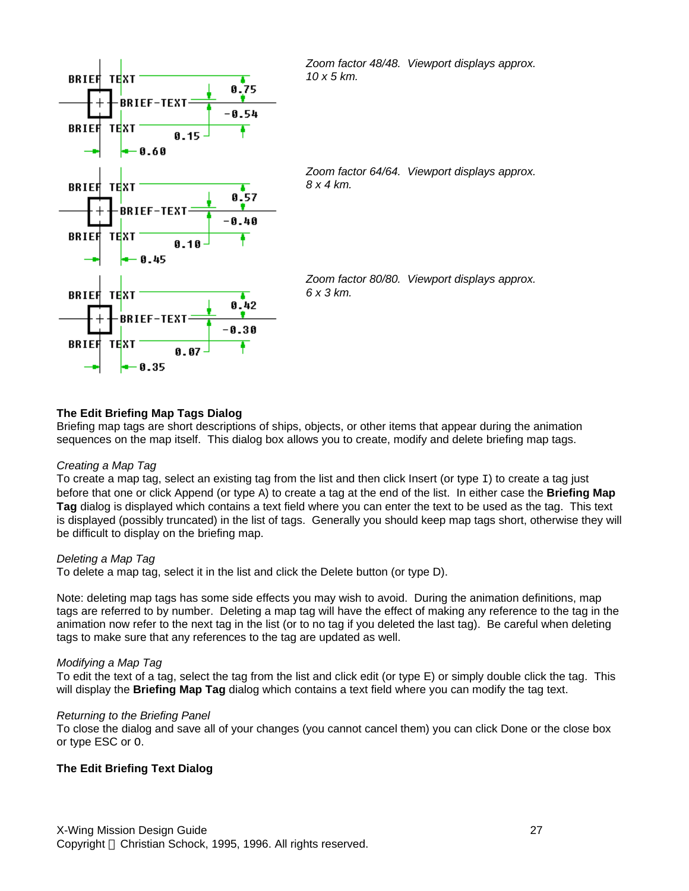*Zoom factor 48/48. Viewport displays approx. 10 x 5 km.*

*Zoom factor 64/64. Viewport displays approx. 8 x 4 km.*

*Zoom factor 80/80. Viewport displays approx. 6 x 3 km.*

**The Edit Briefing Map Tags Dialog**

Briefing map tags are short descriptions of ships, objects, or other items that appear during the animation sequences on the map itself. This dialog box allows you to create, modify and delete briefing map tags.

*Creating a Map Tag*

To create a map tag, select an existing tag from the list and then click Insert (or type I) to create a tag just before that one or click Append (or type A) to create a tag at the end of the list. In either case the **Briefing Map Tag** dialog is displayed which contains a text field where you can enter the text to be used as the tag. This text is displayed (possibly truncated) in the list of tags. Generally you should keep map tags short, otherwise they will be difficult to display on the briefing map.

*Deleting a Map Tag*

To delete a map tag, select it in the list and click the Delete button (or type D).

Note: deleting map tags has some side effects you may wish to avoid. During the animation definitions, map tags are referred to by number. Deleting a map tag will have the effect of making any reference to the tag in the animation now refer to the next tag in the list (or to no tag if you deleted the last tag). Be careful when deleting tags to make sure that any references to the tag are updated as well.

*Modifying a Map Tag*

To edit the text of a tag, select the tag from the list and click edit (or type E) or simply double click the tag. This will display the **Briefing Map Tag** dialog which contains a text field where you can modify the tag text.

*Returning to the Briefing Panel*

To close the dialog and save all of your changes (you cannot cancel them) you can click Done or the close box or type ESC or 0.

**The Edit Briefing Text Dialog**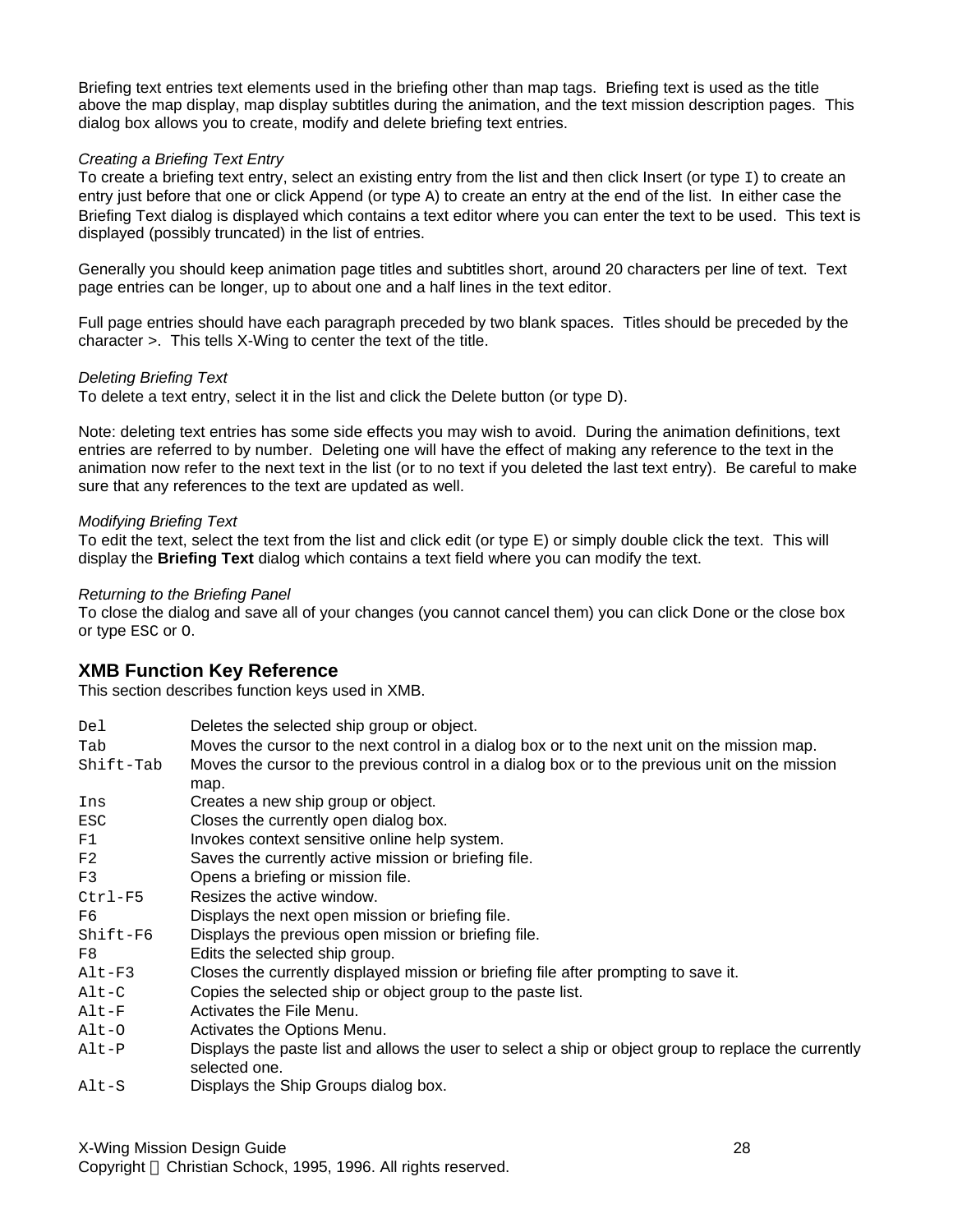Briefing text entries text elements used in the briefing other than map tags. Briefing text is used as the title above the map display, map display subtitles during the animation, and the text mission description pages. This dialog box allows you to create, modify and delete briefing text entries.

*Creating a Briefing Text Entry*

To create a briefing text entry, select an existing entry from the list and then click Insert (or type `I`) to create an entry just before that one or click Append (or type A) to create an entry at the end of the list. In either case the Briefing Text dialog is displayed which contains a text editor where you can enter the text to be used. This text is displayed (possibly truncated) in the list of entries.

Generally you should keep animation page titles and subtitles short, around 20 characters per line of text. Text page entries can be longer, up to about one and a half lines in the text editor.

Full page entries should have each paragraph preceded by two blank spaces. Titles should be preceded by the character >. This tells X-Wing to center the text of the title.

*Deleting Briefing Text*

To delete a text entry, select it in the list and click the Delete button (or type D).

Note: deleting text entries has some side effects you may wish to avoid. During the animation definitions, text entries are referred to by number. Deleting one will have the effect of making any reference to the text in the animation now refer to the next text in the list (or to no text if you deleted the last text entry). Be careful to make sure that any references to the text are updated as well.

*Modifying Briefing Text*

To edit the text, select the text from the list and click edit (or type E) or simply double click the text. This will display the **Briefing Text** dialog which contains a text field where you can modify the text.

*Returning to the Briefing Panel*

To close the dialog and save all of your changes (you cannot cancel them) you can click Done or the close box or type ESC or `O`.

## XMB Function Key Reference

This section describes function keys used in XMB.

| | |
|---|---|
| `Del` | Deletes the selected ship group or object. |
| `Tab` | Moves the cursor to the next control in a dialog box or to the next unit on the mission map. |
| `Shift-Tab` | Moves the cursor to the previous control in a dialog box or to the previous unit on the mission map. |
| `Ins` | Creates a new ship group or object. |
| `ESC` | Closes the currently open dialog box. |
| `F1` | Invokes context sensitive online help system. |
| `F2` | Saves the currently active mission or briefing file. |
| `F3` | Opens a briefing or mission file. |
| `Ctrl-F5` | Resizes the active window. |
| `F6` | Displays the next open mission or briefing file. |
| `Shift-F6` | Displays the previous open mission or briefing file. |
| `F8` | Edits the selected ship group. |
| `Alt-F3` | Closes the currently displayed mission or briefing file after prompting to save it. |
| `Alt-C` | Copies the selected ship or object group to the paste list. |
| `Alt-F` | Activates the File Menu. |
| `Alt-O` | Activates the Options Menu. |
| `Alt-P` | Displays the paste list and allows the user to select a ship or object group to replace the currently selected one. |
| `Alt-S` | Displays the Ship Groups dialog box. |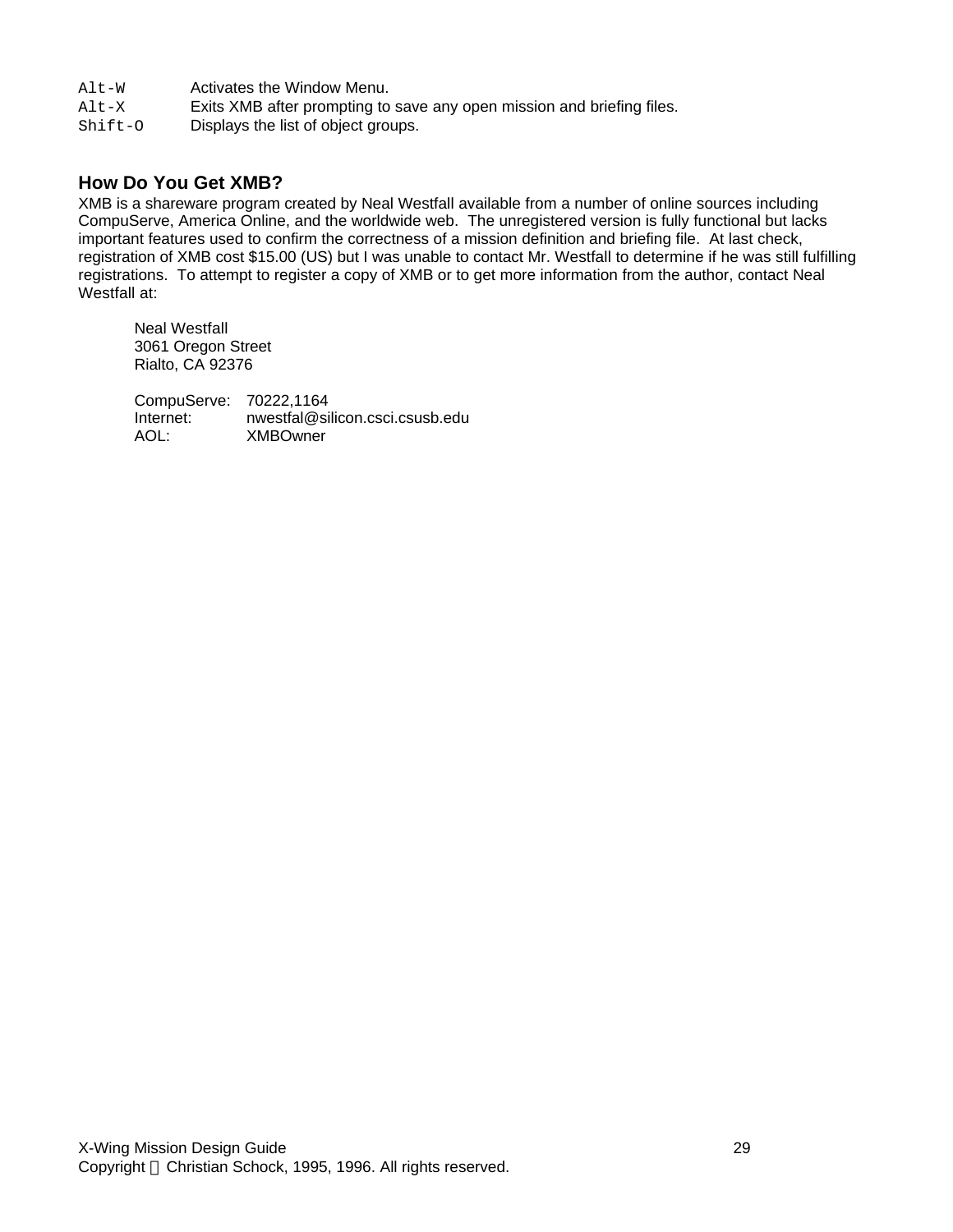| | |
|---|---|
| `Alt-W` | Activates the Window Menu. |
| `Alt-X` | Exits XMB after prompting to save any open mission and briefing files. |
| `Shift-O` | Displays the list of object groups. |

### How Do You Get XMB?

XMB is a shareware program created by Neal Westfall available from a number of online sources including CompuServe, America Online, and the worldwide web. The unregistered version is fully functional but lacks important features used to confirm the correctness of a mission definition and briefing file. At last check, registration of XMB cost $15.00 (US) but I was unable to contact Mr. Westfall to determine if he was still fulfilling registrations. To attempt to register a copy of XMB or to get more information from the author, contact Neal Westfall at:

> Neal Westfall
> 3061 Oregon Street
> Rialto, CA 92376
>
> CompuServe: 70222,1164
> Internet: nwestfal@silicon.csci.csusb.edu
> AOL: XMBOwner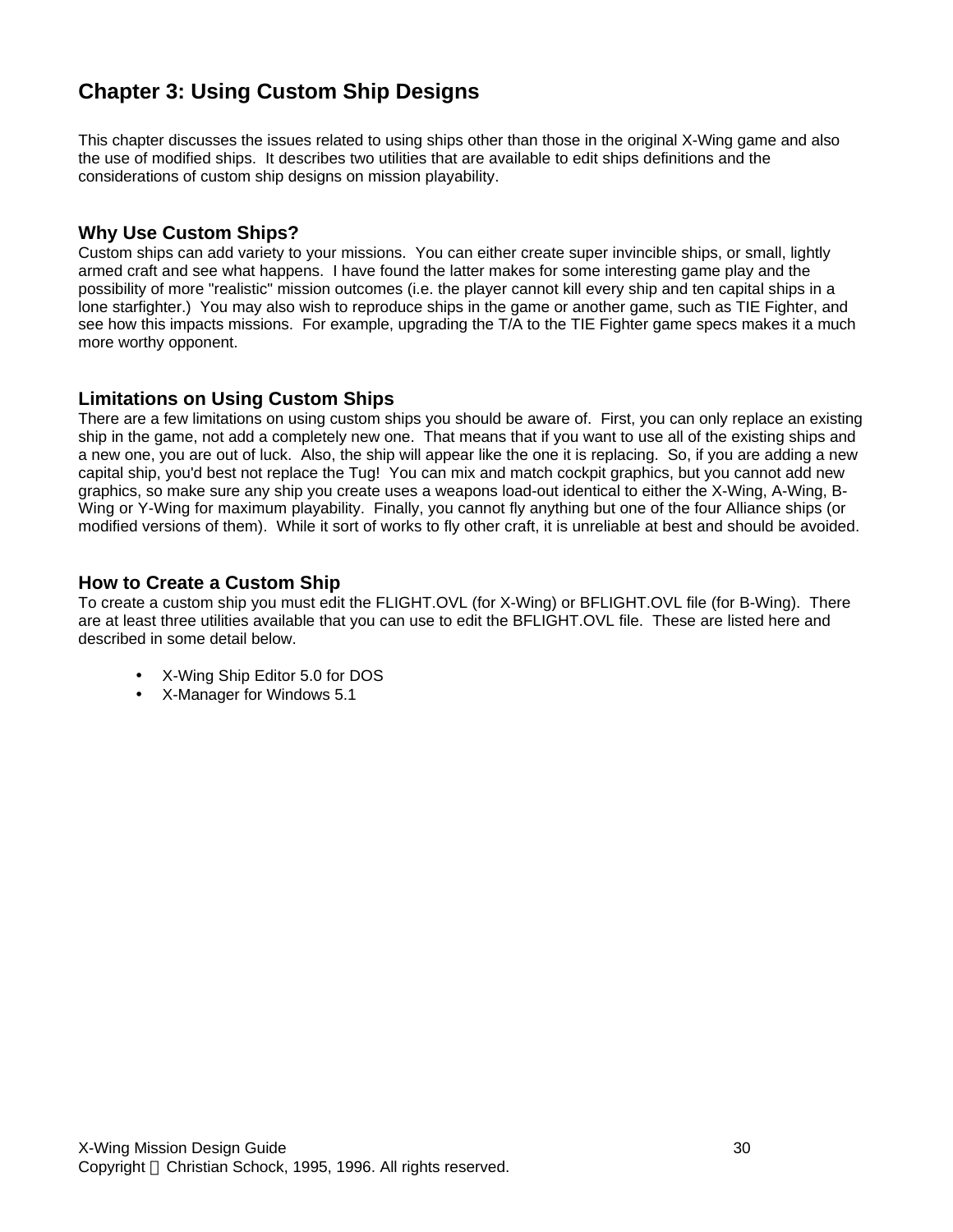## Chapter 3: Using Custom Ship Designs

This chapter discusses the issues related to using ships other than those in the original X-Wing game and also the use of modified ships. It describes two utilities that are available to edit ships definitions and the considerations of custom ship designs on mission playability.

### Why Use Custom Ships?

Custom ships can add variety to your missions. You can either create super invincible ships, or small, lightly armed craft and see what happens. I have found the latter makes for some interesting game play and the possibility of more "realistic" mission outcomes (i.e. the player cannot kill every ship and ten capital ships in a lone starfighter.) You may also wish to reproduce ships in the game or another game, such as TIE Fighter, and see how this impacts missions. For example, upgrading the T/A to the TIE Fighter game specs makes it a much more worthy opponent.

### Limitations on Using Custom Ships

There are a few limitations on using custom ships you should be aware of. First, you can only replace an existing ship in the game, not add a completely new one. That means that if you want to use all of the existing ships and a new one, you are out of luck. Also, the ship will appear like the one it is replacing. So, if you are adding a new capital ship, you'd best not replace the Tug! You can mix and match cockpit graphics, but you cannot add new graphics, so make sure any ship you create uses a weapons load-out identical to either the X-Wing, A-Wing, B-Wing or Y-Wing for maximum playability. Finally, you cannot fly anything but one of the four Alliance ships (or modified versions of them). While it sort of works to fly other craft, it is unreliable at best and should be avoided.

### How to Create a Custom Ship

To create a custom ship you must edit the FLIGHT.OVL (for X-Wing) or BFLIGHT.OVL file (for B-Wing). There are at least three utilities available that you can use to edit the BFLIGHT.OVL file. These are listed here and described in some detail below.

- X-Wing Ship Editor 5.0 for DOS
- X-Manager for Windows 5.1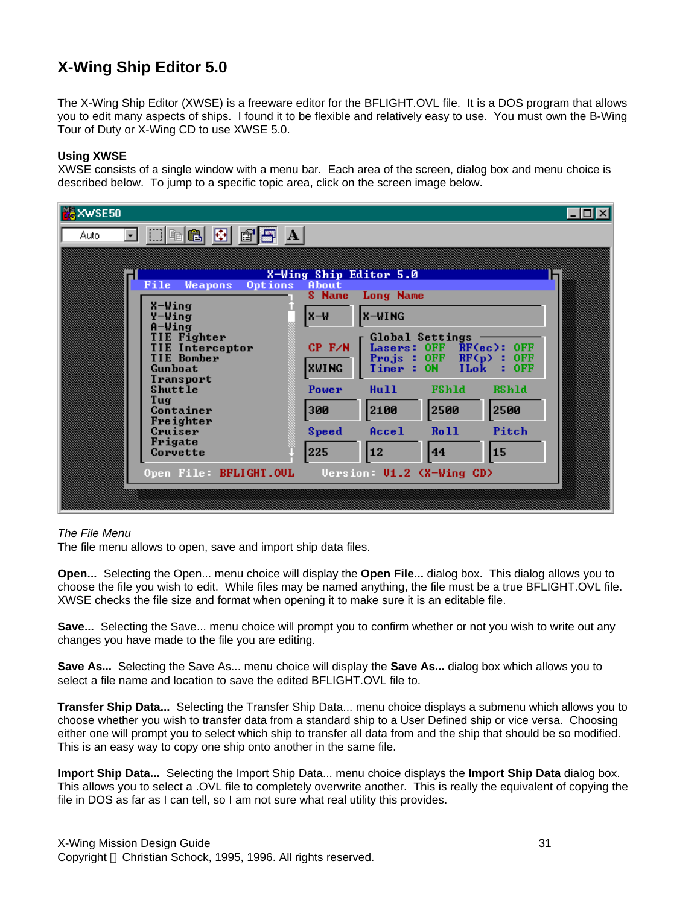# X-Wing Ship Editor 5.0

The X-Wing Ship Editor (XWSE) is a freeware editor for the BFLIGHT.OVL file. It is a DOS program that allows you to edit many aspects of ships. I found it to be flexible and relatively easy to use. You must own the B-Wing Tour of Duty or X-Wing CD to use XWSE 5.0.

**Using XWSE**

XWSE consists of a single window with a menu bar. Each area of the screen, dialog box and menu choice is described below. To jump to a specific topic area, click on the screen image below.

*The File Menu*

The file menu allows to open, save and import ship data files.

**Open...** Selecting the Open... menu choice will display the **Open File...** dialog box. This dialog allows you to choose the file you wish to edit. While files may be named anything, the file must be a true BFLIGHT.OVL file. XWSE checks the file size and format when opening it to make sure it is an editable file.

**Save...** Selecting the Save... menu choice will prompt you to confirm whether or not you wish to write out any changes you have made to the file you are editing.

**Save As...** Selecting the Save As... menu choice will display the **Save As...** dialog box which allows you to select a file name and location to save the edited BFLIGHT.OVL file to.

**Transfer Ship Data...** Selecting the Transfer Ship Data... menu choice displays a submenu which allows you to choose whether you wish to transfer data from a standard ship to a User Defined ship or vice versa. Choosing either one will prompt you to select which ship to transfer all data from and the ship that should be so modified. This is an easy way to copy one ship onto another in the same file.

**Import Ship Data...** Selecting the Import Ship Data... menu choice displays the **Import Ship Data** dialog box. This allows you to select a .OVL file to completely overwrite another. This is really the equivalent of copying the file in DOS as far as I can tell, so I am not sure what real utility this provides.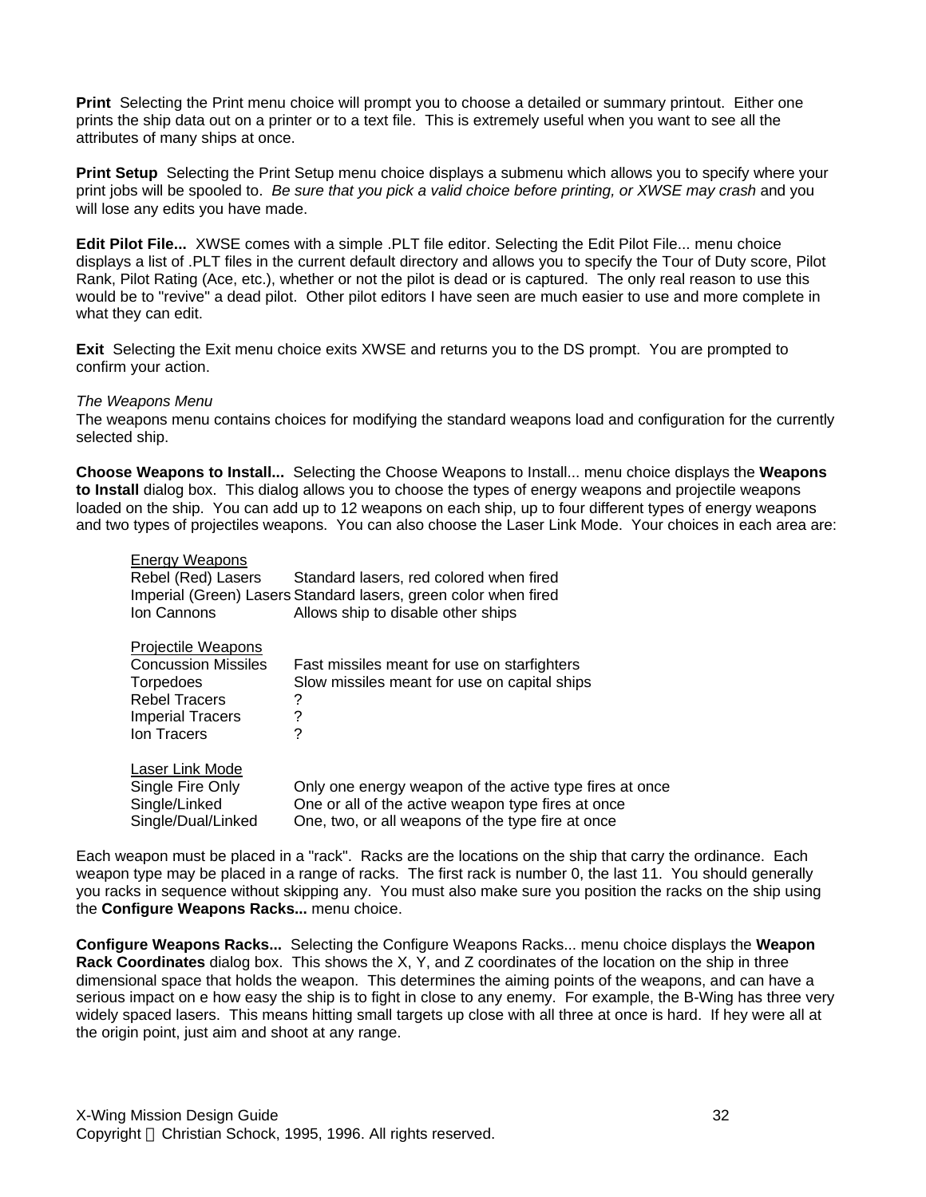**Print** Selecting the Print menu choice will prompt you to choose a detailed or summary printout. Either one prints the ship data out on a printer or to a text file. This is extremely useful when you want to see all the attributes of many ships at once.

**Print Setup** Selecting the Print Setup menu choice displays a submenu which allows you to specify where your print jobs will be spooled to. *Be sure that you pick a valid choice before printing, or XWSE may crash* and you will lose any edits you have made.

**Edit Pilot File...** XWSE comes with a simple .PLT file editor. Selecting the Edit Pilot File... menu choice displays a list of .PLT files in the current default directory and allows you to specify the Tour of Duty score, Pilot Rank, Pilot Rating (Ace, etc.), whether or not the pilot is dead or is captured. The only real reason to use this would be to "revive" a dead pilot. Other pilot editors I have seen are much easier to use and more complete in what they can edit.

**Exit** Selecting the Exit menu choice exits XWSE and returns you to the DS prompt. You are prompted to confirm your action.

*The Weapons Menu*

The weapons menu contains choices for modifying the standard weapons load and configuration for the currently selected ship.

**Choose Weapons to Install...** Selecting the Choose Weapons to Install... menu choice displays the **Weapons to Install** dialog box. This dialog allows you to choose the types of energy weapons and projectile weapons loaded on the ship. You can add up to 12 weapons on each ship, up to four different types of energy weapons and two types of projectiles weapons. You can also choose the Laser Link Mode. Your choices in each area are:

| <u>Energy Weapons</u> | |
|---|---|
| Rebel (Red) Lasers | Standard lasers, red colored when fired |
| Imperial (Green) Lasers | Standard lasers, green color when fired |
| Ion Cannons | Allows ship to disable other ships |

| <u>Projectile Weapons</u> | |
|---|---|
| Concussion Missiles | Fast missiles meant for use on starfighters |
| Torpedoes | Slow missiles meant for use on capital ships |
| Rebel Tracers | ? |
| Imperial Tracers | ? |
| Ion Tracers | ? |

| <u>Laser Link Mode</u> | |
|---|---|
| Single Fire Only | Only one energy weapon of the active type fires at once |
| Single/Linked | One or all of the active weapon type fires at once |
| Single/Dual/Linked | One, two, or all weapons of the type fire at once |

Each weapon must be placed in a "rack". Racks are the locations on the ship that carry the ordinance. Each weapon type may be placed in a range of racks. The first rack is number 0, the last 11. You should generally you racks in sequence without skipping any. You must also make sure you position the racks on the ship using the **Configure Weapons Racks...** menu choice.

**Configure Weapons Racks...** Selecting the Configure Weapons Racks... menu choice displays the **Weapon Rack Coordinates** dialog box. This shows the X, Y, and Z coordinates of the location on the ship in three dimensional space that holds the weapon. This determines the aiming points of the weapons, and can have a serious impact on e how easy the ship is to fight in close to any enemy. For example, the B-Wing has three very widely spaced lasers. This means hitting small targets up close with all three at once is hard. If hey were all at the origin point, just aim and shoot at any range.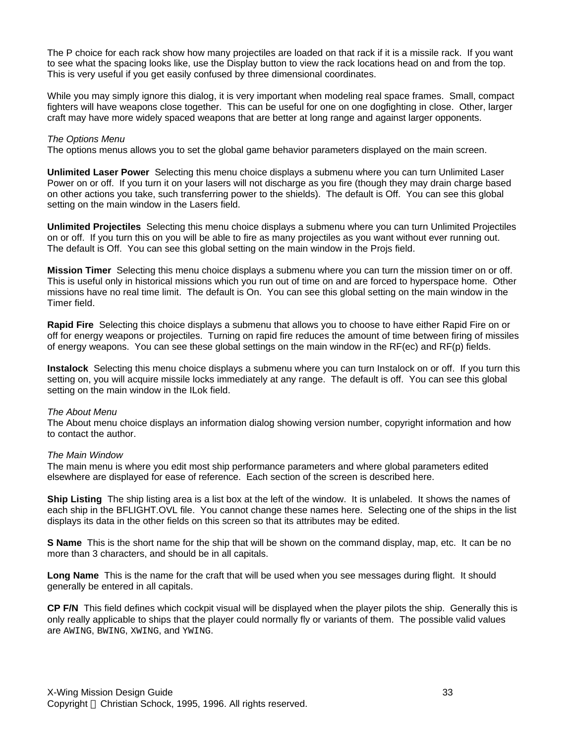The P choice for each rack show how many projectiles are loaded on that rack if it is a missile rack. If you want to see what the spacing looks like, use the Display button to view the rack locations head on and from the top. This is very useful if you get easily confused by three dimensional coordinates.

While you may simply ignore this dialog, it is very important when modeling real space frames. Small, compact fighters will have weapons close together. This can be useful for one on one dogfighting in close. Other, larger craft may have more widely spaced weapons that are better at long range and against larger opponents.

*The Options Menu*
The options menus allows you to set the global game behavior parameters displayed on the main screen.

**Unlimited Laser Power** Selecting this menu choice displays a submenu where you can turn Unlimited Laser Power on or off. If you turn it on your lasers will not discharge as you fire (though they may drain charge based on other actions you take, such transferring power to the shields). The default is Off. You can see this global setting on the main window in the Lasers field.

**Unlimited Projectiles** Selecting this menu choice displays a submenu where you can turn Unlimited Projectiles on or off. If you turn this on you will be able to fire as many projectiles as you want without ever running out. The default is Off. You can see this global setting on the main window in the Projs field.

**Mission Timer** Selecting this menu choice displays a submenu where you can turn the mission timer on or off. This is useful only in historical missions which you run out of time on and are forced to hyperspace home. Other missions have no real time limit. The default is On. You can see this global setting on the main window in the Timer field.

**Rapid Fire** Selecting this choice displays a submenu that allows you to choose to have either Rapid Fire on or off for energy weapons or projectiles. Turning on rapid fire reduces the amount of time between firing of missiles of energy weapons. You can see these global settings on the main window in the RF(ec) and RF(p) fields.

**Instalock** Selecting this menu choice displays a submenu where you can turn Instalock on or off. If you turn this setting on, you will acquire missile locks immediately at any range. The default is off. You can see this global setting on the main window in the ILok field.

*The About Menu*
The About menu choice displays an information dialog showing version number, copyright information and how to contact the author.

*The Main Window*
The main menu is where you edit most ship performance parameters and where global parameters edited elsewhere are displayed for ease of reference. Each section of the screen is described here.

**Ship Listing** The ship listing area is a list box at the left of the window. It is unlabeled. It shows the names of each ship in the BFLIGHT.OVL file. You cannot change these names here. Selecting one of the ships in the list displays its data in the other fields on this screen so that its attributes may be edited.

**S Name** This is the short name for the ship that will be shown on the command display, map, etc. It can be no more than 3 characters, and should be in all capitals.

**Long Name** This is the name for the craft that will be used when you see messages during flight. It should generally be entered in all capitals.

**CP F/N** This field defines which cockpit visual will be displayed when the player pilots the ship. Generally this is only really applicable to ships that the player could normally fly or variants of them. The possible valid values are `AWING`, `BWING`, `XWING`, and `YWING`.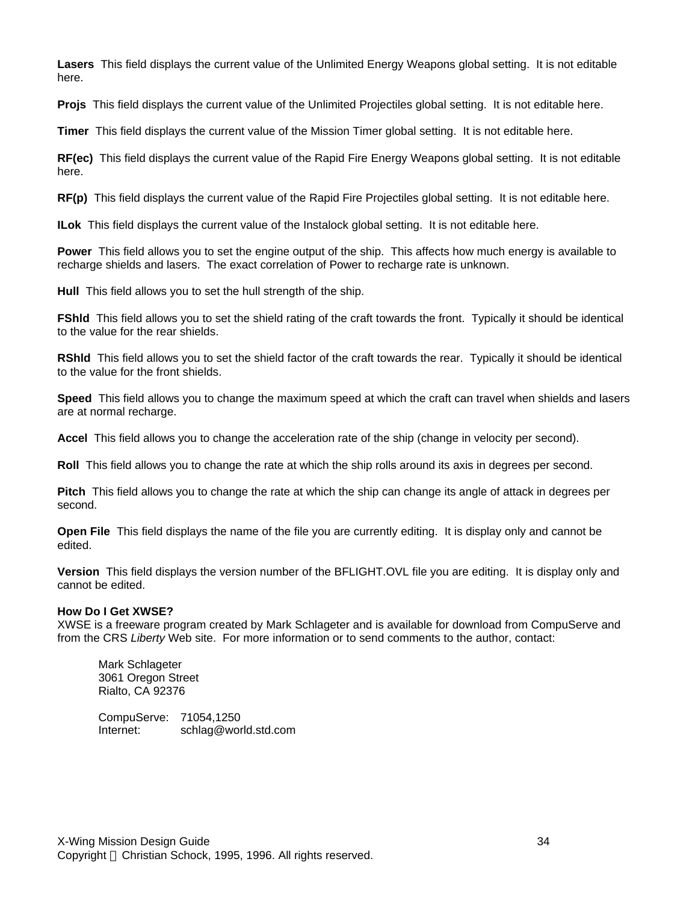**Lasers** This field displays the current value of the Unlimited Energy Weapons global setting. It is not editable here.

**Projs** This field displays the current value of the Unlimited Projectiles global setting. It is not editable here.

**Timer** This field displays the current value of the Mission Timer global setting. It is not editable here.

**RF(ec)** This field displays the current value of the Rapid Fire Energy Weapons global setting. It is not editable here.

**RF(p)** This field displays the current value of the Rapid Fire Projectiles global setting. It is not editable here.

**ILok** This field displays the current value of the Instalock global setting. It is not editable here.

**Power** This field allows you to set the engine output of the ship. This affects how much energy is available to recharge shields and lasers. The exact correlation of Power to recharge rate is unknown.

**Hull** This field allows you to set the hull strength of the ship.

**FShld** This field allows you to set the shield rating of the craft towards the front. Typically it should be identical to the value for the rear shields.

**RShld** This field allows you to set the shield factor of the craft towards the rear. Typically it should be identical to the value for the front shields.

**Speed** This field allows you to change the maximum speed at which the craft can travel when shields and lasers are at normal recharge.

**Accel** This field allows you to change the acceleration rate of the ship (change in velocity per second).

**Roll** This field allows you to change the rate at which the ship rolls around its axis in degrees per second.

**Pitch** This field allows you to change the rate at which the ship can change its angle of attack in degrees per second.

**Open File** This field displays the name of the file you are currently editing. It is display only and cannot be edited.

**Version** This field displays the version number of the BFLIGHT.OVL file you are editing. It is display only and cannot be edited.

**How Do I Get XWSE?**

XWSE is a freeware program created by Mark Schlageter and is available for download from CompuServe and from the CRS *Liberty* Web site. For more information or to send comments to the author, contact:

Mark Schlageter
3061 Oregon Street
Rialto, CA 92376

CompuServe: 71054,1250
Internet: schlag@world.std.com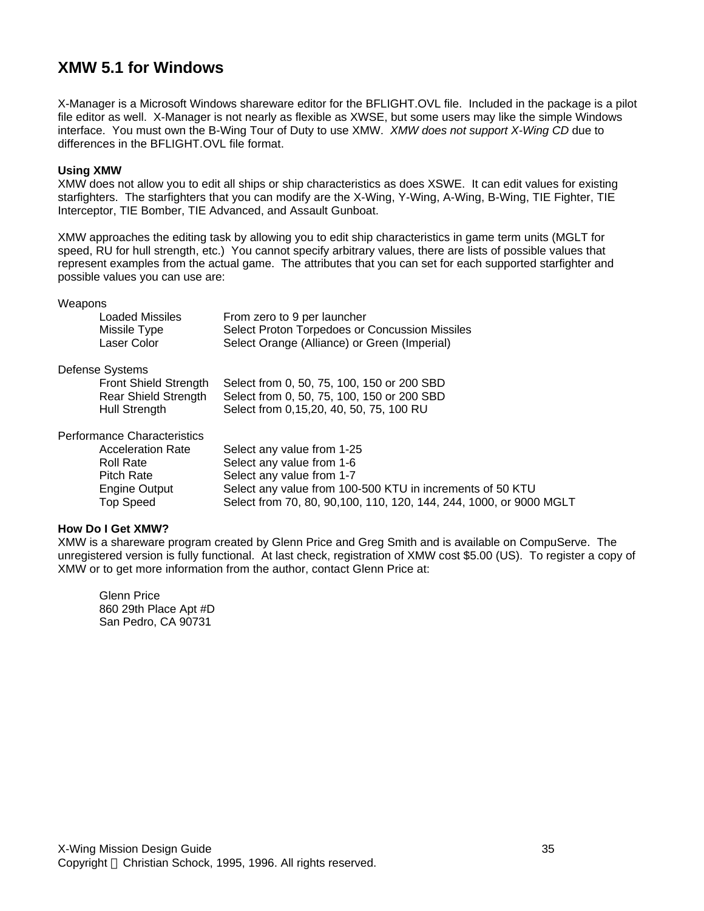## XMW 5.1 for Windows

X-Manager is a Microsoft Windows shareware editor for the BFLIGHT.OVL file. Included in the package is a pilot file editor as well. X-Manager is not nearly as flexible as XWSE, but some users may like the simple Windows interface. You must own the B-Wing Tour of Duty to use XMW. *XMW does not support X-Wing CD* due to differences in the BFLIGHT.OVL file format.

**Using XMW**

XMW does not allow you to edit all ships or ship characteristics as does XSWE. It can edit values for existing starfighters. The starfighters that you can modify are the X-Wing, Y-Wing, A-Wing, B-Wing, TIE Fighter, TIE Interceptor, TIE Bomber, TIE Advanced, and Assault Gunboat.

XMW approaches the editing task by allowing you to edit ship characteristics in game term units (MGLT for speed, RU for hull strength, etc.) You cannot specify arbitrary values, there are lists of possible values that represent examples from the actual game. The attributes that you can set for each supported starfighter and possible values you can use are:

Weapons

| | |
|---|---|
| Loaded Missiles | From zero to 9 per launcher |
| Missile Type | Select Proton Torpedoes or Concussion Missiles |
| Laser Color | Select Orange (Alliance) or Green (Imperial) |

Defense Systems

| | |
|---|---|
| Front Shield Strength | Select from 0, 50, 75, 100, 150 or 200 SBD |
| Rear Shield Strength | Select from 0, 50, 75, 100, 150 or 200 SBD |
| Hull Strength | Select from 0,15,20, 40, 50, 75, 100 RU |

Performance Characteristics

| | |
|---|---|
| Acceleration Rate | Select any value from 1-25 |
| Roll Rate | Select any value from 1-6 |
| Pitch Rate | Select any value from 1-7 |
| Engine Output | Select any value from 100-500 KTU in increments of 50 KTU |
| Top Speed | Select from 70, 80, 90,100, 110, 120, 144, 244, 1000, or 9000 MGLT |

**How Do I Get XMW?**

XMW is a shareware program created by Glenn Price and Greg Smith and is available on CompuServe. The unregistered version is fully functional. At last check, registration of XMW cost $5.00 (US). To register a copy of XMW or to get more information from the author, contact Glenn Price at:

Glenn Price
860 29th Place Apt #D
San Pedro, CA 90731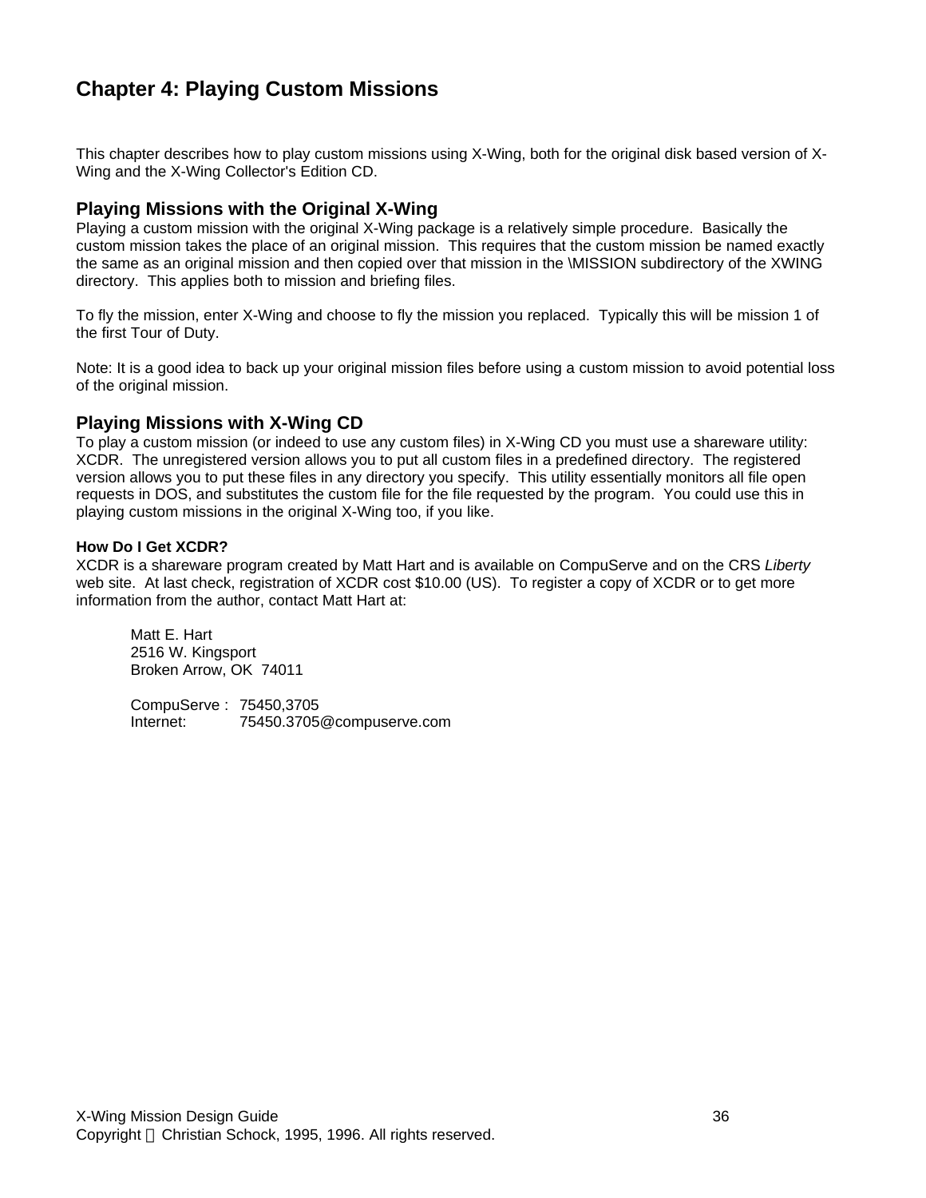# Chapter 4: Playing Custom Missions

This chapter describes how to play custom missions using X-Wing, both for the original disk based version of X-Wing and the X-Wing Collector's Edition CD.

## Playing Missions with the Original X-Wing

Playing a custom mission with the original X-Wing package is a relatively simple procedure. Basically the custom mission takes the place of an original mission. This requires that the custom mission be named exactly the same as an original mission and then copied over that mission in the \MISSION subdirectory of the XWING directory. This applies both to mission and briefing files.

To fly the mission, enter X-Wing and choose to fly the mission you replaced. Typically this will be mission 1 of the first Tour of Duty.

Note: It is a good idea to back up your original mission files before using a custom mission to avoid potential loss of the original mission.

## Playing Missions with X-Wing CD

To play a custom mission (or indeed to use any custom files) in X-Wing CD you must use a shareware utility: XCDR. The unregistered version allows you to put all custom files in a predefined directory. The registered version allows you to put these files in any directory you specify. This utility essentially monitors all file open requests in DOS, and substitutes the custom file for the file requested by the program. You could use this in playing custom missions in the original X-Wing too, if you like.

### How Do I Get XCDR?

XCDR is a shareware program created by Matt Hart and is available on CompuServe and on the CRS *Liberty* web site. At last check, registration of XCDR cost $10.00 (US). To register a copy of XCDR or to get more information from the author, contact Matt Hart at:

> Matt E. Hart
> 2516 W. Kingsport
> Broken Arrow, OK 74011
>
> CompuServe : 75450,3705
> Internet: 75450.3705@compuserve.com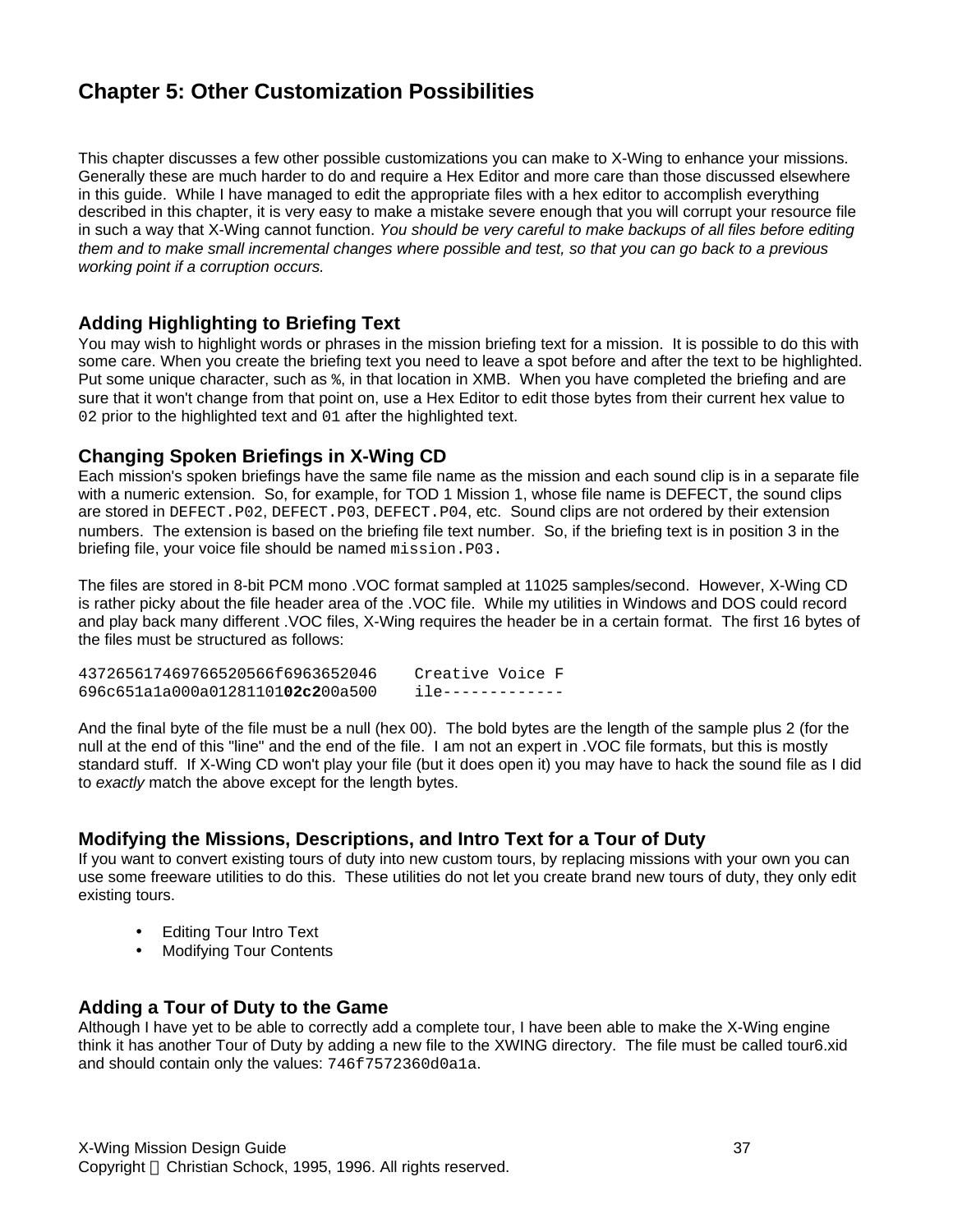# Chapter 5: Other Customization Possibilities

This chapter discusses a few other possible customizations you can make to X-Wing to enhance your missions. Generally these are much harder to do and require a Hex Editor and more care than those discussed elsewhere in this guide. While I have managed to edit the appropriate files with a hex editor to accomplish everything described in this chapter, it is very easy to make a mistake severe enough that you will corrupt your resource file in such a way that X-Wing cannot function. *You should be very careful to make backups of all files before editing them and to make small incremental changes where possible and test, so that you can go back to a previous working point if a corruption occurs.*

## Adding Highlighting to Briefing Text

You may wish to highlight words or phrases in the mission briefing text for a mission. It is possible to do this with some care. When you create the briefing text you need to leave a spot before and after the text to be highlighted. Put some unique character, such as `%`, in that location in XMB. When you have completed the briefing and are sure that it won't change from that point on, use a Hex Editor to edit those bytes from their current hex value to `02` prior to the highlighted text and `01` after the highlighted text.

## Changing Spoken Briefings in X-Wing CD

Each mission's spoken briefings have the same file name as the mission and each sound clip is in a separate file with a numeric extension. So, for example, for TOD 1 Mission 1, whose file name is DEFECT, the sound clips are stored in `DEFECT.P02`, `DEFECT.P03`, `DEFECT.P04`, etc. Sound clips are not ordered by their extension numbers. The extension is based on the briefing file text number. So, if the briefing text is in position 3 in the briefing file, your voice file should be named `mission.P03.`

The files are stored in 8-bit PCM mono .VOC format sampled at 11025 samples/second. However, X-Wing CD is rather picky about the file header area of the .VOC file. While my utilities in Windows and DOS could record and play back many different .VOC files, X-Wing requires the header be in a certain format. The first 16 bytes of the files must be structured as follows:

```
437265617469766520566f6963652046    Creative Voice F
696c651a1a000a01281101O2c200a500    ile-------------
```

And the final byte of the file must be a null (hex 00). The bold bytes are the length of the sample plus 2 (for the null at the end of this "line" and the end of the file. I am not an expert in .VOC file formats, but this is mostly standard stuff. If X-Wing CD won't play your file (but it does open it) you may have to hack the sound file as I did to *exactly* match the above except for the length bytes.

## Modifying the Missions, Descriptions, and Intro Text for a Tour of Duty

If you want to convert existing tours of duty into new custom tours, by replacing missions with your own you can use some freeware utilities to do this. These utilities do not let you create brand new tours of duty, they only edit existing tours.

- Editing Tour Intro Text
- Modifying Tour Contents

## Adding a Tour of Duty to the Game

Although I have yet to be able to correctly add a complete tour, I have been able to make the X-Wing engine think it has another Tour of Duty by adding a new file to the XWING directory. The file must be called tour6.xid and should contain only the values: `746f7572360d0a1a`.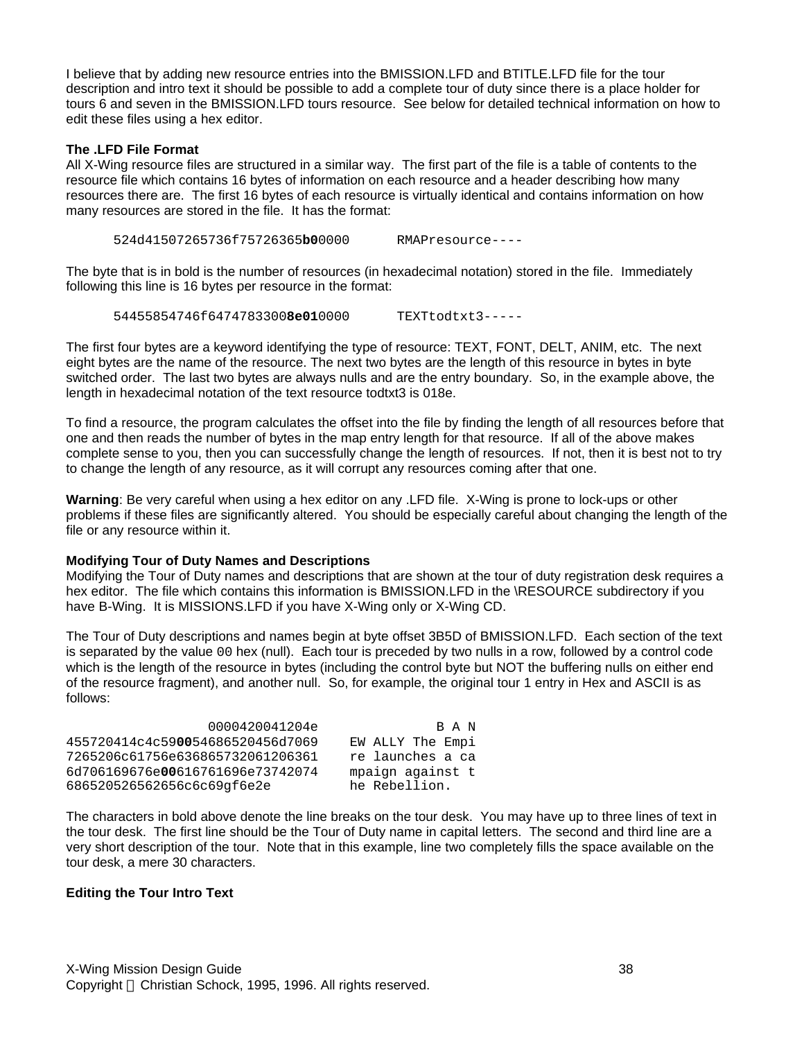I believe that by adding new resource entries into the BMISSION.LFD and BTITLE.LFD file for the tour description and intro text it should be possible to add a complete tour of duty since there is a place holder for tours 6 and seven in the BMISSION.LFD tours resource. See below for detailed technical information on how to edit these files using a hex editor.

**The .LFD File Format**

All X-Wing resource files are structured in a similar way. The first part of the file is a table of contents to the resource file which contains 16 bytes of information on each resource and a header describing how many resources there are. The first 16 bytes of each resource is virtually identical and contains information on how many resources are stored in the file. It has the format:

```
524d41507265736f75726365b00000      RMAPresource----
```

The byte that is in bold is the number of resources (in hexadecimal notation) stored in the file. Immediately following this line is 16 bytes per resource in the format:

```
54455854746f64747874338e010000      TEXTtodtxt3-----
```

The first four bytes are a keyword identifying the type of resource: TEXT, FONT, DELT, ANIM, etc. The next eight bytes are the name of the resource. The next two bytes are the length of this resource in bytes in byte switched order. The last two bytes are always nulls and are the entry boundary. So, in the example above, the length in hexadecimal notation of the text resource todtxt3 is 018e.

To find a resource, the program calculates the offset into the file by finding the length of all resources before that one and then reads the number of bytes in the map entry length for that resource. If all of the above makes complete sense to you, then you can successfully change the length of resources. If not, then it is best not to try to change the length of any resource, as it will corrupt any resources coming after that one.

**Warning**: Be very careful when using a hex editor on any .LFD file. X-Wing is prone to lock-ups or other problems if these files are significantly altered. You should be especially careful about changing the length of the file or any resource within it.

**Modifying Tour of Duty Names and Descriptions**

Modifying the Tour of Duty names and descriptions that are shown at the tour of duty registration desk requires a hex editor. The file which contains this information is BMISSION.LFD in the \RESOURCE subdirectory if you have B-Wing. It is MISSIONS.LFD if you have X-Wing only or X-Wing CD.

The Tour of Duty descriptions and names begin at byte offset 3B5D of BMISSION.LFD. Each section of the text is separated by the value `00` hex (null). Each tour is preceded by two nulls in a row, followed by a control code which is the length of the resource in bytes (including the control byte but NOT the buffering nulls on either end of the resource fragment), and another null. So, for example, the original tour 1 entry in Hex and ASCII is as follows:

```
                  0000420041204e              B A N
455720414c4c590054686520456d7069    EW ALLY The Empi
7265206c61756e636865732061206361    re launches a ca
6d706169676e0061676169e73742074     mpaign against t
686520526562656c6c69gf6e2e          he Rebellion.
```

The characters in bold above denote the line breaks on the tour desk. You may have up to three lines of text in the tour desk. The first line should be the Tour of Duty name in capital letters. The second and third line are a very short description of the tour. Note that in this example, line two completely fills the space available on the tour desk, a mere 30 characters.

**Editing the Tour Intro Text**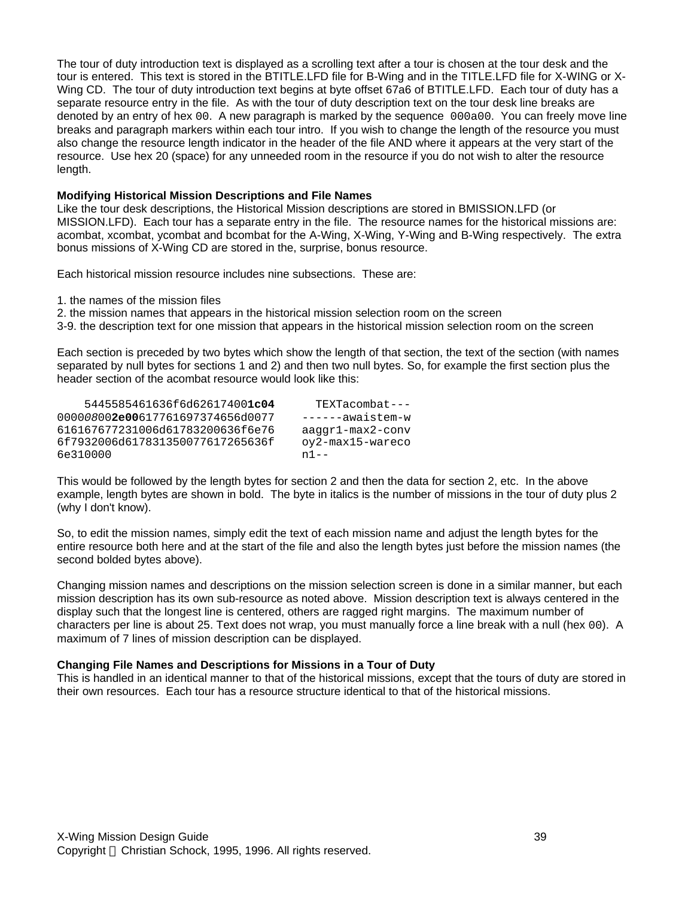The tour of duty introduction text is displayed as a scrolling text after a tour is chosen at the tour desk and the tour is entered. This text is stored in the BTITLE.LFD file for B-Wing and in the TITLE.LFD file for X-WING or X-Wing CD. The tour of duty introduction text begins at byte offset 67a6 of BTITLE.LFD. Each tour of duty has a separate resource entry in the file. As with the tour of duty description text on the tour desk line breaks are denoted by an entry of hex `00`. A new paragraph is marked by the sequence `000a00`. You can freely move line breaks and paragraph markers within each tour intro. If you wish to change the length of the resource you must also change the resource length indicator in the header of the file AND where it appears at the very start of the resource. Use hex 20 (space) for any unneeded room in the resource if you do not wish to alter the resource length.

**Modifying Historical Mission Descriptions and File Names**

Like the tour desk descriptions, the Historical Mission descriptions are stored in BMISSION.LFD (or MISSION.LFD). Each tour has a separate entry in the file. The resource names for the historical missions are: acombat, xcombat, ycombat and bcombat for the A-Wing, X-Wing, Y-Wing and B-Wing respectively. The extra bonus missions of X-Wing CD are stored in the, surprise, bonus resource.

Each historical mission resource includes nine subsections. These are:

1. the names of the mission files
2. the mission names that appears in the historical mission selection room on the screen
3-9. the description text for one mission that appears in the historical mission selection room on the screen

Each section is preceded by two bytes which show the length of that section, the text of the section (with names separated by null bytes for sections 1 and 2) and then two null bytes. So, for example the first section plus the header section of the acombat resource would look like this:

```
    5445585461636f6d6261740​01c04      TEXTacombat---
0000080002e00617761697374656d0077    ------awaistem-w
616167677231006d61783200636f6e76    aaggr1-max2-conv
6f7932006d617831350077617265636f    oy2-max15-wareco
6e310000                            n1--
```

This would be followed by the length bytes for section 2 and then the data for section 2, etc. In the above example, length bytes are shown in bold. The byte in italics is the number of missions in the tour of duty plus 2 (why I don't know).

So, to edit the mission names, simply edit the text of each mission name and adjust the length bytes for the entire resource both here and at the start of the file and also the length bytes just before the mission names (the second bolded bytes above).

Changing mission names and descriptions on the mission selection screen is done in a similar manner, but each mission description has its own sub-resource as noted above. Mission description text is always centered in the display such that the longest line is centered, others are ragged right margins. The maximum number of characters per line is about 25. Text does not wrap, you must manually force a line break with a null (hex `00`). A maximum of 7 lines of mission description can be displayed.

**Changing File Names and Descriptions for Missions in a Tour of Duty**

This is handled in an identical manner to that of the historical missions, except that the tours of duty are stored in their own resources. Each tour has a resource structure identical to that of the historical missions.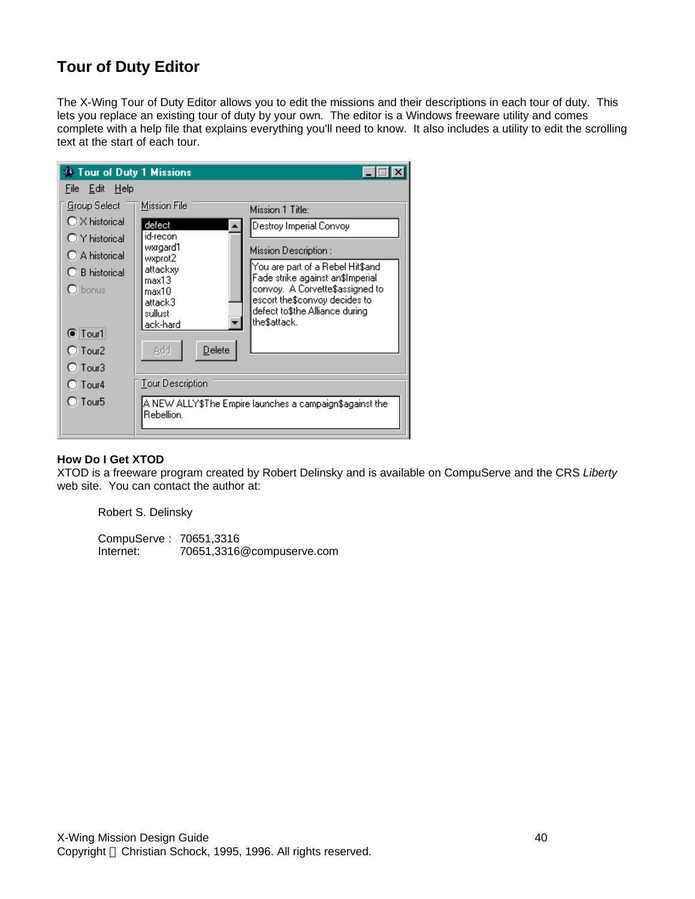## Tour of Duty Editor

The X-Wing Tour of Duty Editor allows you to edit the missions and their descriptions in each tour of duty. This lets you replace an existing tour of duty by your own. The editor is a Windows freeware utility and comes complete with a help file that explains everything you'll need to know. It also includes a utility to edit the scrolling text at the start of each tour.

**How Do I Get XTOD**

XTOD is a freeware program created by Robert Delinsky and is available on CompuServe and the CRS *Liberty* web site. You can contact the author at:

Robert S. Delinsky

CompuServe : 70651,3316
Internet: 70651,3316@compuserve.com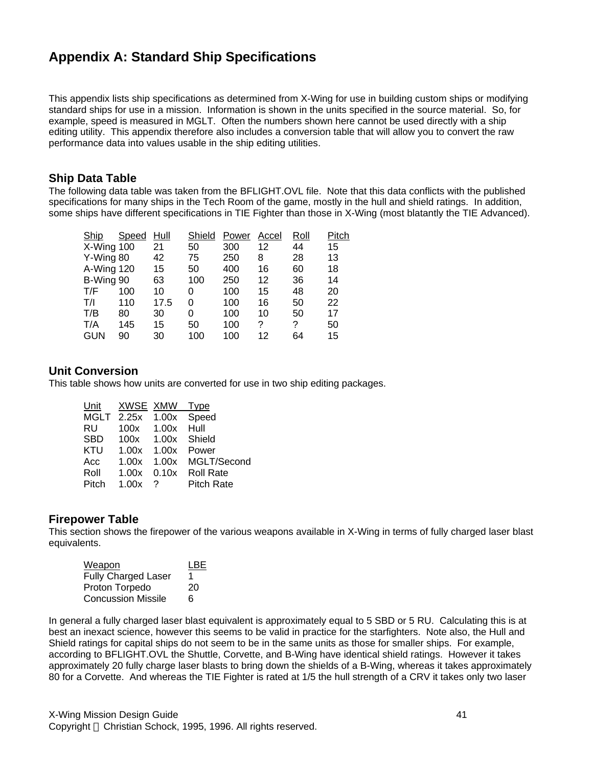# Appendix A: Standard Ship Specifications

This appendix lists ship specifications as determined from X-Wing for use in building custom ships or modifying standard ships for use in a mission. Information is shown in the units specified in the source material. So, for example, speed is measured in MGLT. Often the numbers shown here cannot be used directly with a ship editing utility. This appendix therefore also includes a conversion table that will allow you to convert the raw performance data into values usable in the ship editing utilities.

## Ship Data Table

The following data table was taken from the BFLIGHT.OVL file. Note that this data conflicts with the published specifications for many ships in the Tech Room of the game, mostly in the hull and shield ratings. In addition, some ships have different specifications in TIE Fighter than those in X-Wing (most blatantly the TIE Advanced).

| Ship | Speed | Hull | Shield | Power | Accel | Roll | Pitch |
|---|---|---|---|---|---|---|---|
| X-Wing | 100 | 21 | 50 | 300 | 12 | 44 | 15 |
| Y-Wing | 80 | 42 | 75 | 250 | 8 | 28 | 13 |
| A-Wing | 120 | 15 | 50 | 400 | 16 | 60 | 18 |
| B-Wing | 90 | 63 | 100 | 250 | 12 | 36 | 14 |
| T/F | 100 | 10 | 0 | 100 | 15 | 48 | 20 |
| T/I | 110 | 17.5 | 0 | 100 | 16 | 50 | 22 |
| T/B | 80 | 30 | 0 | 100 | 10 | 50 | 17 |
| T/A | 145 | 15 | 50 | 100 | ? | ? | 50 |
| GUN | 90 | 30 | 100 | 100 | 12 | 64 | 15 |

## Unit Conversion

This table shows how units are converted for use in two ship editing packages.

| Unit | XWSE | XMW | Type |
|---|---|---|---|
| MGLT | 2.25x | 1.00x | Speed |
| RU | 100x | 1.00x | Hull |
| SBD | 100x | 1.00x | Shield |
| KTU | 1.00x | 1.00x | Power |
| Acc | 1.00x | 1.00x | MGLT/Second |
| Roll | 1.00x | 0.10x | Roll Rate |
| Pitch | 1.00x | ? | Pitch Rate |

## Firepower Table

This section shows the firepower of the various weapons available in X-Wing in terms of fully charged laser blast equivalents.

| Weapon | LBE |
|---|---|
| Fully Charged Laser | 1 |
| Proton Torpedo | 20 |
| Concussion Missile | 6 |

In general a fully charged laser blast equivalent is approximately equal to 5 SBD or 5 RU. Calculating this is at best an inexact science, however this seems to be valid in practice for the starfighters. Note also, the Hull and Shield ratings for capital ships do not seem to be in the same units as those for smaller ships. For example, according to BFLIGHT.OVL the Shuttle, Corvette, and B-Wing have identical shield ratings. However it takes approximately 20 fully charge laser blasts to bring down the shields of a B-Wing, whereas it takes approximately 80 for a Corvette. And whereas the TIE Fighter is rated at 1/5 the hull strength of a CRV it takes only two laser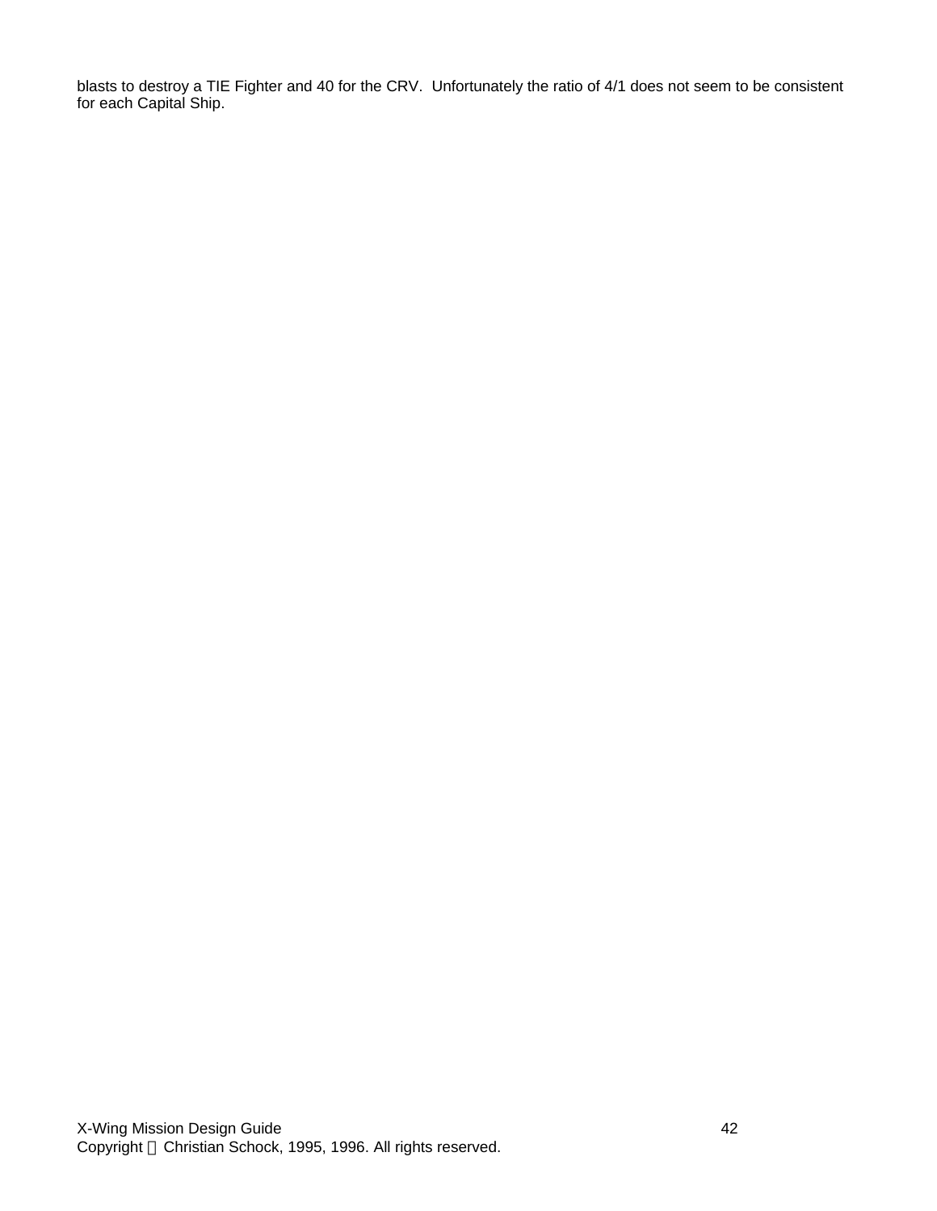blasts to destroy a TIE Fighter and 40 for the CRV. Unfortunately the ratio of 4/1 does not seem to be consistent for each Capital Ship.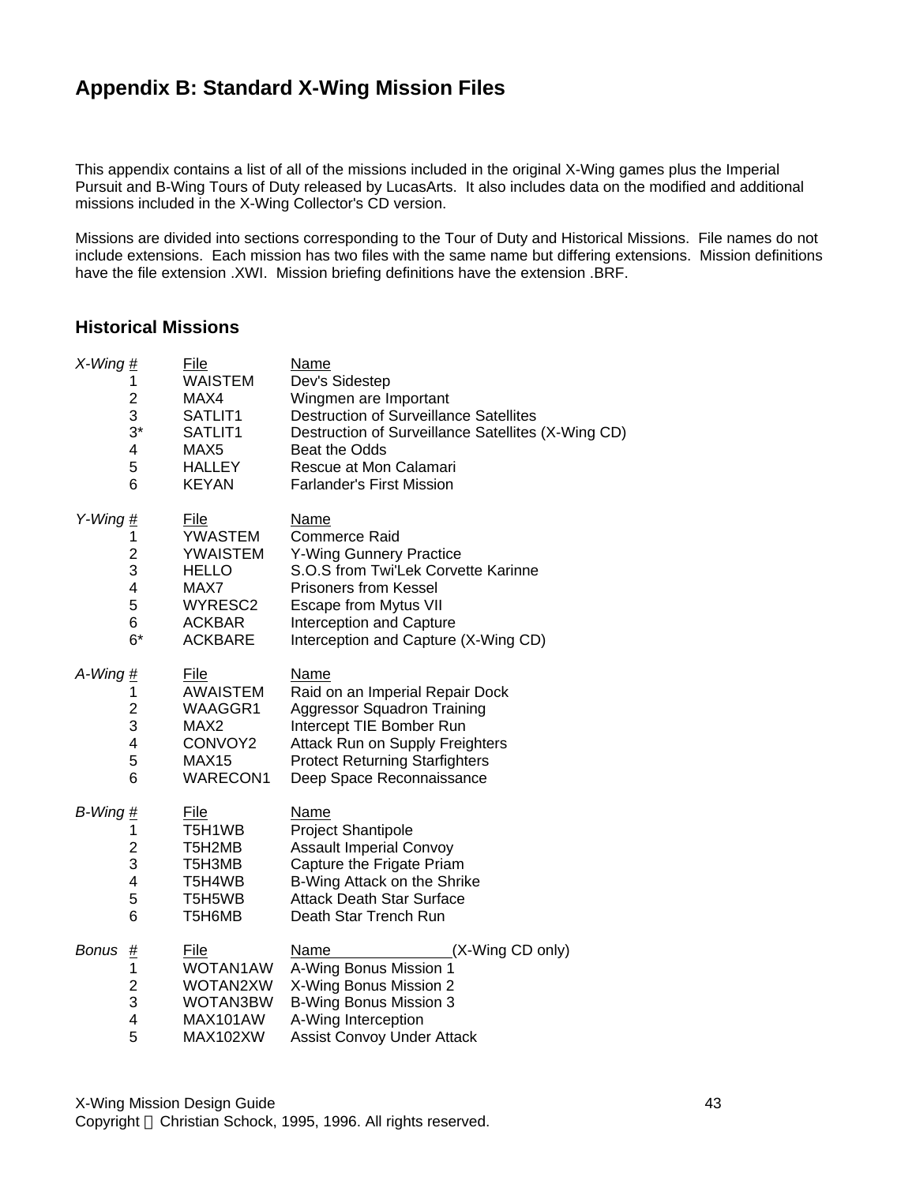## Appendix B: Standard X-Wing Mission Files

This appendix contains a list of all of the missions included in the original X-Wing games plus the Imperial Pursuit and B-Wing Tours of Duty released by LucasArts. It also includes data on the modified and additional missions included in the X-Wing Collector's CD version.

Missions are divided into sections corresponding to the Tour of Duty and Historical Missions. File names do not include extensions. Each mission has two files with the same name but differing extensions. Mission definitions have the file extension .XWI. Mission briefing definitions have the extension .BRF.

### Historical Missions

| *X-Wing* # | File | Name |
|---|---|---|
| 1 | WAISTEM | Dev's Sidestep |
| 2 | MAX4 | Wingmen are Important |
| 3 | SATLIT1 | Destruction of Surveillance Satellites |
| 3* | SATLIT1 | Destruction of Surveillance Satellites (X-Wing CD) |
| 4 | MAX5 | Beat the Odds |
| 5 | HALLEY | Rescue at Mon Calamari |
| 6 | KEYAN | Farlander's First Mission |

| *Y-Wing* # | File | Name |
|---|---|---|
| 1 | YWASTEM | Commerce Raid |
| 2 | YWAISTEM | Y-Wing Gunnery Practice |
| 3 | HELLO | S.O.S from Twi'Lek Corvette Karinne |
| 4 | MAX7 | Prisoners from Kessel |
| 5 | WYRESC2 | Escape from Mytus VII |
| 6 | ACKBAR | Interception and Capture |
| 6* | ACKBARE | Interception and Capture (X-Wing CD) |

| *A-Wing* # | File | Name |
|---|---|---|
| 1 | AWAISTEM | Raid on an Imperial Repair Dock |
| 2 | WAAGGR1 | Aggressor Squadron Training |
| 3 | MAX2 | Intercept TIE Bomber Run |
| 4 | CONVOY2 | Attack Run on Supply Freighters |
| 5 | MAX15 | Protect Returning Starfighters |
| 6 | WARECON1 | Deep Space Reconnaissance |

| *B-Wing* # | File | Name |
|---|---|---|
| 1 | T5H1WB | Project Shantipole |
| 2 | T5H2MB | Assault Imperial Convoy |
| 3 | T5H3MB | Capture the Frigate Priam |
| 4 | T5H4WB | B-Wing Attack on the Shrike |
| 5 | T5H5WB | Attack Death Star Surface |
| 6 | T5H6MB | Death Star Trench Run |

| *Bonus* # | File | Name (X-Wing CD only) |
|---|---|---|
| 1 | WOTAN1AW | A-Wing Bonus Mission 1 |
| 2 | WOTAN2XW | X-Wing Bonus Mission 2 |
| 3 | WOTAN3BW | B-Wing Bonus Mission 3 |
| 4 | MAX101AW | A-Wing Interception |
| 5 | MAX102XW | Assist Convoy Under Attack |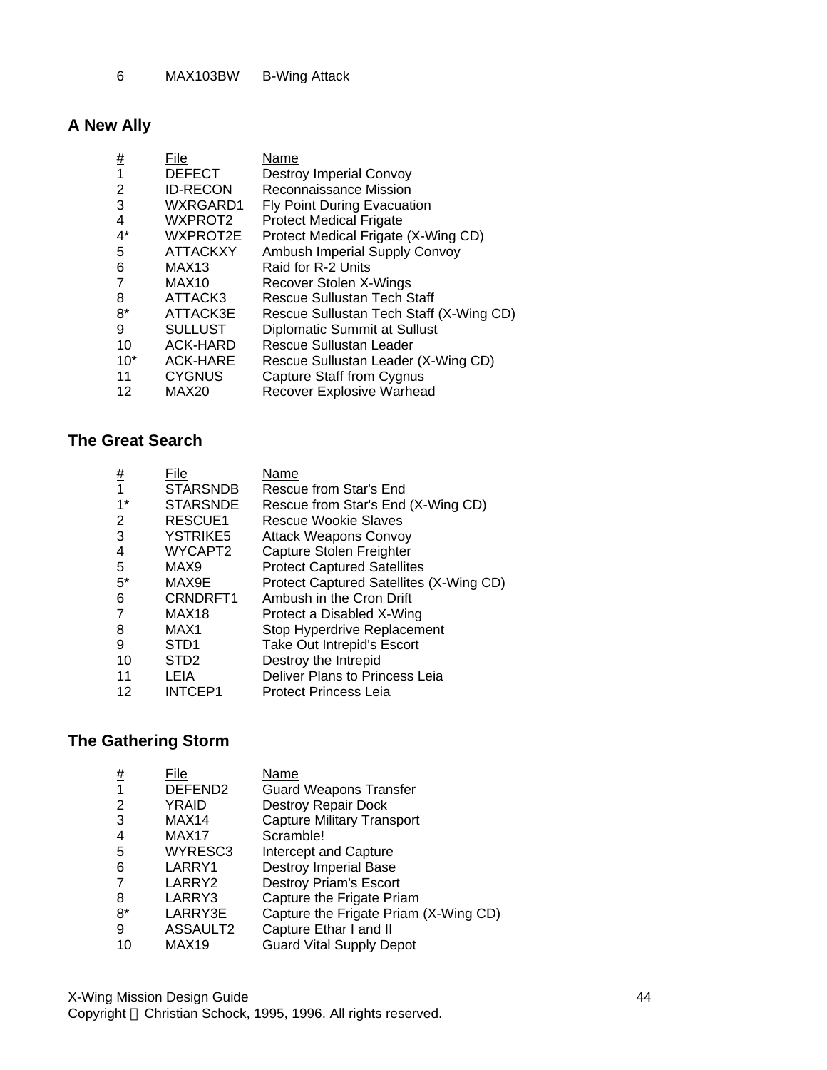| 6 | MAX103BW | B-Wing Attack |
|---|---|---|

## A New Ally

| # | File | Name |
|---|---|---|
| 1 | DEFECT | Destroy Imperial Convoy |
| 2 | ID-RECON | Reconnaissance Mission |
| 3 | WXRGARD1 | Fly Point During Evacuation |
| 4 | WXPROT2 | Protect Medical Frigate |
| 4* | WXPROT2E | Protect Medical Frigate (X-Wing CD) |
| 5 | ATTACKXY | Ambush Imperial Supply Convoy |
| 6 | MAX13 | Raid for R-2 Units |
| 7 | MAX10 | Recover Stolen X-Wings |
| 8 | ATTACK3 | Rescue Sullustan Tech Staff |
| 8* | ATTACK3E | Rescue Sullustan Tech Staff (X-Wing CD) |
| 9 | SULLUST | Diplomatic Summit at Sullust |
| 10 | ACK-HARD | Rescue Sullustan Leader |
| 10* | ACK-HARE | Rescue Sullustan Leader (X-Wing CD) |
| 11 | CYGNUS | Capture Staff from Cygnus |
| 12 | MAX20 | Recover Explosive Warhead |

## The Great Search

| # | File | Name |
|---|---|---|
| 1 | STARSNDB | Rescue from Star's End |
| 1* | STARSNDE | Rescue from Star's End (X-Wing CD) |
| 2 | RESCUE1 | Rescue Wookie Slaves |
| 3 | YSTRIKE5 | Attack Weapons Convoy |
| 4 | WYCAPT2 | Capture Stolen Freighter |
| 5 | MAX9 | Protect Captured Satellites |
| 5* | MAX9E | Protect Captured Satellites (X-Wing CD) |
| 6 | CRNDRFT1 | Ambush in the Cron Drift |
| 7 | MAX18 | Protect a Disabled X-Wing |
| 8 | MAX1 | Stop Hyperdrive Replacement |
| 9 | STD1 | Take Out Intrepid's Escort |
| 10 | STD2 | Destroy the Intrepid |
| 11 | LEIA | Deliver Plans to Princess Leia |
| 12 | INTCEP1 | Protect Princess Leia |

## The Gathering Storm

| # | File | Name |
|---|---|---|
| 1 | DEFEND2 | Guard Weapons Transfer |
| 2 | YRAID | Destroy Repair Dock |
| 3 | MAX14 | Capture Military Transport |
| 4 | MAX17 | Scramble! |
| 5 | WYRESC3 | Intercept and Capture |
| 6 | LARRY1 | Destroy Imperial Base |
| 7 | LARRY2 | Destroy Priam's Escort |
| 8 | LARRY3 | Capture the Frigate Priam |
| 8* | LARRY3E | Capture the Frigate Priam (X-Wing CD) |
| 9 | ASSAULT2 | Capture Ethar I and II |
| 10 | MAX19 | Guard Vital Supply Depot |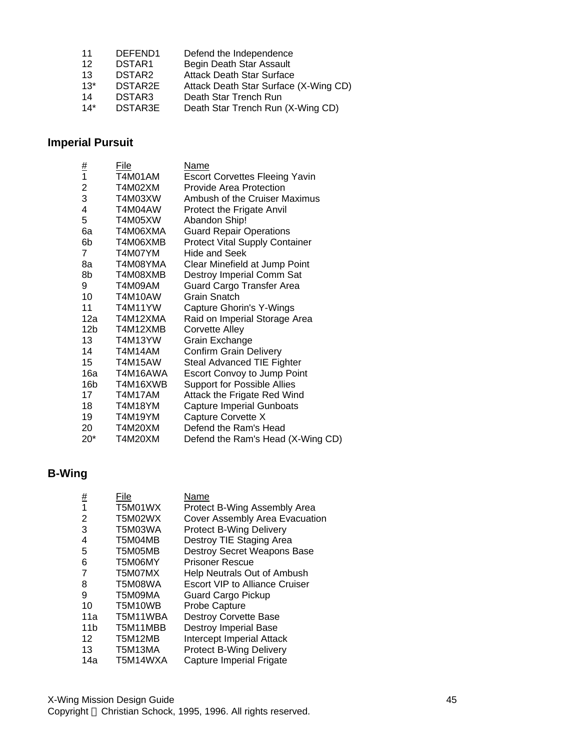| | | |
|---|---|---|
| 11 | DEFEND1 | Defend the Independence |
| 12 | DSTAR1 | Begin Death Star Assault |
| 13 | DSTAR2 | Attack Death Star Surface |
| 13* | DSTAR2E | Attack Death Star Surface (X-Wing CD) |
| 14 | DSTAR3 | Death Star Trench Run |
| 14* | DSTAR3E | Death Star Trench Run (X-Wing CD) |

### Imperial Pursuit

| # | File | Name |
|---|---|---|
| 1 | T4M01AM | Escort Corvettes Fleeing Yavin |
| 2 | T4M02XM | Provide Area Protection |
| 3 | T4M03XW | Ambush of the Cruiser Maximus |
| 4 | T4M04AW | Protect the Frigate Anvil |
| 5 | T4M05XW | Abandon Ship! |
| 6a | T4M06XMA | Guard Repair Operations |
| 6b | T4M06XMB | Protect Vital Supply Container |
| 7 | T4M07YM | Hide and Seek |
| 8a | T4M08YMA | Clear Minefield at Jump Point |
| 8b | T4M08XMB | Destroy Imperial Comm Sat |
| 9 | T4M09AM | Guard Cargo Transfer Area |
| 10 | T4M10AW | Grain Snatch |
| 11 | T4M11YW | Capture Ghorin's Y-Wings |
| 12a | T4M12XMA | Raid on Imperial Storage Area |
| 12b | T4M12XMB | Corvette Alley |
| 13 | T4M13YW | Grain Exchange |
| 14 | T4M14AM | Confirm Grain Delivery |
| 15 | T4M15AW | Steal Advanced TIE Fighter |
| 16a | T4M16AWA | Escort Convoy to Jump Point |
| 16b | T4M16XWB | Support for Possible Allies |
| 17 | T4M17AM | Attack the Frigate Red Wind |
| 18 | T4M18YM | Capture Imperial Gunboats |
| 19 | T4M19YM | Capture Corvette X |
| 20 | T4M20XM | Defend the Ram's Head |
| 20* | T4M20XM | Defend the Ram's Head (X-Wing CD) |

### B-Wing

| # | File | Name |
|---|---|---|
| 1 | T5M01WX | Protect B-Wing Assembly Area |
| 2 | T5M02WX | Cover Assembly Area Evacuation |
| 3 | T5M03WA | Protect B-Wing Delivery |
| 4 | T5M04MB | Destroy TIE Staging Area |
| 5 | T5M05MB | Destroy Secret Weapons Base |
| 6 | T5M06MY | Prisoner Rescue |
| 7 | T5M07MX | Help Neutrals Out of Ambush |
| 8 | T5M08WA | Escort VIP to Alliance Cruiser |
| 9 | T5M09MA | Guard Cargo Pickup |
| 10 | T5M10WB | Probe Capture |
| 11a | T5M11WBA | Destroy Corvette Base |
| 11b | T5M11MBB | Destroy Imperial Base |
| 12 | T5M12MB | Intercept Imperial Attack |
| 13 | T5M13MA | Protect B-Wing Delivery |
| 14a | T5M14WXA | Capture Imperial Frigate |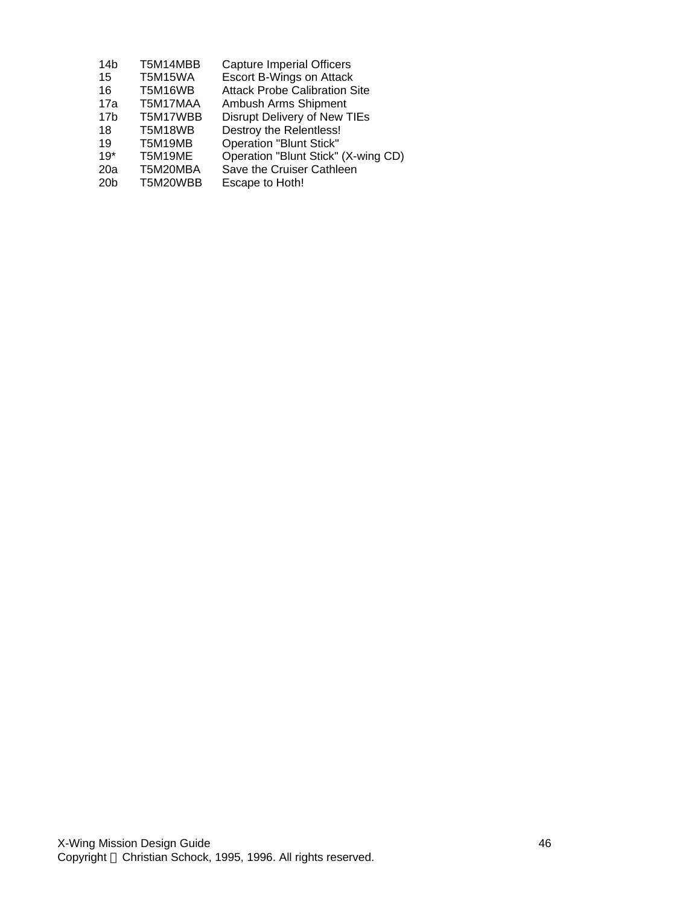| | | |
|---|---|---|
| 14b | T5M14MBB | Capture Imperial Officers |
| 15 | T5M15WA | Escort B-Wings on Attack |
| 16 | T5M16WB | Attack Probe Calibration Site |
| 17a | T5M17MAA | Ambush Arms Shipment |
| 17b | T5M17WBB | Disrupt Delivery of New TIEs |
| 18 | T5M18WB | Destroy the Relentless! |
| 19 | T5M19MB | Operation "Blunt Stick" |
| 19* | T5M19ME | Operation "Blunt Stick" (X-wing CD) |
| 20a | T5M20MBA | Save the Cruiser Cathleen |
| 20b | T5M20WBB | Escape to Hoth! |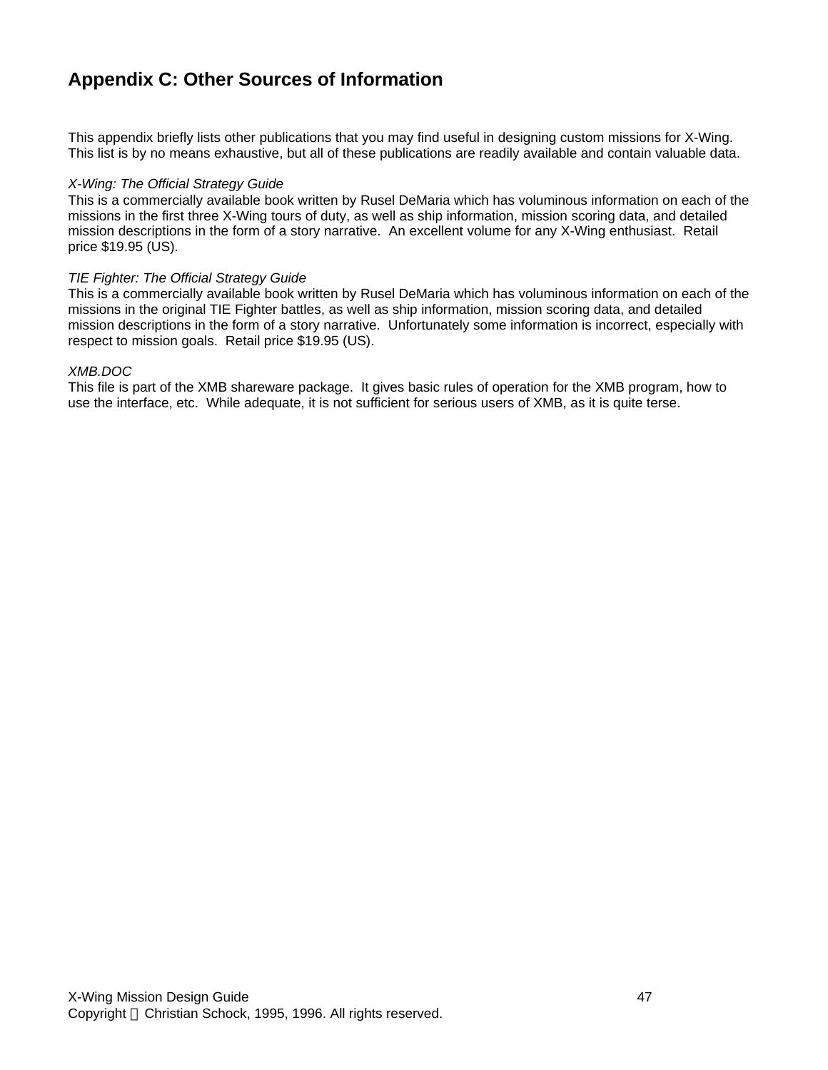## Appendix C: Other Sources of Information

This appendix briefly lists other publications that you may find useful in designing custom missions for X-Wing. This list is by no means exhaustive, but all of these publications are readily available and contain valuable data.

*X-Wing: The Official Strategy Guide*
This is a commercially available book written by Rusel DeMaria which has voluminous information on each of the missions in the first three X-Wing tours of duty, as well as ship information, mission scoring data, and detailed mission descriptions in the form of a story narrative. An excellent volume for any X-Wing enthusiast. Retail price $19.95 (US).

*TIE Fighter: The Official Strategy Guide*
This is a commercially available book written by Rusel DeMaria which has voluminous information on each of the missions in the original TIE Fighter battles, as well as ship information, mission scoring data, and detailed mission descriptions in the form of a story narrative. Unfortunately some information is incorrect, especially with respect to mission goals. Retail price $19.95 (US).

*XMB.DOC*
This file is part of the XMB shareware package. It gives basic rules of operation for the XMB program, how to use the interface, etc. While adequate, it is not sufficient for serious users of XMB, as it is quite terse.